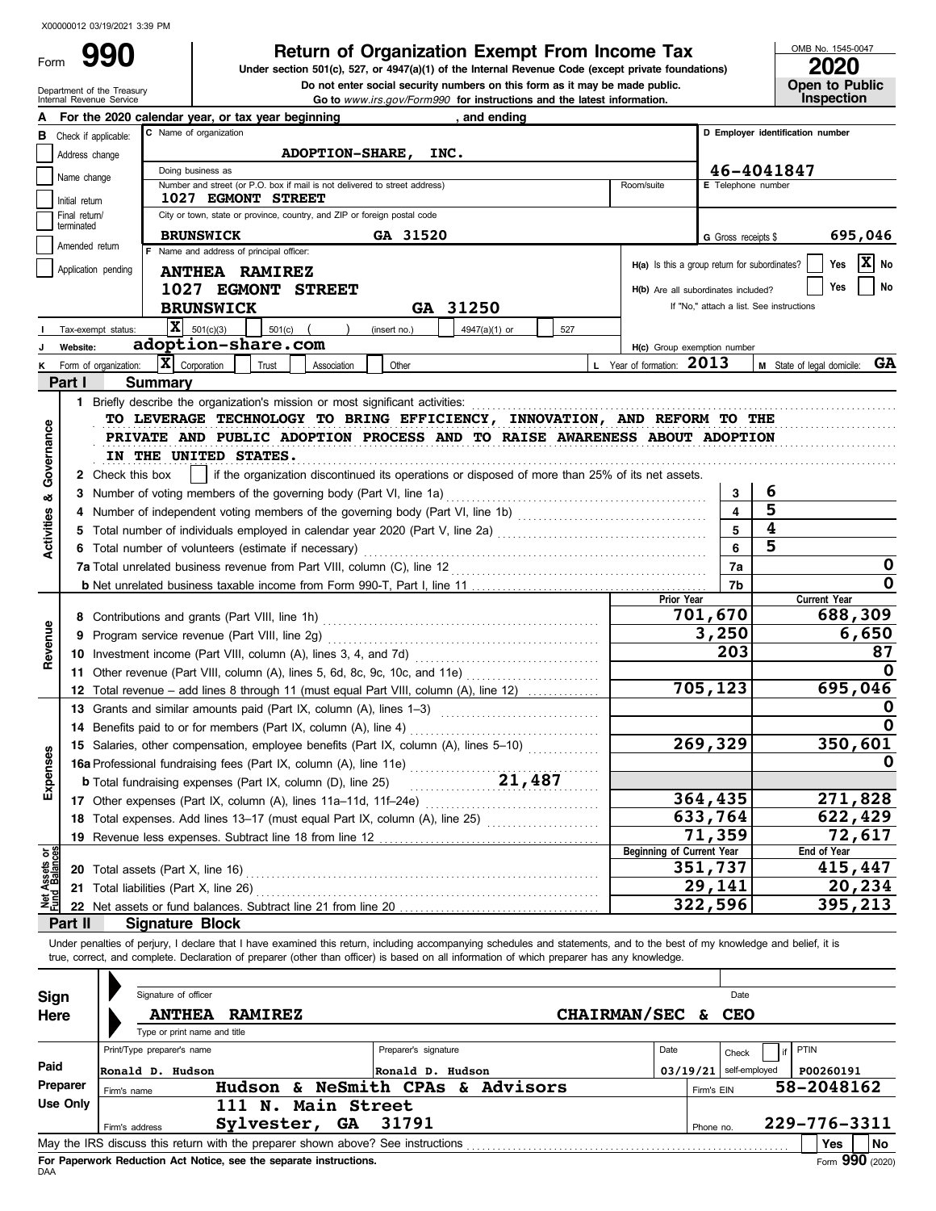X00000012 03/19/2021 3:39 PM

Form **990**

# Return of Organization Exempt From Income Tax

**Under section 501(c), 527, or 4947(a)(1) of the Internal Revenue Code (except private foundations)**

**Do not enter social security numbers on this form as it may be made public.**

**Go to www.irs.gov/Form990 for instructions and the latest information.**

OMB No. 1545-0047

**2020**

**Open to Public Inspection**

Department of the Treasury
Internal Revenue Service

**A** For the 2020 calendar year, or tax year beginning , and ending

**B** Check if applicable:
- Address change
- Name change
- Initial return
- Final return/terminated
- Amended return
- Application pending

**C** Name of organization: **ADOPTION-SHARE, INC.**

Doing business as

Number and street (or P.O. box if mail is not delivered to street address): **1027 EGMONT STREET**

Room/suite

City or town, state or province, country, and ZIP or foreign postal code: **BRUNSWICK GA 31520**

**D** Employer identification number: **46-4041847**

**E** Telephone number

**G** Gross receipts $ **695,046**

**F** Name and address of principal officer:
**ANTHEA RAMIREZ**
**1027 EGMONT STREET**
**BRUNSWICK GA 31250**

H(a) Is this a group return for subordinates? Yes [ ] No [X]

H(b) Are all subordinates included? Yes [ ] No [ ]
If "No," attach a list. See instructions

**I** Tax-exempt status: [X] 501(c)(3) [ ] 501(c) ( ) (insert no.) [ ] 4947(a)(1) or [ ] 527

**J** Website: **adoption-share.com**

H(c) Group exemption number

**K** Form of organization: [X] Corporation [ ] Trust [ ] Association [ ] Other

**L** Year of formation: **2013**

**M** State of legal domicile: **GA**

## Part I Summary

**Activities & Governance**

1 Briefly describe the organization's mission or most significant activities:
**TO LEVERAGE TECHNOLOGY TO BRING EFFICIENCY, INNOVATION, AND REFORM TO THE PRIVATE AND PUBLIC ADOPTION PROCESS AND TO RAISE AWARENESS ABOUT ADOPTION IN THE UNITED STATES.**

2 Check this box [ ] if the organization discontinued its operations or disposed of more than 25% of its net assets.

| | | | |
|---|---|---|---|
| 3 | Number of voting members of the governing body (Part VI, line 1a) | 3 | 6 |
| 4 | Number of independent voting members of the governing body (Part VI, line 1b) | 4 | 5 |
| 5 | Total number of individuals employed in calendar year 2020 (Part V, line 2a) | 5 | 4 |
| 6 | Total number of volunteers (estimate if necessary) | 6 | 5 |
| 7a | Total unrelated business revenue from Part VIII, column (C), line 12 | 7a | 0 |
| b | Net unrelated business taxable income from Form 990-T, Part I, line 11 | 7b | 0 |

| | | | Prior Year | Current Year |
|---|---|---|---|---|
| **Revenue** | 8 | Contributions and grants (Part VIII, line 1h) | 701,670 | 688,309 |
| | 9 | Program service revenue (Part VIII, line 2g) | 3,250 | 6,650 |
| | 10 | Investment income (Part VIII, column (A), lines 3, 4, and 7d) | 203 | 87 |
| | 11 | Other revenue (Part VIII, column (A), lines 5, 6d, 8c, 9c, 10c, and 11e) | | 0 |
| | 12 | Total revenue – add lines 8 through 11 (must equal Part VIII, column (A), line 12) | 705,123 | 695,046 |
| **Expenses** | 13 | Grants and similar amounts paid (Part IX, column (A), lines 1–3) | | 0 |
| | 14 | Benefits paid to or for members (Part IX, column (A), line 4) | | 0 |
| | 15 | Salaries, other compensation, employee benefits (Part IX, column (A), lines 5–10) | 269,329 | 350,601 |
| | 16a | Professional fundraising fees (Part IX, column (A), line 11e) | | 0 |
| | b | Total fundraising expenses (Part IX, column (D), line 25) 21,487 | | |
| | 17 | Other expenses (Part IX, column (A), lines 11a–11d, 11f–24e) | 364,435 | 271,828 |
| | 18 | Total expenses. Add lines 13–17 (must equal Part IX, column (A), line 25) | 633,764 | 622,429 |
| | 19 | Revenue less expenses. Subtract line 18 from line 12 | 71,359 | 72,617 |
| | | | **Beginning of Current Year** | **End of Year** |
| **Net Assets or Fund Balances** | 20 | Total assets (Part X, line 16) | 351,737 | 415,447 |
| | 21 | Total liabilities (Part X, line 26) | 29,141 | 20,234 |
| | 22 | Net assets or fund balances. Subtract line 21 from line 20 | 322,596 | 395,213 |

## Part II Signature Block

Under penalties of perjury, I declare that I have examined this return, including accompanying schedules and statements, and to the best of my knowledge and belief, it is true, correct, and complete. Declaration of preparer (other than officer) is based on all information of which preparer has any knowledge.

**Sign Here**

Signature of officer — Date

**ANTHEA RAMIREZ** — **CHAIRMAN/SEC & CEO**

Type or print name and title

| **Paid Preparer Use Only** | | | | |
|---|---|---|---|---|
| Print/Type preparer's name: Ronald D. Hudson | Preparer's signature: Ronald D. Hudson | Date: 03/19/21 | Check [ ] if self-employed | PTIN: P00260191 |
| Firm's name: **Hudson & NeSmith CPAs & Advisors** | | | Firm's EIN | **58-2048162** |
| Firm's address: **111 N. Main Street, Sylvester, GA 31791** | | | Phone no. | **229-776-3311** |

May the IRS discuss this return with the preparer shown above? See instructions [ ] Yes [ ] No

**For Paperwork Reduction Act Notice, see the separate instructions.**

DAA

Form **990** (2020)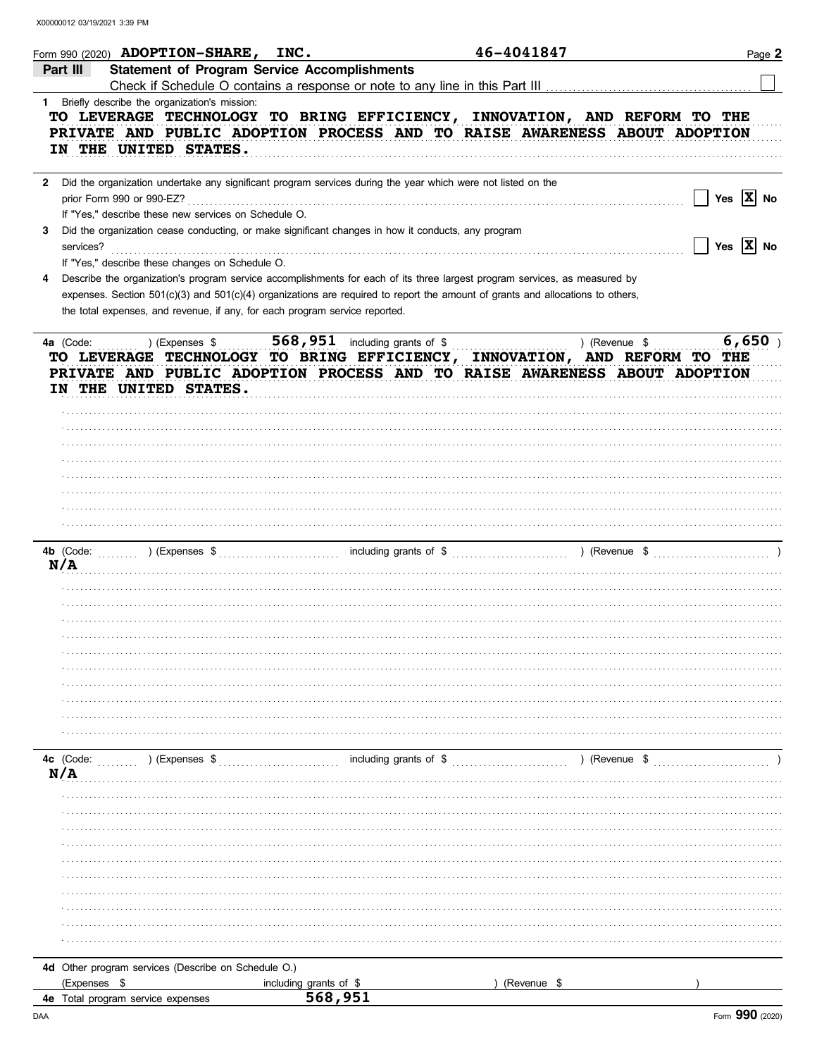X00000012 03/19/2021 3:39 PM

Form 990 (2020) **ADOPTION-SHARE, INC.** **46-4041847** Page **2**

## Part III Statement of Program Service Accomplishments

Check if Schedule O contains a response or note to any line in this Part III ☐

**1** Briefly describe the organization's mission:

**TO LEVERAGE TECHNOLOGY TO BRING EFFICIENCY, INNOVATION, AND REFORM TO THE PRIVATE AND PUBLIC ADOPTION PROCESS AND TO RAISE AWARENESS ABOUT ADOPTION IN THE UNITED STATES.**

**2** Did the organization undertake any significant program services during the year which were not listed on the prior Form 990 or 990-EZ? ☐ Yes ☒ No

If "Yes," describe these new services on Schedule O.

**3** Did the organization cease conducting, or make significant changes in how it conducts, any program services? ☐ Yes ☒ No

If "Yes," describe these changes on Schedule O.

**4** Describe the organization's program service accomplishments for each of its three largest program services, as measured by expenses. Section 501(c)(3) and 501(c)(4) organizations are required to report the amount of grants and allocations to others, the total expenses, and revenue, if any, for each program service reported.

**4a** (Code: ) (Expenses $ **568,951** including grants of $ ) (Revenue $ **6,650** )

**TO LEVERAGE TECHNOLOGY TO BRING EFFICIENCY, INNOVATION, AND REFORM TO THE PRIVATE AND PUBLIC ADOPTION PROCESS AND TO RAISE AWARENESS ABOUT ADOPTION IN THE UNITED STATES.**

**4b** (Code: ) (Expenses $ including grants of $ ) (Revenue $ )

**N/A**

**4c** (Code: ) (Expenses $ including grants of $ ) (Revenue $ )

**N/A**

**4d** Other program services (Describe on Schedule O.)

(Expenses $ including grants of $ ) (Revenue $ )

**4e** Total program service expenses **568,951**

DAA Form **990** (2020)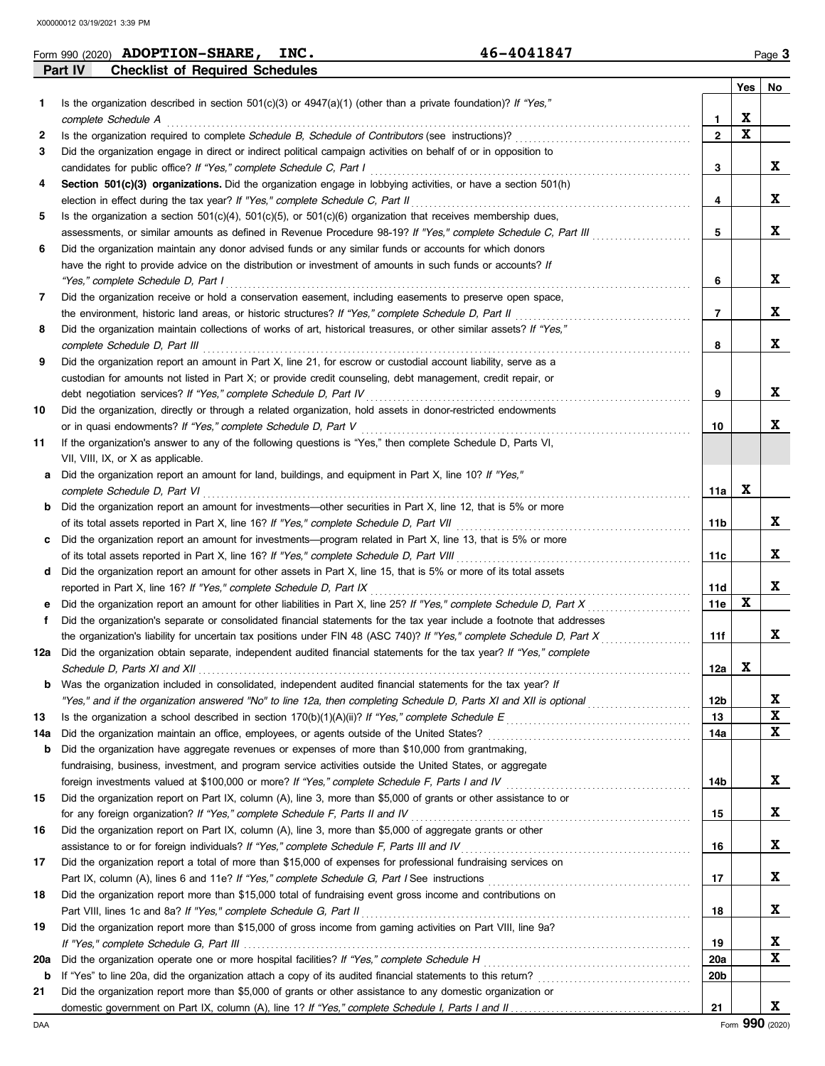Form 990 (2020) **ADOPTION-SHARE, INC.** **46-4041847**

## Part IV Checklist of Required Schedules

| | | | Yes | No |
|---|---|---|---|---|
| 1 | Is the organization described in section 501(c)(3) or 4947(a)(1) (other than a private foundation)? *If "Yes," complete Schedule A* | 1 | X | |
| 2 | Is the organization required to complete *Schedule B, Schedule of Contributors* (see instructions)? | 2 | X | |
| 3 | Did the organization engage in direct or indirect political campaign activities on behalf of or in opposition to candidates for public office? *If "Yes," complete Schedule C, Part I* | 3 | | X |
| 4 | **Section 501(c)(3) organizations.** Did the organization engage in lobbying activities, or have a section 501(h) election in effect during the tax year? *If "Yes," complete Schedule C, Part II* | 4 | | X |
| 5 | Is the organization a section 501(c)(4), 501(c)(5), or 501(c)(6) organization that receives membership dues, assessments, or similar amounts as defined in Revenue Procedure 98-19? *If "Yes," complete Schedule C, Part III* | 5 | | X |
| 6 | Did the organization maintain any donor advised funds or any similar funds or accounts for which donors have the right to provide advice on the distribution or investment of amounts in such funds or accounts? *If "Yes," complete Schedule D, Part I* | 6 | | X |
| 7 | Did the organization receive or hold a conservation easement, including easements to preserve open space, the environment, historic land areas, or historic structures? *If "Yes," complete Schedule D, Part II* | 7 | | X |
| 8 | Did the organization maintain collections of works of art, historical treasures, or other similar assets? *If "Yes," complete Schedule D, Part III* | 8 | | X |
| 9 | Did the organization report an amount in Part X, line 21, for escrow or custodial account liability, serve as a custodian for amounts not listed in Part X; or provide credit counseling, debt management, credit repair, or debt negotiation services? *If "Yes," complete Schedule D, Part IV* | 9 | | X |
| 10 | Did the organization, directly or through a related organization, hold assets in donor-restricted endowments or in quasi endowments? *If "Yes," complete Schedule D, Part V* | 10 | | X |
| 11 | If the organization's answer to any of the following questions is "Yes," then complete Schedule D, Parts VI, VII, VIII, IX, or X as applicable. | | | |
| a | Did the organization report an amount for land, buildings, and equipment in Part X, line 10? *If "Yes," complete Schedule D, Part VI* | 11a | X | |
| b | Did the organization report an amount for investments—other securities in Part X, line 12, that is 5% or more of its total assets reported in Part X, line 16? *If "Yes," complete Schedule D, Part VII* | 11b | | X |
| c | Did the organization report an amount for investments—program related in Part X, line 13, that is 5% or more of its total assets reported in Part X, line 16? *If "Yes," complete Schedule D, Part VIII* | 11c | | X |
| d | Did the organization report an amount for other assets in Part X, line 15, that is 5% or more of its total assets reported in Part X, line 16? *If "Yes," complete Schedule D, Part IX* | 11d | | X |
| e | Did the organization report an amount for other liabilities in Part X, line 25? *If "Yes," complete Schedule D, Part X* | 11e | X | |
| f | Did the organization's separate or consolidated financial statements for the tax year include a footnote that addresses the organization's liability for uncertain tax positions under FIN 48 (ASC 740)? *If "Yes," complete Schedule D, Part X* | 11f | | X |
| 12a | Did the organization obtain separate, independent audited financial statements for the tax year? *If "Yes," complete Schedule D, Parts XI and XII* | 12a | X | |
| b | Was the organization included in consolidated, independent audited financial statements for the tax year? *If "Yes," and if the organization answered "No" to line 12a, then completing Schedule D, Parts XI and XII is optional* | 12b | | X |
| 13 | Is the organization a school described in section 170(b)(1)(A)(ii)? *If "Yes," complete Schedule E* | 13 | | X |
| 14a | Did the organization maintain an office, employees, or agents outside of the United States? | 14a | | X |
| b | Did the organization have aggregate revenues or expenses of more than $10,000 from grantmaking, fundraising, business, investment, and program service activities outside the United States, or aggregate foreign investments valued at $100,000 or more? *If "Yes," complete Schedule F, Parts I and IV* | 14b | | X |
| 15 | Did the organization report on Part IX, column (A), line 3, more than $5,000 of grants or other assistance to or for any foreign organization? *If "Yes," complete Schedule F, Parts II and IV* | 15 | | X |
| 16 | Did the organization report on Part IX, column (A), line 3, more than $5,000 of aggregate grants or other assistance to or for foreign individuals? *If "Yes," complete Schedule F, Parts III and IV* | 16 | | X |
| 17 | Did the organization report a total of more than $15,000 of expenses for professional fundraising services on Part IX, column (A), lines 6 and 11e? *If "Yes," complete Schedule G, Part I* See instructions | 17 | | X |
| 18 | Did the organization report more than $15,000 total of fundraising event gross income and contributions on Part VIII, lines 1c and 8a? *If "Yes," complete Schedule G, Part II* | 18 | | X |
| 19 | Did the organization report more than $15,000 of gross income from gaming activities on Part VIII, line 9a? *If "Yes," complete Schedule G, Part III* | 19 | | X |
| 20a | Did the organization operate one or more hospital facilities? *If "Yes," complete Schedule H* | 20a | | X |
| b | If "Yes" to line 20a, did the organization attach a copy of its audited financial statements to this return? | 20b | | |
| 21 | Did the organization report more than $5,000 of grants or other assistance to any domestic organization or domestic government on Part IX, column (A), line 1? *If "Yes," complete Schedule I, Parts I and II* | 21 | | X |

Form **990** (2020)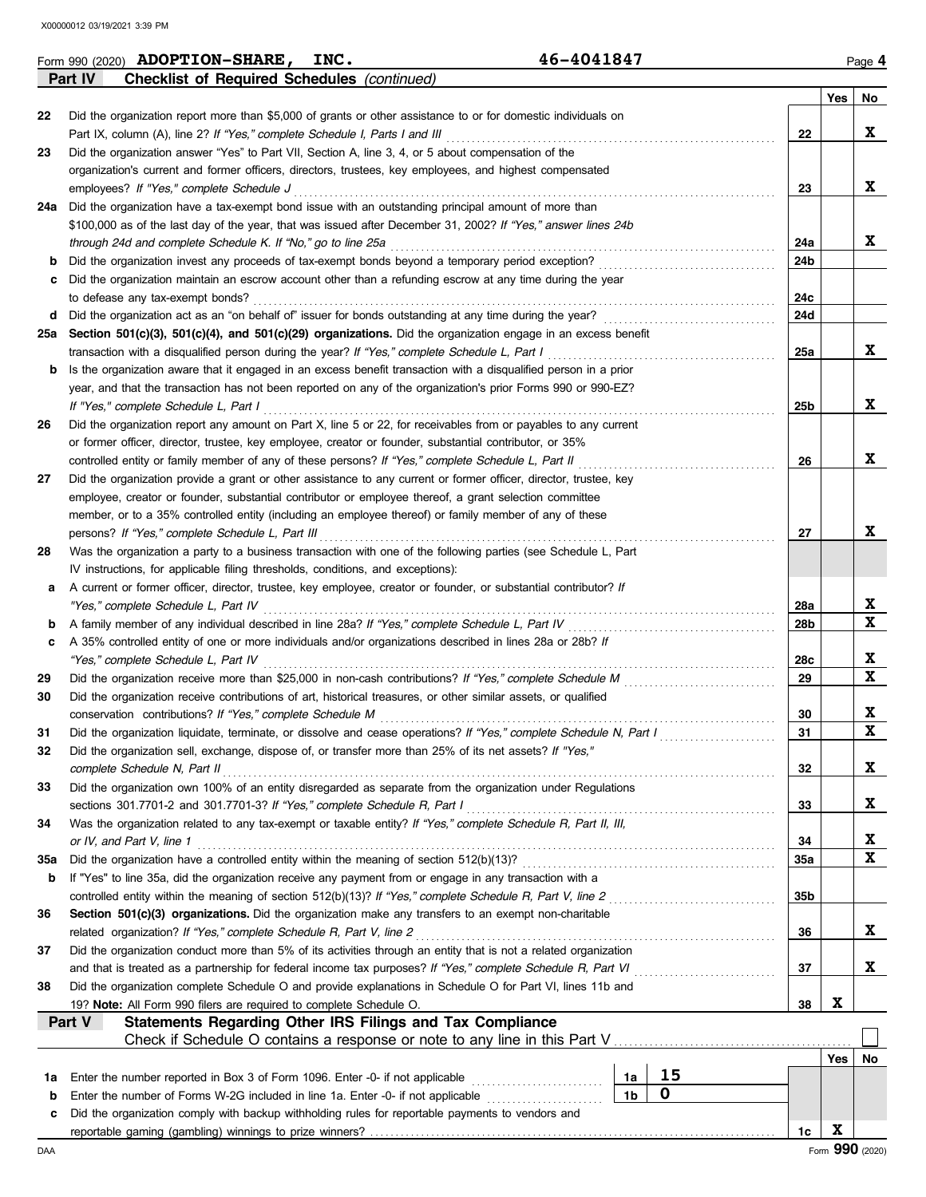Form 990 (2020) **ADOPTION-SHARE, INC.** 46-4041847 Page **4**

## Part IV Checklist of Required Schedules *(continued)*

| | | | Yes | No |
|---|---|---|---|---|
| **22** | Did the organization report more than $5,000 of grants or other assistance to or for domestic individuals on Part IX, column (A), line 2? *If "Yes," complete Schedule I, Parts I and III* | 22 | | X |
| **23** | Did the organization answer "Yes" to Part VII, Section A, line 3, 4, or 5 about compensation of the organization's current and former officers, directors, trustees, key employees, and highest compensated employees? *If "Yes," complete Schedule J* | 23 | | X |
| **24a** | Did the organization have a tax-exempt bond issue with an outstanding principal amount of more than $100,000 as of the last day of the year, that was issued after December 31, 2002? *If "Yes," answer lines 24b through 24d and complete Schedule K. If "No," go to line 25a* | 24a | | X |
| **b** | Did the organization invest any proceeds of tax-exempt bonds beyond a temporary period exception? | 24b | | |
| **c** | Did the organization maintain an escrow account other than a refunding escrow at any time during the year to defease any tax-exempt bonds? | 24c | | |
| **d** | Did the organization act as an "on behalf of" issuer for bonds outstanding at any time during the year? | 24d | | |
| **25a** | **Section 501(c)(3), 501(c)(4), and 501(c)(29) organizations.** Did the organization engage in an excess benefit transaction with a disqualified person during the year? *If "Yes," complete Schedule L, Part I* | 25a | | X |
| **b** | Is the organization aware that it engaged in an excess benefit transaction with a disqualified person in a prior year, and that the transaction has not been reported on any of the organization's prior Forms 990 or 990-EZ? *If "Yes," complete Schedule L, Part I* | 25b | | X |
| **26** | Did the organization report any amount on Part X, line 5 or 22, for receivables from or payables to any current or former officer, director, trustee, key employee, creator or founder, substantial contributor, or 35% controlled entity or family member of any of these persons? *If "Yes," complete Schedule L, Part II* | 26 | | X |
| **27** | Did the organization provide a grant or other assistance to any current or former officer, director, trustee, key employee, creator or founder, substantial contributor or employee thereof, a grant selection committee member, or to a 35% controlled entity (including an employee thereof) or family member of any of these persons? *If "Yes," complete Schedule L, Part III* | 27 | | X |
| **28** | Was the organization a party to a business transaction with one of the following parties (see Schedule L, Part IV instructions, for applicable filing thresholds, conditions, and exceptions): | | | |
| **a** | A current or former officer, director, trustee, key employee, creator or founder, or substantial contributor? *If "Yes," complete Schedule L, Part IV* | 28a | | X |
| **b** | A family member of any individual described in line 28a? *If "Yes," complete Schedule L, Part IV* | 28b | | X |
| **c** | A 35% controlled entity of one or more individuals and/or organizations described in lines 28a or 28b? *If "Yes," complete Schedule L, Part IV* | 28c | | X |
| **29** | Did the organization receive more than $25,000 in non-cash contributions? *If "Yes," complete Schedule M* | 29 | | X |
| **30** | Did the organization receive contributions of art, historical treasures, or other similar assets, or qualified conservation contributions? *If "Yes," complete Schedule M* | 30 | | X |
| **31** | Did the organization liquidate, terminate, or dissolve and cease operations? *If "Yes," complete Schedule N, Part I* | 31 | | X |
| **32** | Did the organization sell, exchange, dispose of, or transfer more than 25% of its net assets? *If "Yes," complete Schedule N, Part II* | 32 | | X |
| **33** | Did the organization own 100% of an entity disregarded as separate from the organization under Regulations sections 301.7701-2 and 301.7701-3? *If "Yes," complete Schedule R, Part I* | 33 | | X |
| **34** | Was the organization related to any tax-exempt or taxable entity? *If "Yes," complete Schedule R, Part II, III, or IV, and Part V, line 1* | 34 | | X |
| **35a** | Did the organization have a controlled entity within the meaning of section 512(b)(13)? | 35a | | X |
| **b** | If "Yes" to line 35a, did the organization receive any payment from or engage in any transaction with a controlled entity within the meaning of section 512(b)(13)? *If "Yes," complete Schedule R, Part V, line 2* | 35b | | |
| **36** | **Section 501(c)(3) organizations.** Did the organization make any transfers to an exempt non-charitable related organization? *If "Yes," complete Schedule R, Part V, line 2* | 36 | | X |
| **37** | Did the organization conduct more than 5% of its activities through an entity that is not a related organization and that is treated as a partnership for federal income tax purposes? *If "Yes," complete Schedule R, Part VI* | 37 | | X |
| **38** | Did the organization complete Schedule O and provide explanations in Schedule O for Part VI, lines 11b and 19? **Note:** All Form 990 filers are required to complete Schedule O. | 38 | X | |

## Part V Statements Regarding Other IRS Filings and Tax Compliance

Check if Schedule O contains a response or note to any line in this Part V ☐

| | | | | | Yes | No |
|---|---|---|---|---|---|---|
| **1a** | Enter the number reported in Box 3 of Form 1096. Enter -0- if not applicable | 1a | 15 | | | |
| **b** | Enter the number of Forms W-2G included in line 1a. Enter -0- if not applicable | 1b | 0 | | | |
| **c** | Did the organization comply with backup withholding rules for reportable payments to vendors and reportable gaming (gambling) winnings to prize winners? | | | 1c | X | |

Form **990** (2020)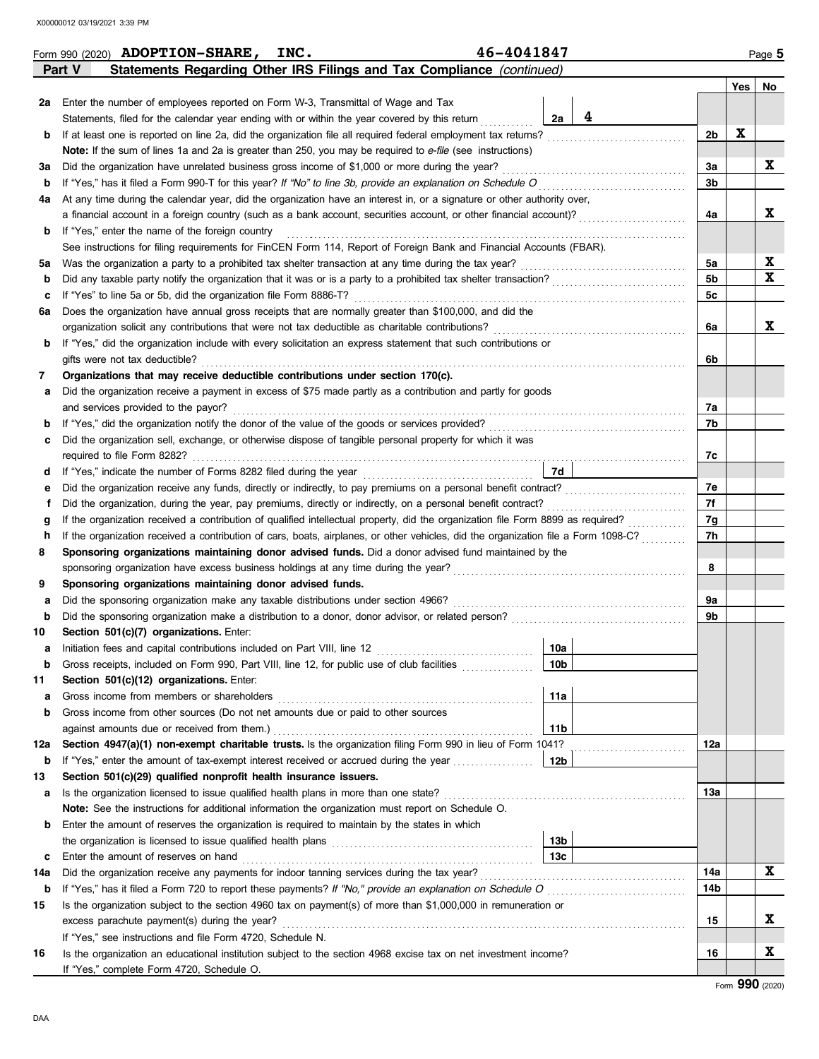Form 990 (2020) **ADOPTION-SHARE, INC.** **46-4041847** Page **5**

## Part V Statements Regarding Other IRS Filings and Tax Compliance *(continued)*

| | | | | Yes | No |
|---|---|---|---|---|---|
| **2a** | Enter the number of employees reported on Form W-3, Transmittal of Wage and Tax Statements, filed for the calendar year ending with or within the year covered by this return | 2a: **4** | | | |
| **b** | If at least one is reported on line 2a, did the organization file all required federal employment tax returns? | | 2b | X | |
| | **Note:** If the sum of lines 1a and 2a is greater than 250, you may be required to *e-file* (see instructions) | | | | |
| **3a** | Did the organization have unrelated business gross income of $1,000 or more during the year? | | 3a | | X |
| **b** | If "Yes," has it filed a Form 990-T for this year? *If "No" to line 3b, provide an explanation on Schedule O* | | 3b | | |
| **4a** | At any time during the calendar year, did the organization have an interest in, or a signature or other authority over, a financial account in a foreign country (such as a bank account, securities account, or other financial account)? | | 4a | | X |
| **b** | If "Yes," enter the name of the foreign country | | | | |
| | See instructions for filing requirements for FinCEN Form 114, Report of Foreign Bank and Financial Accounts (FBAR). | | | | |
| **5a** | Was the organization a party to a prohibited tax shelter transaction at any time during the tax year? | | 5a | | X |
| **b** | Did any taxable party notify the organization that it was or is a party to a prohibited tax shelter transaction? | | 5b | | X |
| **c** | If "Yes" to line 5a or 5b, did the organization file Form 8886-T? | | 5c | | |
| **6a** | Does the organization have annual gross receipts that are normally greater than $100,000, and did the organization solicit any contributions that were not tax deductible as charitable contributions? | | 6a | | X |
| **b** | If "Yes," did the organization include with every solicitation an express statement that such contributions or gifts were not tax deductible? | | 6b | | |
| **7** | **Organizations that may receive deductible contributions under section 170(c).** | | | | |
| **a** | Did the organization receive a payment in excess of $75 made partly as a contribution and partly for goods and services provided to the payor? | | 7a | | |
| **b** | If "Yes," did the organization notify the donor of the value of the goods or services provided? | | 7b | | |
| **c** | Did the organization sell, exchange, or otherwise dispose of tangible personal property for which it was required to file Form 8282? | | 7c | | |
| **d** | If "Yes," indicate the number of Forms 8282 filed during the year | 7d | | | |
| **e** | Did the organization receive any funds, directly or indirectly, to pay premiums on a personal benefit contract? | | 7e | | |
| **f** | Did the organization, during the year, pay premiums, directly or indirectly, on a personal benefit contract? | | 7f | | |
| **g** | If the organization received a contribution of qualified intellectual property, did the organization file Form 8899 as required? | | 7g | | |
| **h** | If the organization received a contribution of cars, boats, airplanes, or other vehicles, did the organization file a Form 1098-C? | | 7h | | |
| **8** | **Sponsoring organizations maintaining donor advised funds.** Did a donor advised fund maintained by the sponsoring organization have excess business holdings at any time during the year? | | 8 | | |
| **9** | **Sponsoring organizations maintaining donor advised funds.** | | | | |
| **a** | Did the sponsoring organization make any taxable distributions under section 4966? | | 9a | | |
| **b** | Did the sponsoring organization make a distribution to a donor, donor advisor, or related person? | | 9b | | |
| **10** | **Section 501(c)(7) organizations.** Enter: | | | | |
| **a** | Initiation fees and capital contributions included on Part VIII, line 12 | 10a | | | |
| **b** | Gross receipts, included on Form 990, Part VIII, line 12, for public use of club facilities | 10b | | | |
| **11** | **Section 501(c)(12) organizations.** Enter: | | | | |
| **a** | Gross income from members or shareholders | 11a | | | |
| **b** | Gross income from other sources (Do not net amounts due or paid to other sources against amounts due or received from them.) | 11b | | | |
| **12a** | **Section 4947(a)(1) non-exempt charitable trusts.** Is the organization filing Form 990 in lieu of Form 1041? | | 12a | | |
| **b** | If "Yes," enter the amount of tax-exempt interest received or accrued during the year | 12b | | | |
| **13** | **Section 501(c)(29) qualified nonprofit health insurance issuers.** | | | | |
| **a** | Is the organization licensed to issue qualified health plans in more than one state? | | 13a | | |
| | **Note:** See the instructions for additional information the organization must report on Schedule O. | | | | |
| **b** | Enter the amount of reserves the organization is required to maintain by the states in which the organization is licensed to issue qualified health plans | 13b | | | |
| **c** | Enter the amount of reserves on hand | 13c | | | |
| **14a** | Did the organization receive any payments for indoor tanning services during the tax year? | | 14a | | X |
| **b** | If "Yes," has it filed a Form 720 to report these payments? *If "No," provide an explanation on Schedule O* | | 14b | | |
| **15** | Is the organization subject to the section 4960 tax on payment(s) of more than $1,000,000 in remuneration or excess parachute payment(s) during the year? | | 15 | | X |
| | If "Yes," see instructions and file Form 4720, Schedule N. | | | | |
| **16** | Is the organization an educational institution subject to the section 4968 excise tax on net investment income? | | 16 | | X |
| | If "Yes," complete Form 4720, Schedule O. | | | | |

Form **990** (2020)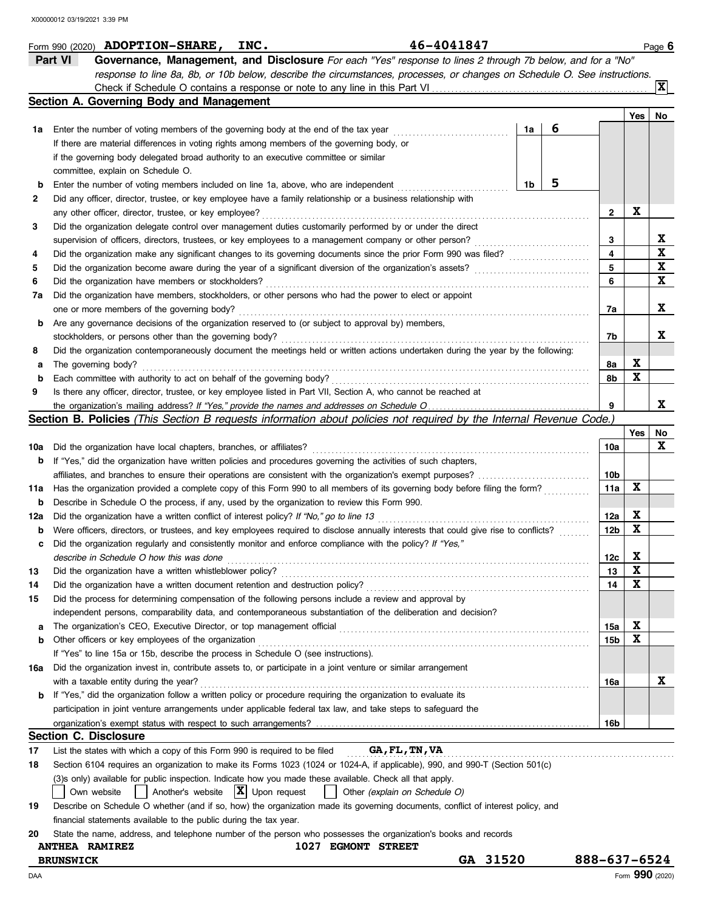Form 990 (2020) **ADOPTION-SHARE, INC.** 46-4041847

## Part VI Governance, Management, and Disclosure

*For each "Yes" response to lines 2 through 7b below, and for a "No" response to line 8a, 8b, or 10b below, describe the circumstances, processes, or changes on Schedule O. See instructions.*

Check if Schedule O contains a response or note to any line in this Part VI . . . . . [X]

### Section A. Governing Body and Management

| | | | | Yes | No |
|---|---|---|---|---|---|
| **1a** | Enter the number of voting members of the governing body at the end of the tax year. If there are material differences in voting rights among members of the governing body, or if the governing body delegated broad authority to an executive committee or similar committee, explain on Schedule O. | 1a | 6 | | |
| **b** | Enter the number of voting members included on line 1a, above, who are independent | 1b | 5 | | |
| **2** | Did any officer, director, trustee, or key employee have a family relationship or a business relationship with any other officer, director, trustee, or key employee? | 2 | | X | |
| **3** | Did the organization delegate control over management duties customarily performed by or under the direct supervision of officers, directors, trustees, or key employees to a management company or other person? | 3 | | | X |
| **4** | Did the organization make any significant changes to its governing documents since the prior Form 990 was filed? | 4 | | | X |
| **5** | Did the organization become aware during the year of a significant diversion of the organization's assets? | 5 | | | X |
| **6** | Did the organization have members or stockholders? | 6 | | | X |
| **7a** | Did the organization have members, stockholders, or other persons who had the power to elect or appoint one or more members of the governing body? | 7a | | | X |
| **b** | Are any governance decisions of the organization reserved to (or subject to approval by) members, stockholders, or persons other than the governing body? | 7b | | | X |
| **8** | Did the organization contemporaneously document the meetings held or written actions undertaken during the year by the following: | | | | |
| **a** | The governing body? | 8a | | X | |
| **b** | Each committee with authority to act on behalf of the governing body? | 8b | | X | |
| **9** | Is there any officer, director, trustee, or key employee listed in Part VII, Section A, who cannot be reached at the organization's mailing address? *If "Yes," provide the names and addresses on Schedule O* | 9 | | | X |

### Section B. Policies *(This Section B requests information about policies not required by the Internal Revenue Code.)*

| | | | Yes | No |
|---|---|---|---|---|
| **10a** | Did the organization have local chapters, branches, or affiliates? | 10a | | X |
| **b** | If "Yes," did the organization have written policies and procedures governing the activities of such chapters, affiliates, and branches to ensure their operations are consistent with the organization's exempt purposes? | 10b | | |
| **11a** | Has the organization provided a complete copy of this Form 990 to all members of its governing body before filing the form? | 11a | X | |
| **b** | Describe in Schedule O the process, if any, used by the organization to review this Form 990. | | | |
| **12a** | Did the organization have a written conflict of interest policy? *If "No," go to line 13* | 12a | X | |
| **b** | Were officers, directors, or trustees, and key employees required to disclose annually interests that could give rise to conflicts? | 12b | X | |
| **c** | Did the organization regularly and consistently monitor and enforce compliance with the policy? *If "Yes," describe in Schedule O how this was done* | 12c | X | |
| **13** | Did the organization have a written whistleblower policy? | 13 | X | |
| **14** | Did the organization have a written document retention and destruction policy? | 14 | X | |
| **15** | Did the process for determining compensation of the following persons include a review and approval by independent persons, comparability data, and contemporaneous substantiation of the deliberation and decision? | | | |
| **a** | The organization's CEO, Executive Director, or top management official | 15a | X | |
| **b** | Other officers or key employees of the organization | 15b | X | |
| | If "Yes" to line 15a or 15b, describe the process in Schedule O (see instructions). | | | |
| **16a** | Did the organization invest in, contribute assets to, or participate in a joint venture or similar arrangement with a taxable entity during the year? | 16a | | X |
| **b** | If "Yes," did the organization follow a written policy or procedure requiring the organization to evaluate its participation in joint venture arrangements under applicable federal tax law, and take steps to safeguard the organization's exempt status with respect to such arrangements? | 16b | | |

### Section C. Disclosure

**17** List the states with which a copy of this Form 990 is required to be filed **GA,FL,TN,VA**

**18** Section 6104 requires an organization to make its Forms 1023 (1024 or 1024-A, if applicable), 990, and 990-T (Section 501(c)(3)s only) available for public inspection. Indicate how you made these available. Check all that apply.

[ ] Own website [ ] Another's website [X] Upon request [ ] Other *(explain on Schedule O)*

**19** Describe on Schedule O whether (and if so, how) the organization made its governing documents, conflict of interest policy, and financial statements available to the public during the tax year.

**20** State the name, address, and telephone number of the person who possesses the organization's books and records

**ANTHEA RAMIREZ** 1027 EGMONT STREET
**BRUNSWICK** GA 31520 888-637-6524

Form **990** (2020)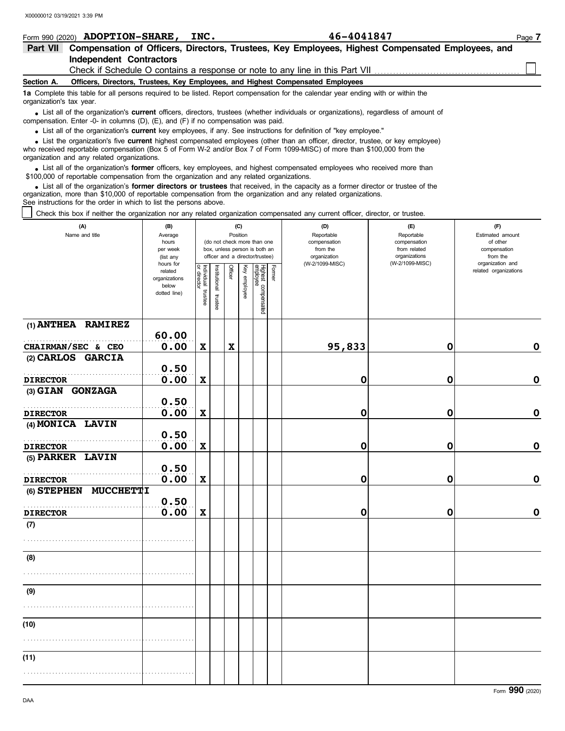X00000012 03/19/2021 3:39 PM

Form 990 (2020) **ADOPTION-SHARE, INC.** **46-4041847**

## Part VII Compensation of Officers, Directors, Trustees, Key Employees, Highest Compensated Employees, and Independent Contractors

Check if Schedule O contains a response or note to any line in this Part VII ☐

### Section A. Officers, Directors, Trustees, Key Employees, and Highest Compensated Employees

**1a** Complete this table for all persons required to be listed. Report compensation for the calendar year ending with or within the organization's tax year.

- List all of the organization's **current** officers, directors, trustees (whether individuals or organizations), regardless of amount of compensation. Enter -0- in columns (D), (E), and (F) if no compensation was paid.
- List all of the organization's **current** key employees, if any. See instructions for definition of "key employee."
- List the organization's five **current** highest compensated employees (other than an officer, director, trustee, or key employee) who received reportable compensation (Box 5 of Form W-2 and/or Box 7 of Form 1099-MISC) of more than $100,000 from the organization and any related organizations.
- List all of the organization's **former** officers, key employees, and highest compensated employees who received more than $100,000 of reportable compensation from the organization and any related organizations.
- List all of the organization's **former directors or trustees** that received, in the capacity as a former director or trustee of the organization, more than $10,000 of reportable compensation from the organization and any related organizations.

See instructions for the order in which to list the persons above.

☐ Check this box if neither the organization nor any related organization compensated any current officer, director, or trustee.

| (A) Name and title | (B) Average hours per week (list any hours for related organizations below dotted line) | (C) Position (do not check more than one box, unless person is both an officer and a director/trustee): Individual trustee or director | Institutional trustee | Officer | Key employee | Highest compensated employee | Former | (D) Reportable compensation from the organization (W-2/1099-MISC) | (E) Reportable compensation from related organizations (W-2/1099-MISC) | (F) Estimated amount of other compensation from the organization and related organizations |
|---|---|---|---|---|---|---|---|---|---|---|
| (1) ANTHEA RAMIREZ<br>CHAIRMAN/SEC & CEO | 60.00<br>0.00 | X | | X | | | | 95,833 | 0 | 0 |
| (2) CARLOS GARCIA<br>DIRECTOR | 0.50<br>0.00 | X | | | | | | 0 | 0 | 0 |
| (3) GIAN GONZAGA<br>DIRECTOR | 0.50<br>0.00 | X | | | | | | 0 | 0 | 0 |
| (4) MONICA LAVIN<br>DIRECTOR | 0.50<br>0.00 | X | | | | | | 0 | 0 | 0 |
| (5) PARKER LAVIN<br>DIRECTOR | 0.50<br>0.00 | X | | | | | | 0 | 0 | 0 |
| (6) STEPHEN MUCCHETTI<br>DIRECTOR | 0.50<br>0.00 | X | | | | | | 0 | 0 | 0 |
| (7) | | | | | | | | | | |
| (8) | | | | | | | | | | |
| (9) | | | | | | | | | | |
| (10) | | | | | | | | | | |
| (11) | | | | | | | | | | |

DAA Form **990** (2020)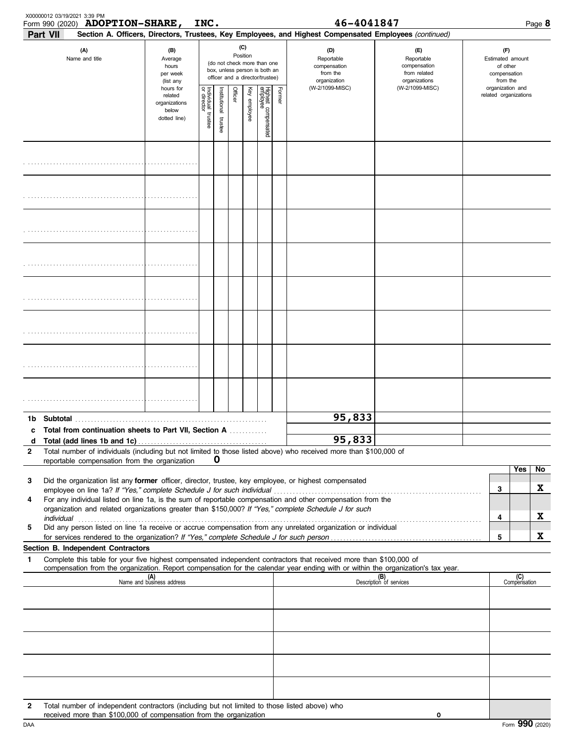Form 990 (2020) **ADOPTION-SHARE, INC.** **46-4041847**

**Part VII** **Section A. Officers, Directors, Trustees, Key Employees, and Highest Compensated Employees** *(continued)*

| (A) Name and title | (B) Average hours per week (list any hours for related organizations below dotted line) | (C) Position (do not check more than one box, unless person is both an officer and a director/trustee): Individual trustee or director | Institutional trustee | Officer | Key employee | Highest compensated employee | Former | (D) Reportable compensation from the organization (W-2/1099-MISC) | (E) Reportable compensation from related organizations (W-2/1099-MISC) | (F) Estimated amount of other compensation from the organization and related organizations |
|---|---|---|---|---|---|---|---|---|---|---|
| | | | | | | | | | | |
| | | | | | | | | | | |
| | | | | | | | | | | |
| | | | | | | | | | | |
| | | | | | | | | | | |
| | | | | | | | | | | |
| | | | | | | | | | | |
| | | | | | | | | | | |

| | | (D) | (E) | (F) |
|---|---|---|---|---|
| **1b** | **Subtotal** | 95,833 | | |
| **c** | **Total from continuation sheets to Part VII, Section A** | | | |
| **d** | **Total (add lines 1b and 1c)** | 95,833 | | |

**2** Total number of individuals (including but not limited to those listed above) who received more than $100,000 of reportable compensation from the organization **0**

| | | | Yes | No |
|---|---|---|---|---|
| **3** | Did the organization list any **former** officer, director, trustee, key employee, or highest compensated employee on line 1a? *If "Yes," complete Schedule J for such individual* | 3 | | X |
| **4** | For any individual listed on line 1a, is the sum of reportable compensation and other compensation from the organization and related organizations greater than $150,000? *If "Yes," complete Schedule J for such individual* | 4 | | X |
| **5** | Did any person listed on line 1a receive or accrue compensation from any unrelated organization or individual for services rendered to the organization? *If "Yes," complete Schedule J for such person* | 5 | | X |

**Section B. Independent Contractors**

**1** Complete this table for your five highest compensated independent contractors that received more than $100,000 of compensation from the organization. Report compensation for the calendar year ending with or within the organization's tax year.

| (A) Name and business address | (B) Description of services | (C) Compensation |
|---|---|---|
| | | |
| | | |
| | | |
| | | |
| | | |

**2** Total number of independent contractors (including but not limited to those listed above) who received more than $100,000 of compensation from the organization **0**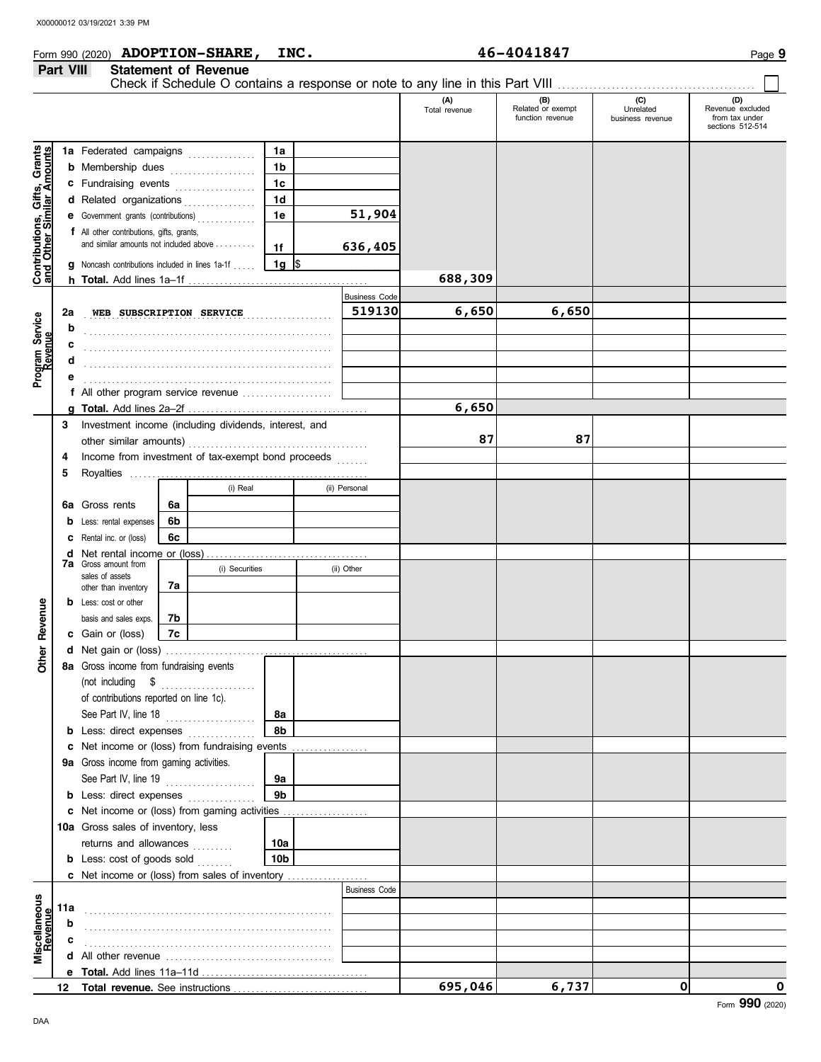Form 990 (2020) **ADOPTION-SHARE, INC.** 46-4041847

## Part VIII Statement of Revenue

Check if Schedule O contains a response or note to any line in this Part VIII ☐

| | | | (A) Total revenue | (B) Related or exempt function revenue | (C) Unrelated business revenue | (D) Revenue excluded from tax under sections 512-514 |
|---|---|---|---|---|---|---|
| **Contributions, Gifts, Grants and Other Similar Amounts** | | | | | | |
| 1a | Federated campaigns | 1a | | | | |
| b | Membership dues | 1b | | | | |
| c | Fundraising events | 1c | | | | |
| d | Related organizations | 1d | | | | |
| e | Government grants (contributions) | 1e 51,904 | | | | |
| f | All other contributions, gifts, grants, and similar amounts not included above | 1f 636,405 | | | | |
| g | Noncash contributions included in lines 1a-1f | 1g $ | | | | |
| h | **Total.** Add lines 1a–1f | | 688,309 | | | |
| **Program Service Revenue** | | Business Code | | | | |
| 2a | WEB SUBSCRIPTION SERVICE | 519130 | 6,650 | 6,650 | | |
| b | | | | | | |
| c | | | | | | |
| d | | | | | | |
| e | | | | | | |
| f | All other program service revenue | | | | | |
| g | **Total.** Add lines 2a–2f | | 6,650 | | | |
| **Other Revenue** | | | | | | |
| 3 | Investment income (including dividends, interest, and other similar amounts) | | 87 | 87 | | |
| 4 | Income from investment of tax-exempt bond proceeds | | | | | |
| 5 | Royalties | | | | | |
| | | (i) Real / (ii) Personal | | | | |
| 6a | Gross rents | 6a | | | | |
| b | Less: rental expenses | 6b | | | | |
| c | Rental inc. or (loss) | 6c | | | | |
| d | Net rental income or (loss) | | | | | |
| | | (i) Securities / (ii) Other | | | | |
| 7a | Gross amount from sales of assets other than inventory | 7a | | | | |
| b | Less: cost or other basis and sales exps. | 7b | | | | |
| c | Gain or (loss) | 7c | | | | |
| d | Net gain or (loss) | | | | | |
| 8a | Gross income from fundraising events (not including $ of contributions reported on line 1c). See Part IV, line 18 | 8a | | | | |
| b | Less: direct expenses | 8b | | | | |
| c | Net income or (loss) from fundraising events | | | | | |
| 9a | Gross income from gaming activities. See Part IV, line 19 | 9a | | | | |
| b | Less: direct expenses | 9b | | | | |
| c | Net income or (loss) from gaming activities | | | | | |
| 10a | Gross sales of inventory, less returns and allowances | 10a | | | | |
| b | Less: cost of goods sold | 10b | | | | |
| c | Net income or (loss) from sales of inventory | | | | | |
| **Miscellaneous Revenue** | | Business Code | | | | |
| 11a | | | | | | |
| b | | | | | | |
| c | | | | | | |
| d | All other revenue | | | | | |
| e | **Total.** Add lines 11a–11d | | | | | |
| 12 | **Total revenue.** See instructions | | 695,046 | 6,737 | 0 | 0 |

Form **990** (2020)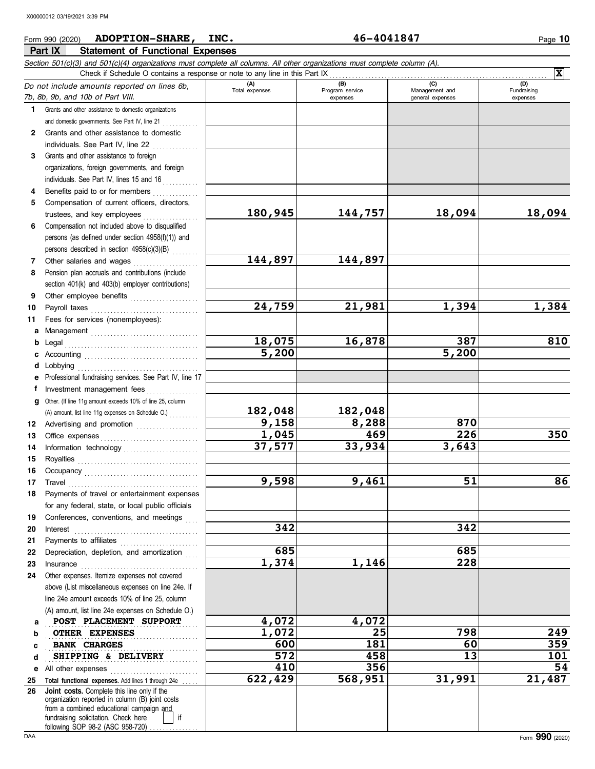Form 990 (2020) **ADOPTION-SHARE, INC.** **46-4041847**

## Part IX Statement of Functional Expenses

*Section 501(c)(3) and 501(c)(4) organizations must complete all columns. All other organizations must complete column (A).*

Check if Schedule O contains a response or note to any line in this Part IX . . . . . . **X**

| *Do not include amounts reported on lines 6b, 7b, 8b, 9b, and 10b of Part VIII.* | (A) Total expenses | (B) Program service expenses | (C) Management and general expenses | (D) Fundraising expenses |
|---|---|---|---|---|
| **1** Grants and other assistance to domestic organizations and domestic governments. See Part IV, line 21 | | | | |
| **2** Grants and other assistance to domestic individuals. See Part IV, line 22 | | | | |
| **3** Grants and other assistance to foreign organizations, foreign governments, and foreign individuals. See Part IV, lines 15 and 16 | | | | |
| **4** Benefits paid to or for members | | | | |
| **5** Compensation of current officers, directors, trustees, and key employees | **180,945** | **144,757** | **18,094** | **18,094** |
| **6** Compensation not included above to disqualified persons (as defined under section 4958(f)(1)) and persons described in section 4958(c)(3)(B) | | | | |
| **7** Other salaries and wages | **144,897** | **144,897** | | |
| **8** Pension plan accruals and contributions (include section 401(k) and 403(b) employer contributions) | | | | |
| **9** Other employee benefits | | | | |
| **10** Payroll taxes | **24,759** | **21,981** | **1,394** | **1,384** |
| **11** Fees for services (nonemployees): | | | | |
| **a** Management | | | | |
| **b** Legal | **18,075** | **16,878** | **387** | **810** |
| **c** Accounting | **5,200** | | **5,200** | |
| **d** Lobbying | | | | |
| **e** Professional fundraising services. See Part IV, line 17 | | | | |
| **f** Investment management fees | | | | |
| **g** Other. (If line 11g amount exceeds 10% of line 25, column (A) amount, list line 11g expenses on Schedule O.) | **182,048** | **182,048** | | |
| **12** Advertising and promotion | **9,158** | **8,288** | **870** | |
| **13** Office expenses | **1,045** | **469** | **226** | **350** |
| **14** Information technology | **37,577** | **33,934** | **3,643** | |
| **15** Royalties | | | | |
| **16** Occupancy | | | | |
| **17** Travel | **9,598** | **9,461** | **51** | **86** |
| **18** Payments of travel or entertainment expenses for any federal, state, or local public officials | | | | |
| **19** Conferences, conventions, and meetings | | | | |
| **20** Interest | **342** | | **342** | |
| **21** Payments to affiliates | | | | |
| **22** Depreciation, depletion, and amortization | **685** | | **685** | |
| **23** Insurance | **1,374** | **1,146** | **228** | |
| **24** Other expenses. Itemize expenses not covered above (List miscellaneous expenses on line 24e. If line 24e amount exceeds 10% of line 25, column (A) amount, list line 24e expenses on Schedule O.) | | | | |
| **a** POST PLACEMENT SUPPORT | **4,072** | **4,072** | | |
| **b** OTHER EXPENSES | **1,072** | **25** | **798** | **249** |
| **c** BANK CHARGES | **600** | **181** | **60** | **359** |
| **d** SHIPPING & DELIVERY | **572** | **458** | **13** | **101** |
| **e** All other expenses | **410** | **356** | | **54** |
| **25** **Total functional expenses.** Add lines 1 through 24e | **622,429** | **568,951** | **31,991** | **21,487** |
| **26** **Joint costs.** Complete this line only if the organization reported in column (B) joint costs from a combined educational campaign and fundraising solicitation. Check here ☐ if following SOP 98-2 (ASC 958-720) | | | | |

Form **990** (2020)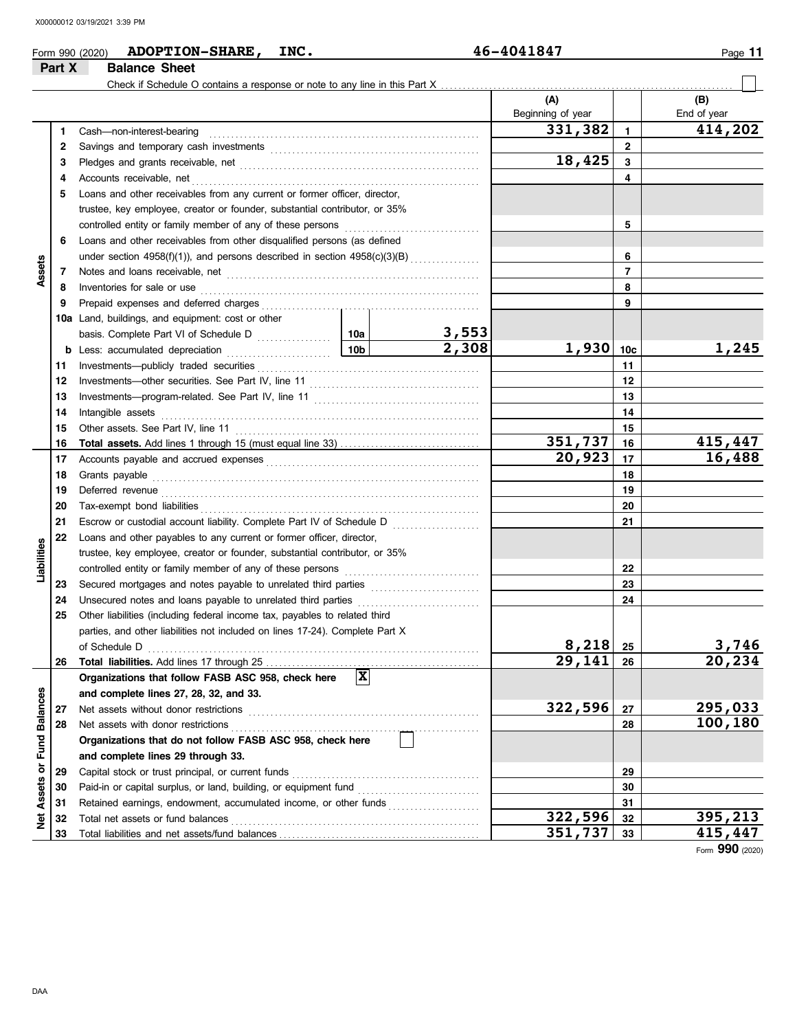Form 990 (2020) **ADOPTION-SHARE, INC.** 46-4041847

## Part X Balance Sheet

Check if Schedule O contains a response or note to any line in this Part X ☐

| | | | | | (A) Beginning of year | | (B) End of year |
|---|---|---|---|---|---|---|---|
| **Assets** | 1 | Cash—non-interest-bearing | | | 331,382 | 1 | 414,202 |
| | 2 | Savings and temporary cash investments | | | | 2 | |
| | 3 | Pledges and grants receivable, net | | | 18,425 | 3 | |
| | 4 | Accounts receivable, net | | | | 4 | |
| | 5 | Loans and other receivables from any current or former officer, director, trustee, key employee, creator or founder, substantial contributor, or 35% controlled entity or family member of any of these persons | | | | 5 | |
| | 6 | Loans and other receivables from other disqualified persons (as defined under section 4958(f)(1)), and persons described in section 4958(c)(3)(B) | | | | 6 | |
| | 7 | Notes and loans receivable, net | | | | 7 | |
| | 8 | Inventories for sale or use | | | | 8 | |
| | 9 | Prepaid expenses and deferred charges | | | | 9 | |
| | 10a | Land, buildings, and equipment: cost or other basis. Complete Part VI of Schedule D | 10a | 3,553 | | | |
| | b | Less: accumulated depreciation | 10b | 2,308 | 1,930 | 10c | 1,245 |
| | 11 | Investments—publicly traded securities | | | | 11 | |
| | 12 | Investments—other securities. See Part IV, line 11 | | | | 12 | |
| | 13 | Investments—program-related. See Part IV, line 11 | | | | 13 | |
| | 14 | Intangible assets | | | | 14 | |
| | 15 | Other assets. See Part IV, line 11 | | | | 15 | |
| | 16 | **Total assets.** Add lines 1 through 15 (must equal line 33) | | | 351,737 | 16 | 415,447 |
| **Liabilities** | 17 | Accounts payable and accrued expenses | | | 20,923 | 17 | 16,488 |
| | 18 | Grants payable | | | | 18 | |
| | 19 | Deferred revenue | | | | 19 | |
| | 20 | Tax-exempt bond liabilities | | | | 20 | |
| | 21 | Escrow or custodial account liability. Complete Part IV of Schedule D | | | | 21 | |
| | 22 | Loans and other payables to any current or former officer, director, trustee, key employee, creator or founder, substantial contributor, or 35% controlled entity or family member of any of these persons | | | | 22 | |
| | 23 | Secured mortgages and notes payable to unrelated third parties | | | | 23 | |
| | 24 | Unsecured notes and loans payable to unrelated third parties | | | | 24 | |
| | 25 | Other liabilities (including federal income tax, payables to related third parties, and other liabilities not included on lines 17-24). Complete Part X of Schedule D | | | 8,218 | 25 | 3,746 |
| | 26 | **Total liabilities.** Add lines 17 through 25 | | | 29,141 | 26 | 20,234 |
| **Net Assets or Fund Balances** | | **Organizations that follow FASB ASC 958, check here** ☒ **and complete lines 27, 28, 32, and 33.** | | | | | |
| | 27 | Net assets without donor restrictions | | | 322,596 | 27 | 295,033 |
| | 28 | Net assets with donor restrictions | | | | 28 | 100,180 |
| | | **Organizations that do not follow FASB ASC 958, check here** ☐ **and complete lines 29 through 33.** | | | | | |
| | 29 | Capital stock or trust principal, or current funds | | | | 29 | |
| | 30 | Paid-in or capital surplus, or land, building, or equipment fund | | | | 30 | |
| | 31 | Retained earnings, endowment, accumulated income, or other funds | | | | 31 | |
| | 32 | Total net assets or fund balances | | | 322,596 | 32 | 395,213 |
| | 33 | Total liabilities and net assets/fund balances | | | 351,737 | 33 | 415,447 |

Form **990** (2020)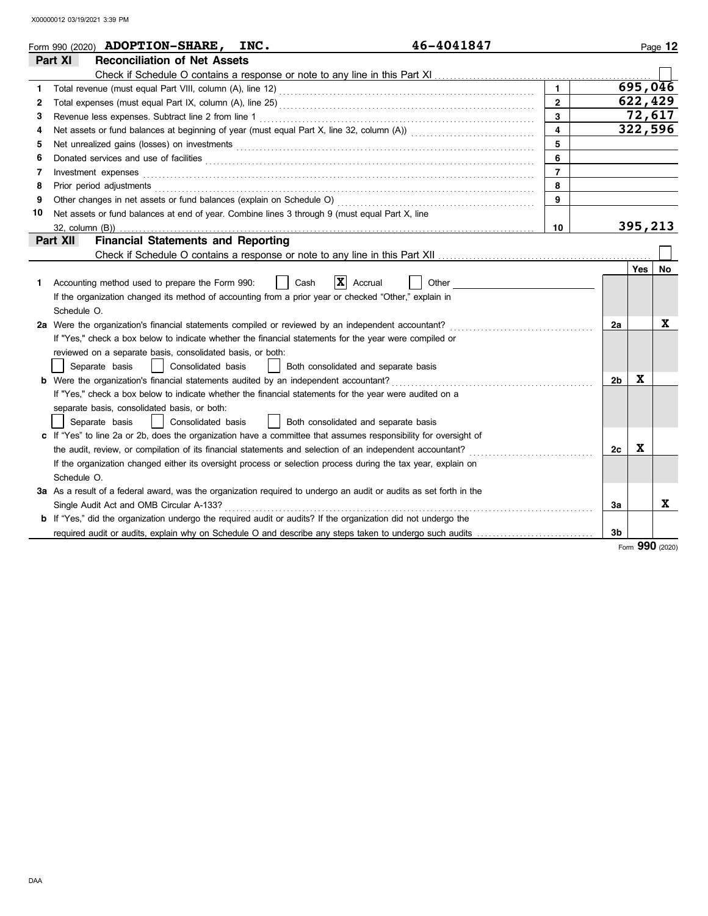Form 990 (2020) **ADOPTION-SHARE, INC.** 46-4041847

## Part XI Reconciliation of Net Assets

Check if Schedule O contains a response or note to any line in this Part XI ☐

| | | | |
|---|---|---|---|
| 1 | Total revenue (must equal Part VIII, column (A), line 12) | 1 | 695,046 |
| 2 | Total expenses (must equal Part IX, column (A), line 25) | 2 | 622,429 |
| 3 | Revenue less expenses. Subtract line 2 from line 1 | 3 | 72,617 |
| 4 | Net assets or fund balances at beginning of year (must equal Part X, line 32, column (A)) | 4 | 322,596 |
| 5 | Net unrealized gains (losses) on investments | 5 | |
| 6 | Donated services and use of facilities | 6 | |
| 7 | Investment expenses | 7 | |
| 8 | Prior period adjustments | 8 | |
| 9 | Other changes in net assets or fund balances (explain on Schedule O) | 9 | |
| 10 | Net assets or fund balances at end of year. Combine lines 3 through 9 (must equal Part X, line 32, column (B)) | 10 | 395,213 |

## Part XII Financial Statements and Reporting

Check if Schedule O contains a response or note to any line in this Part XII ☐

| | | | Yes | No |
|---|---|---|---|---|
| 1 | Accounting method used to prepare the Form 990: ☐ Cash ☒ Accrual ☐ Other<br>If the organization changed its method of accounting from a prior year or checked "Other," explain in Schedule O. | | | |
| 2a | Were the organization's financial statements compiled or reviewed by an independent accountant?<br>If "Yes," check a box below to indicate whether the financial statements for the year were compiled or reviewed on a separate basis, consolidated basis, or both:<br>☐ Separate basis ☐ Consolidated basis ☐ Both consolidated and separate basis | 2a | | X |
| b | Were the organization's financial statements audited by an independent accountant?<br>If "Yes," check a box below to indicate whether the financial statements for the year were audited on a separate basis, consolidated basis, or both:<br>☐ Separate basis ☐ Consolidated basis ☐ Both consolidated and separate basis | 2b | X | |
| c | If "Yes" to line 2a or 2b, does the organization have a committee that assumes responsibility for oversight of the audit, review, or compilation of its financial statements and selection of an independent accountant?<br>If the organization changed either its oversight process or selection process during the tax year, explain on Schedule O. | 2c | X | |
| 3a | As a result of a federal award, was the organization required to undergo an audit or audits as set forth in the Single Audit Act and OMB Circular A-133? | 3a | | X |
| b | If "Yes," did the organization undergo the required audit or audits? If the organization did not undergo the required audit or audits, explain why on Schedule O and describe any steps taken to undergo such audits | 3b | | |

Form **990** (2020)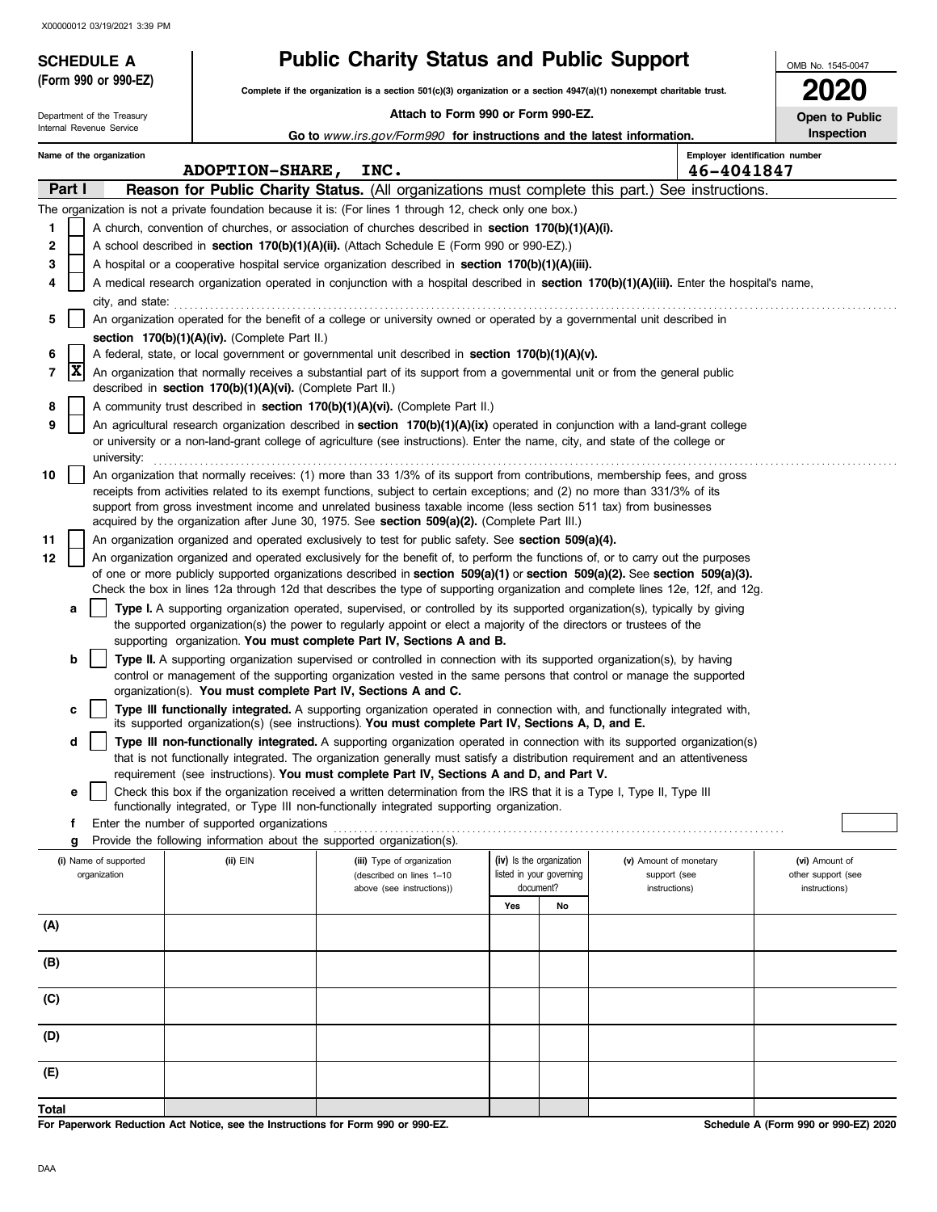X00000012 03/19/2021 3:39 PM

# SCHEDULE A (Form 990 or 990-EZ)

Department of the Treasury
Internal Revenue Service

## Public Charity Status and Public Support

**Complete if the organization is a section 501(c)(3) organization or a section 4947(a)(1) nonexempt charitable trust.**

**Attach to Form 990 or Form 990-EZ.**

**Go to** *www.irs.gov/Form990* **for instructions and the latest information.**

OMB No. 1545-0047

**2020**

**Open to Public Inspection**

Name of the organization: **ADOPTION-SHARE, INC.**

Employer identification number: **46-4041847**

**Part I — Reason for Public Charity Status.** (All organizations must complete this part.) See instructions.

The organization is not a private foundation because it is: (For lines 1 through 12, check only one box.)

1. [ ] A church, convention of churches, or association of churches described in **section 170(b)(1)(A)(i).**
2. [ ] A school described in **section 170(b)(1)(A)(ii).** (Attach Schedule E (Form 990 or 990-EZ).)
3. [ ] A hospital or a cooperative hospital service organization described in **section 170(b)(1)(A)(iii).**
4. [ ] A medical research organization operated in conjunction with a hospital described in **section 170(b)(1)(A)(iii).** Enter the hospital's name, city, and state:
5. [ ] An organization operated for the benefit of a college or university owned or operated by a governmental unit described in **section 170(b)(1)(A)(iv).** (Complete Part II.)
6. [ ] A federal, state, or local government or governmental unit described in **section 170(b)(1)(A)(v).**
7. [X] An organization that normally receives a substantial part of its support from a governmental unit or from the general public described in **section 170(b)(1)(A)(vi).** (Complete Part II.)
8. [ ] A community trust described in **section 170(b)(1)(A)(vi).** (Complete Part II.)
9. [ ] An agricultural research organization described in **section 170(b)(1)(A)(ix)** operated in conjunction with a land-grant college or university or a non-land-grant college of agriculture (see instructions). Enter the name, city, and state of the college or university:
10. [ ] An organization that normally receives: (1) more than 33 1/3% of its support from contributions, membership fees, and gross receipts from activities related to its exempt functions, subject to certain exceptions; and (2) no more than 331/3% of its support from gross investment income and unrelated business taxable income (less section 511 tax) from businesses acquired by the organization after June 30, 1975. See **section 509(a)(2).** (Complete Part III.)
11. [ ] An organization organized and operated exclusively to test for public safety. See **section 509(a)(4).**
12. [ ] An organization organized and operated exclusively for the benefit of, to perform the functions of, or to carry out the purposes of one or more publicly supported organizations described in **section 509(a)(1)** or **section 509(a)(2).** See **section 509(a)(3).** Check the box in lines 12a through 12d that describes the type of supporting organization and complete lines 12e, 12f, and 12g.
   - **a** [ ] **Type I.** A supporting organization operated, supervised, or controlled by its supported organization(s), typically by giving the supported organization(s) the power to regularly appoint or elect a majority of the directors or trustees of the supporting organization. **You must complete Part IV, Sections A and B.**
   - **b** [ ] **Type II.** A supporting organization supervised or controlled in connection with its supported organization(s), by having control or management of the supporting organization vested in the same persons that control or manage the supported organization(s). **You must complete Part IV, Sections A and C.**
   - **c** [ ] **Type III functionally integrated.** A supporting organization operated in connection with, and functionally integrated with, its supported organization(s) (see instructions). **You must complete Part IV, Sections A, D, and E.**
   - **d** [ ] **Type III non-functionally integrated.** A supporting organization operated in connection with its supported organization(s) that is not functionally integrated. The organization generally must satisfy a distribution requirement and an attentiveness requirement (see instructions). **You must complete Part IV, Sections A and D, and Part V.**
   - **e** [ ] Check this box if the organization received a written determination from the IRS that it is a Type I, Type II, Type III functionally integrated, or Type III non-functionally integrated supporting organization.
   - **f** Enter the number of supported organizations
   - **g** Provide the following information about the supported organization(s).

| (i) Name of supported organization | (ii) EIN | (iii) Type of organization (described on lines 1–10 above (see instructions)) | (iv) Is the organization listed in your governing document? | | (v) Amount of monetary support (see instructions) | (vi) Amount of other support (see instructions) |
|---|---|---|---|---|---|---|
| | | | Yes | No | | |
| (A) | | | | | | |
| (B) | | | | | | |
| (C) | | | | | | |
| (D) | | | | | | |
| (E) | | | | | | |
| Total | | | | | | |

**For Paperwork Reduction Act Notice, see the Instructions for Form 990 or 990-EZ.**

**Schedule A (Form 990 or 990-EZ) 2020**

DAA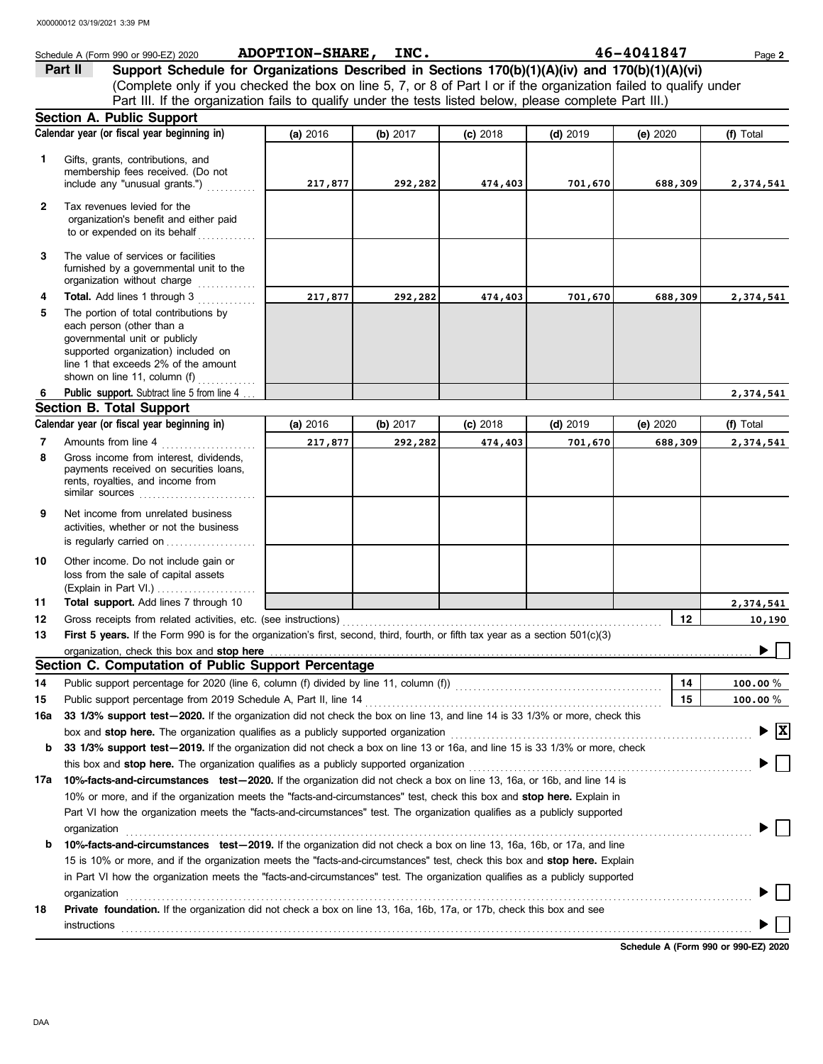Schedule A (Form 990 or 990-EZ) 2020 **ADOPTION-SHARE, INC.** **46-4041847**

## Part II Support Schedule for Organizations Described in Sections 170(b)(1)(A)(iv) and 170(b)(1)(A)(vi)

(Complete only if you checked the box on line 5, 7, or 8 of Part I or if the organization failed to qualify under Part III. If the organization fails to qualify under the tests listed below, please complete Part III.)

### Section A. Public Support

| Calendar year (or fiscal year beginning in) | (a) 2016 | (b) 2017 | (c) 2018 | (d) 2019 | (e) 2020 | (f) Total |
|---|---|---|---|---|---|---|
| **1** Gifts, grants, contributions, and membership fees received. (Do not include any "unusual grants.") | 217,877 | 292,282 | 474,403 | 701,670 | 688,309 | 2,374,541 |
| **2** Tax revenues levied for the organization's benefit and either paid to or expended on its behalf | | | | | | |
| **3** The value of services or facilities furnished by a governmental unit to the organization without charge | | | | | | |
| **4** **Total.** Add lines 1 through 3 | 217,877 | 292,282 | 474,403 | 701,670 | 688,309 | 2,374,541 |
| **5** The portion of total contributions by each person (other than a governmental unit or publicly supported organization) included on line 1 that exceeds 2% of the amount shown on line 11, column (f) | | | | | | |
| **6** **Public support.** Subtract line 5 from line 4 | | | | | | 2,374,541 |

### Section B. Total Support

| Calendar year (or fiscal year beginning in) | (a) 2016 | (b) 2017 | (c) 2018 | (d) 2019 | (e) 2020 | (f) Total |
|---|---|---|---|---|---|---|
| **7** Amounts from line 4 | 217,877 | 292,282 | 474,403 | 701,670 | 688,309 | 2,374,541 |
| **8** Gross income from interest, dividends, payments received on securities loans, rents, royalties, and income from similar sources | | | | | | |
| **9** Net income from unrelated business activities, whether or not the business is regularly carried on | | | | | | |
| **10** Other income. Do not include gain or loss from the sale of capital assets (Explain in Part VI.) | | | | | | |
| **11** **Total support.** Add lines 7 through 10 | | | | | | 2,374,541 |

**12** Gross receipts from related activities, etc. (see instructions) **12** 10,190

**13** **First 5 years.** If the Form 990 is for the organization's first, second, third, fourth, or fifth tax year as a section 501(c)(3) organization, check this box and **stop here** ☐

### Section C. Computation of Public Support Percentage

**14** Public support percentage for 2020 (line 6, column (f) divided by line 11, column (f)) **14** 100.00 %

**15** Public support percentage from 2019 Schedule A, Part II, line 14 **15** 100.00 %

**16a** **33 1/3% support test—2020.** If the organization did not check the box on line 13, and line 14 is 33 1/3% or more, check this box and **stop here.** The organization qualifies as a publicly supported organization ☒

**b** **33 1/3% support test—2019.** If the organization did not check a box on line 13 or 16a, and line 15 is 33 1/3% or more, check this box and **stop here.** The organization qualifies as a publicly supported organization ☐

**17a** **10%-facts-and-circumstances test—2020.** If the organization did not check a box on line 13, 16a, or 16b, and line 14 is 10% or more, and if the organization meets the "facts-and-circumstances" test, check this box and **stop here.** Explain in Part VI how the organization meets the "facts-and-circumstances" test. The organization qualifies as a publicly supported organization ☐

**b** **10%-facts-and-circumstances test—2019.** If the organization did not check a box on line 13, 16a, 16b, or 17a, and line 15 is 10% or more, and if the organization meets the "facts-and-circumstances" test, check this box and **stop here.** Explain in Part VI how the organization meets the "facts-and-circumstances" test. The organization qualifies as a publicly supported organization ☐

**18** **Private foundation.** If the organization did not check a box on line 13, 16a, 16b, 17a, or 17b, check this box and see instructions ☐

**Schedule A (Form 990 or 990-EZ) 2020**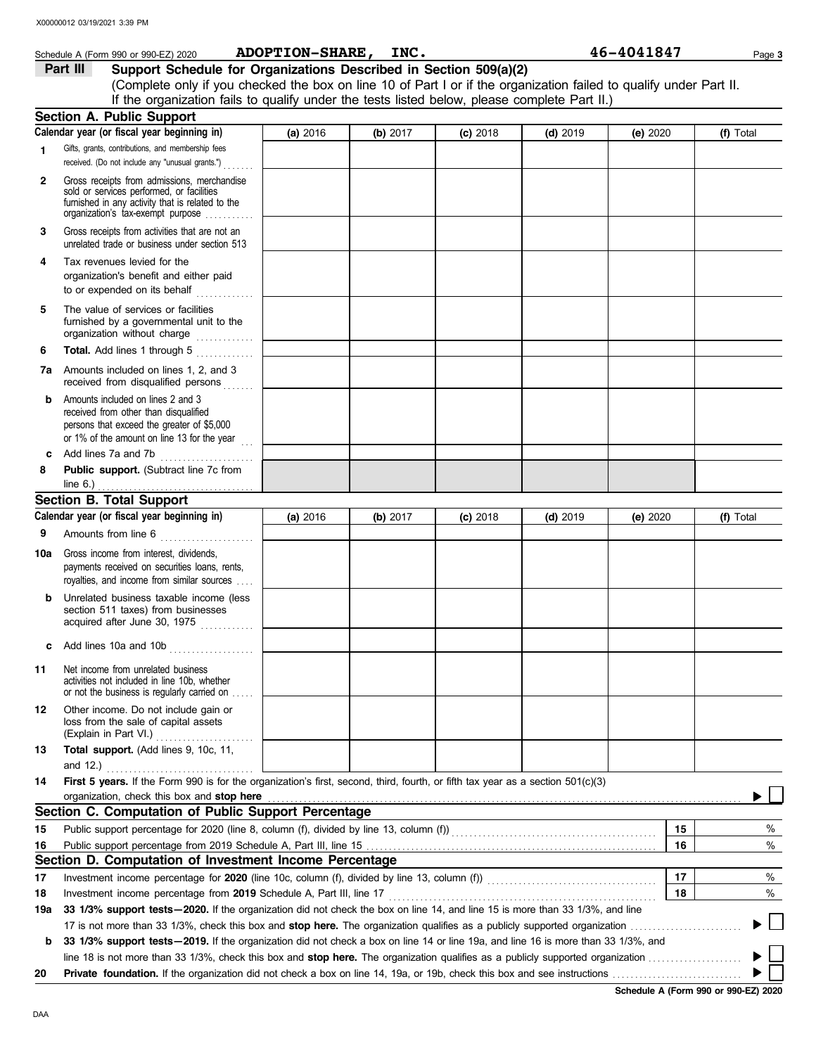Schedule A (Form 990 or 990-EZ) 2020 **ADOPTION-SHARE, INC.** 46-4041847 Page **3**

**Part III** **Support Schedule for Organizations Described in Section 509(a)(2)**

(Complete only if you checked the box on line 10 of Part I or if the organization failed to qualify under Part II. If the organization fails to qualify under the tests listed below, please complete Part II.)

## Section A. Public Support

| Calendar year (or fiscal year beginning in) | (a) 2016 | (b) 2017 | (c) 2018 | (d) 2019 | (e) 2020 | (f) Total |
|---|---|---|---|---|---|---|
| **1** Gifts, grants, contributions, and membership fees received. (Do not include any "unusual grants.") | | | | | | |
| **2** Gross receipts from admissions, merchandise sold or services performed, or facilities furnished in any activity that is related to the organization's tax-exempt purpose | | | | | | |
| **3** Gross receipts from activities that are not an unrelated trade or business under section 513 | | | | | | |
| **4** Tax revenues levied for the organization's benefit and either paid to or expended on its behalf | | | | | | |
| **5** The value of services or facilities furnished by a governmental unit to the organization without charge | | | | | | |
| **6** **Total.** Add lines 1 through 5 | | | | | | |
| **7a** Amounts included on lines 1, 2, and 3 received from disqualified persons | | | | | | |
| **b** Amounts included on lines 2 and 3 received from other than disqualified persons that exceed the greater of $5,000 or 1% of the amount on line 13 for the year | | | | | | |
| **c** Add lines 7a and 7b | | | | | | |
| **8** **Public support.** (Subtract line 7c from line 6.) | | | | | | |

## Section B. Total Support

| Calendar year (or fiscal year beginning in) | (a) 2016 | (b) 2017 | (c) 2018 | (d) 2019 | (e) 2020 | (f) Total |
|---|---|---|---|---|---|---|
| **9** Amounts from line 6 | | | | | | |
| **10a** Gross income from interest, dividends, payments received on securities loans, rents, royalties, and income from similar sources | | | | | | |
| **b** Unrelated business taxable income (less section 511 taxes) from businesses acquired after June 30, 1975 | | | | | | |
| **c** Add lines 10a and 10b | | | | | | |
| **11** Net income from unrelated business activities not included in line 10b, whether or not the business is regularly carried on | | | | | | |
| **12** Other income. Do not include gain or loss from the sale of capital assets (Explain in Part VI.) | | | | | | |
| **13** **Total support.** (Add lines 9, 10c, 11, and 12.) | | | | | | |

**14** **First 5 years.** If the Form 990 is for the organization's first, second, third, fourth, or fifth tax year as a section 501(c)(3) organization, check this box and **stop here** ▶ ☐

## Section C. Computation of Public Support Percentage

| | | | |
|---|---|---|---|
| **15** | Public support percentage for 2020 (line 8, column (f), divided by line 13, column (f)) | **15** | % |
| **16** | Public support percentage from 2019 Schedule A, Part III, line 15 | **16** | % |

## Section D. Computation of Investment Income Percentage

| | | | |
|---|---|---|---|
| **17** | Investment income percentage for **2020** (line 10c, column (f), divided by line 13, column (f)) | **17** | % |
| **18** | Investment income percentage from **2019** Schedule A, Part III, line 17 | **18** | % |

**19a** **33 1/3% support tests—2020.** If the organization did not check the box on line 14, and line 15 is more than 33 1/3%, and line 17 is not more than 33 1/3%, check this box and **stop here.** The organization qualifies as a publicly supported organization ▶ ☐

**b** **33 1/3% support tests—2019.** If the organization did not check a box on line 14 or line 19a, and line 16 is more than 33 1/3%, and line 18 is not more than 33 1/3%, check this box and **stop here.** The organization qualifies as a publicly supported organization ▶ ☐

**20** **Private foundation.** If the organization did not check a box on line 14, 19a, or 19b, check this box and see instructions ▶ ☐

**Schedule A (Form 990 or 990-EZ) 2020**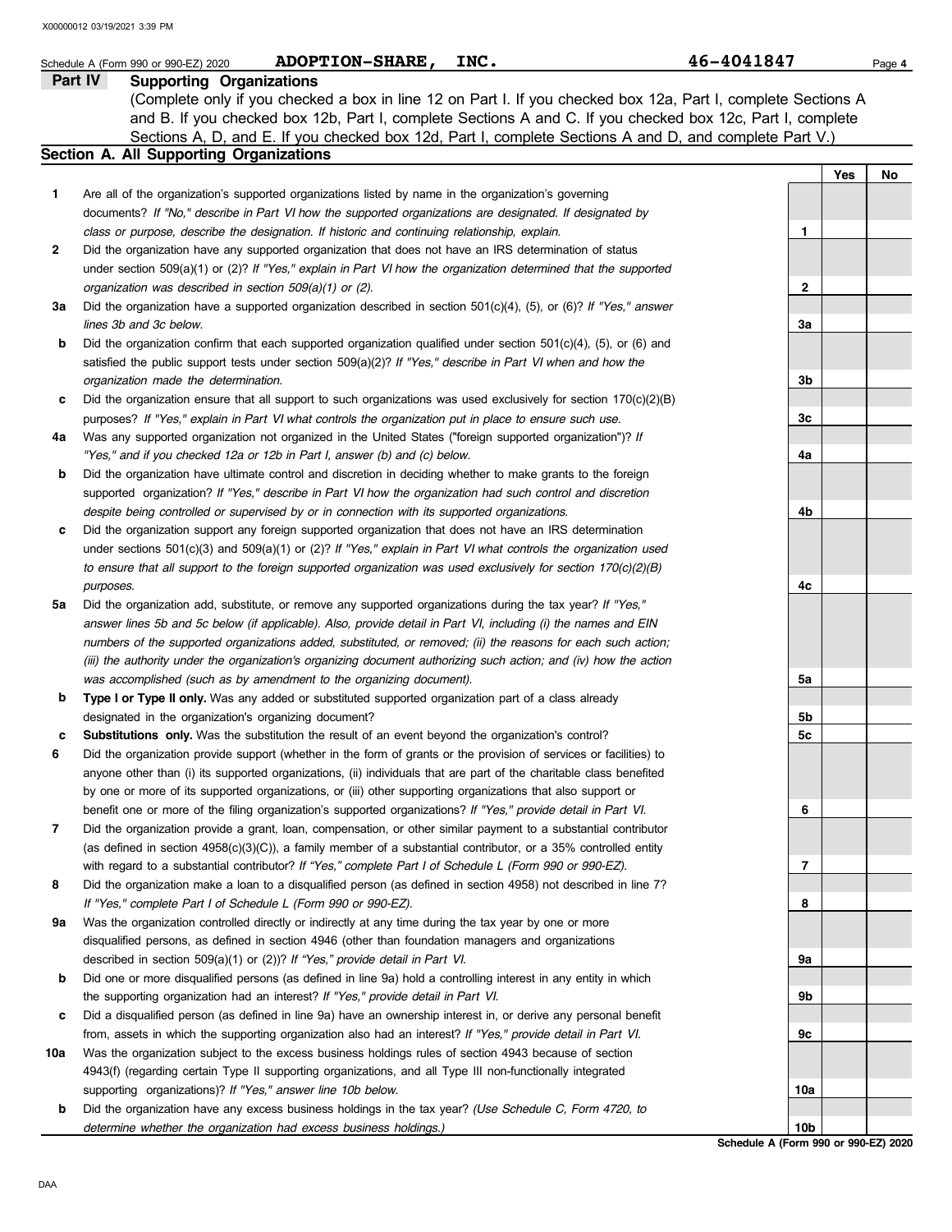Schedule A (Form 990 or 990-EZ) 2020 **ADOPTION-SHARE, INC.** 46-4041847

## Part IV Supporting Organizations

(Complete only if you checked a box in line 12 on Part I. If you checked box 12a, Part I, complete Sections A and B. If you checked box 12b, Part I, complete Sections A and C. If you checked box 12c, Part I, complete Sections A, D, and E. If you checked box 12d, Part I, complete Sections A and D, and complete Part V.)

### Section A. All Supporting Organizations

| | | | Yes | No |
|---|---|---|---|---|
| **1** | Are all of the organization's supported organizations listed by name in the organization's governing documents? *If "No," describe in Part VI how the supported organizations are designated. If designated by class or purpose, describe the designation. If historic and continuing relationship, explain.* | 1 | | |
| **2** | Did the organization have any supported organization that does not have an IRS determination of status under section 509(a)(1) or (2)? *If "Yes," explain in Part VI how the organization determined that the supported organization was described in section 509(a)(1) or (2).* | 2 | | |
| **3a** | Did the organization have a supported organization described in section 501(c)(4), (5), or (6)? *If "Yes," answer lines 3b and 3c below.* | 3a | | |
| **b** | Did the organization confirm that each supported organization qualified under section 501(c)(4), (5), or (6) and satisfied the public support tests under section 509(a)(2)? *If "Yes," describe in Part VI when and how the organization made the determination.* | 3b | | |
| **c** | Did the organization ensure that all support to such organizations was used exclusively for section 170(c)(2)(B) purposes? *If "Yes," explain in Part VI what controls the organization put in place to ensure such use.* | 3c | | |
| **4a** | Was any supported organization not organized in the United States ("foreign supported organization")? *If "Yes," and if you checked 12a or 12b in Part I, answer (b) and (c) below.* | 4a | | |
| **b** | Did the organization have ultimate control and discretion in deciding whether to make grants to the foreign supported organization? *If "Yes," describe in Part VI how the organization had such control and discretion despite being controlled or supervised by or in connection with its supported organizations.* | 4b | | |
| **c** | Did the organization support any foreign supported organization that does not have an IRS determination under sections 501(c)(3) and 509(a)(1) or (2)? *If "Yes," explain in Part VI what controls the organization used to ensure that all support to the foreign supported organization was used exclusively for section 170(c)(2)(B) purposes.* | 4c | | |
| **5a** | Did the organization add, substitute, or remove any supported organizations during the tax year? *If "Yes," answer lines 5b and 5c below (if applicable). Also, provide detail in Part VI, including (i) the names and EIN numbers of the supported organizations added, substituted, or removed; (ii) the reasons for each such action; (iii) the authority under the organization's organizing document authorizing such action; and (iv) how the action was accomplished (such as by amendment to the organizing document).* | 5a | | |
| **b** | **Type I or Type II only.** Was any added or substituted supported organization part of a class already designated in the organization's organizing document? | 5b | | |
| **c** | **Substitutions only.** Was the substitution the result of an event beyond the organization's control? | 5c | | |
| **6** | Did the organization provide support (whether in the form of grants or the provision of services or facilities) to anyone other than (i) its supported organizations, (ii) individuals that are part of the charitable class benefited by one or more of its supported organizations, or (iii) other supporting organizations that also support or benefit one or more of the filing organization's supported organizations? *If "Yes," provide detail in Part VI.* | 6 | | |
| **7** | Did the organization provide a grant, loan, compensation, or other similar payment to a substantial contributor (as defined in section 4958(c)(3)(C)), a family member of a substantial contributor, or a 35% controlled entity with regard to a substantial contributor? *If "Yes," complete Part I of Schedule L (Form 990 or 990-EZ).* | 7 | | |
| **8** | Did the organization make a loan to a disqualified person (as defined in section 4958) not described in line 7? *If "Yes," complete Part I of Schedule L (Form 990 or 990-EZ).* | 8 | | |
| **9a** | Was the organization controlled directly or indirectly at any time during the tax year by one or more disqualified persons, as defined in section 4946 (other than foundation managers and organizations described in section 509(a)(1) or (2))? *If "Yes," provide detail in Part VI.* | 9a | | |
| **b** | Did one or more disqualified persons (as defined in line 9a) hold a controlling interest in any entity in which the supporting organization had an interest? *If "Yes," provide detail in Part VI.* | 9b | | |
| **c** | Did a disqualified person (as defined in line 9a) have an ownership interest in, or derive any personal benefit from, assets in which the supporting organization also had an interest? *If "Yes," provide detail in Part VI.* | 9c | | |
| **10a** | Was the organization subject to the excess business holdings rules of section 4943 because of section 4943(f) (regarding certain Type II supporting organizations, and all Type III non-functionally integrated supporting organizations)? *If "Yes," answer line 10b below.* | 10a | | |
| **b** | Did the organization have any excess business holdings in the tax year? *(Use Schedule C, Form 4720, to determine whether the organization had excess business holdings.)* | 10b | | |

**Schedule A (Form 990 or 990-EZ) 2020**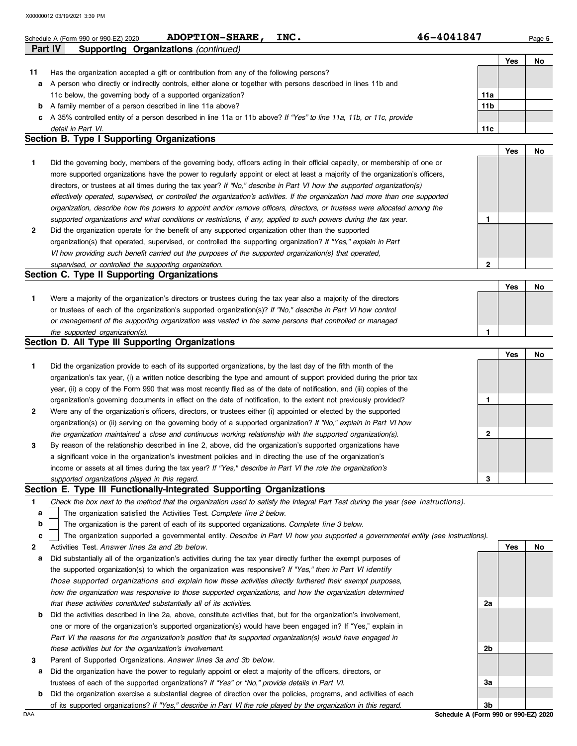Schedule A (Form 990 or 990-EZ) 2020 **ADOPTION-SHARE, INC.** **46-4041847**

## Part IV Supporting Organizations *(continued)*

| | | | Yes | No |
|---|---|---|---|---|
| **11** | Has the organization accepted a gift or contribution from any of the following persons? | | | |
| **a** | A person who directly or indirectly controls, either alone or together with persons described in lines 11b and 11c below, the governing body of a supported organization? | **11a** | | |
| **b** | A family member of a person described in line 11a above? | **11b** | | |
| **c** | A 35% controlled entity of a person described in line 11a or 11b above? *If "Yes" to line 11a, 11b, or 11c, provide detail in Part VI.* | **11c** | | |

### Section B. Type I Supporting Organizations

| | | | Yes | No |
|---|---|---|---|---|
| **1** | Did the governing body, members of the governing body, officers acting in their official capacity, or membership of one or more supported organizations have the power to regularly appoint or elect at least a majority of the organization's officers, directors, or trustees at all times during the tax year? *If "No," describe in Part VI how the supported organization(s) effectively operated, supervised, or controlled the organization's activities. If the organization had more than one supported organization, describe how the powers to appoint and/or remove officers, directors, or trustees were allocated among the supported organizations and what conditions or restrictions, if any, applied to such powers during the tax year.* | **1** | | |
| **2** | Did the organization operate for the benefit of any supported organization other than the supported organization(s) that operated, supervised, or controlled the supporting organization? *If "Yes," explain in Part VI how providing such benefit carried out the purposes of the supported organization(s) that operated, supervised, or controlled the supporting organization.* | **2** | | |

### Section C. Type II Supporting Organizations

| | | | Yes | No |
|---|---|---|---|---|
| **1** | Were a majority of the organization's directors or trustees during the tax year also a majority of the directors or trustees of each of the organization's supported organization(s)? *If "No," describe in Part VI how control or management of the supporting organization was vested in the same persons that controlled or managed the supported organization(s).* | **1** | | |

### Section D. All Type III Supporting Organizations

| | | | Yes | No |
|---|---|---|---|---|
| **1** | Did the organization provide to each of its supported organizations, by the last day of the fifth month of the organization's tax year, (i) a written notice describing the type and amount of support provided during the prior tax year, (ii) a copy of the Form 990 that was most recently filed as of the date of notification, and (iii) copies of the organization's governing documents in effect on the date of notification, to the extent not previously provided? | **1** | | |
| **2** | Were any of the organization's officers, directors, or trustees either (i) appointed or elected by the supported organization(s) or (ii) serving on the governing body of a supported organization? *If "No," explain in Part VI how the organization maintained a close and continuous working relationship with the supported organization(s).* | **2** | | |
| **3** | By reason of the relationship described in line 2, above, did the organization's supported organizations have a significant voice in the organization's investment policies and in directing the use of the organization's income or assets at all times during the tax year? *If "Yes," describe in Part VI the role the organization's supported organizations played in this regard.* | **3** | | |

### Section E. Type III Functionally-Integrated Supporting Organizations

**1** *Check the box next to the method that the organization used to satisfy the Integral Part Test during the year (see instructions).*

- **a** ☐ The organization satisfied the Activities Test. *Complete line 2 below.*
- **b** ☐ The organization is the parent of each of its supported organizations. *Complete line 3 below.*
- **c** ☐ The organization supported a governmental entity. *Describe in Part VI how you supported a governmental entity (see instructions).*

| | | | Yes | No |
|---|---|---|---|---|
| **2** | Activities Test. *Answer lines 2a and 2b below.* | | | |
| **a** | Did substantially all of the organization's activities during the tax year directly further the exempt purposes of the supported organization(s) to which the organization was responsive? *If "Yes," then in Part VI identify those supported organizations and explain how these activities directly furthered their exempt purposes, how the organization was responsive to those supported organizations, and how the organization determined that these activities constituted substantially all of its activities.* | **2a** | | |
| **b** | Did the activities described in line 2a, above, constitute activities that, but for the organization's involvement, one or more of the organization's supported organization(s) would have been engaged in? If "Yes," explain in *Part VI the reasons for the organization's position that its supported organization(s) would have engaged in these activities but for the organization's involvement.* | **2b** | | |
| **3** | Parent of Supported Organizations. *Answer lines 3a and 3b below.* | | | |
| **a** | Did the organization have the power to regularly appoint or elect a majority of the officers, directors, or trustees of each of the supported organizations? *If "Yes" or "No," provide details in Part VI.* | **3a** | | |
| **b** | Did the organization exercise a substantial degree of direction over the policies, programs, and activities of each of its supported organizations? *If "Yes," describe in Part VI the role played by the organization in this regard.* | **3b** | | |

**Schedule A (Form 990 or 990-EZ) 2020**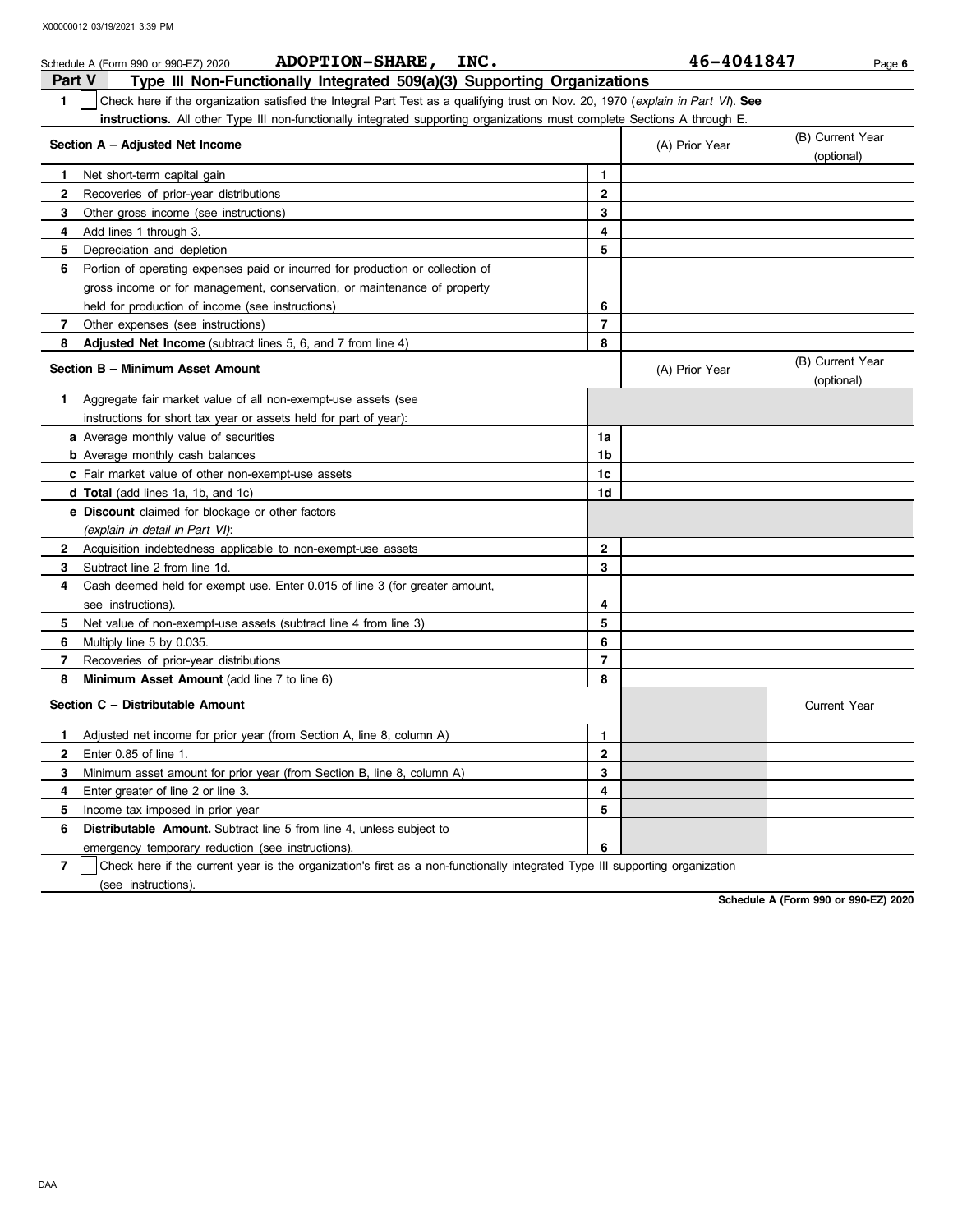Schedule A (Form 990 or 990-EZ) 2020 **ADOPTION-SHARE, INC.** **46-4041847**

## Part V Type III Non-Functionally Integrated 509(a)(3) Supporting Organizations

**1** ☐ Check here if the organization satisfied the Integral Part Test as a qualifying trust on Nov. 20, 1970 (*explain in Part VI*). **See instructions.** All other Type III non-functionally integrated supporting organizations must complete Sections A through E.

| **Section A – Adjusted Net Income** | | (A) Prior Year | (B) Current Year (optional) |
|---|---|---|---|
| **1** Net short-term capital gain | 1 | | |
| **2** Recoveries of prior-year distributions | 2 | | |
| **3** Other gross income (see instructions) | 3 | | |
| **4** Add lines 1 through 3. | 4 | | |
| **5** Depreciation and depletion | 5 | | |
| **6** Portion of operating expenses paid or incurred for production or collection of gross income or for management, conservation, or maintenance of property held for production of income (see instructions) | 6 | | |
| **7** Other expenses (see instructions) | 7 | | |
| **8** **Adjusted Net Income** (subtract lines 5, 6, and 7 from line 4) | 8 | | |

| **Section B – Minimum Asset Amount** | | (A) Prior Year | (B) Current Year (optional) |
|---|---|---|---|
| **1** Aggregate fair market value of all non-exempt-use assets (see instructions for short tax year or assets held for part of year): | | | |
| **a** Average monthly value of securities | 1a | | |
| **b** Average monthly cash balances | 1b | | |
| **c** Fair market value of other non-exempt-use assets | 1c | | |
| **d** **Total** (add lines 1a, 1b, and 1c) | 1d | | |
| **e** **Discount** claimed for blockage or other factors (*explain in detail in Part VI*): | | | |
| **2** Acquisition indebtedness applicable to non-exempt-use assets | 2 | | |
| **3** Subtract line 2 from line 1d. | 3 | | |
| **4** Cash deemed held for exempt use. Enter 0.015 of line 3 (for greater amount, see instructions). | 4 | | |
| **5** Net value of non-exempt-use assets (subtract line 4 from line 3) | 5 | | |
| **6** Multiply line 5 by 0.035. | 6 | | |
| **7** Recoveries of prior-year distributions | 7 | | |
| **8** **Minimum Asset Amount** (add line 7 to line 6) | 8 | | |

| **Section C – Distributable Amount** | | | Current Year |
|---|---|---|---|
| **1** Adjusted net income for prior year (from Section A, line 8, column A) | 1 | | |
| **2** Enter 0.85 of line 1. | 2 | | |
| **3** Minimum asset amount for prior year (from Section B, line 8, column A) | 3 | | |
| **4** Enter greater of line 2 or line 3. | 4 | | |
| **5** Income tax imposed in prior year | 5 | | |
| **6** **Distributable Amount.** Subtract line 5 from line 4, unless subject to emergency temporary reduction (see instructions). | 6 | | |

**7** ☐ Check here if the current year is the organization's first as a non-functionally integrated Type III supporting organization (see instructions).

**Schedule A (Form 990 or 990-EZ) 2020**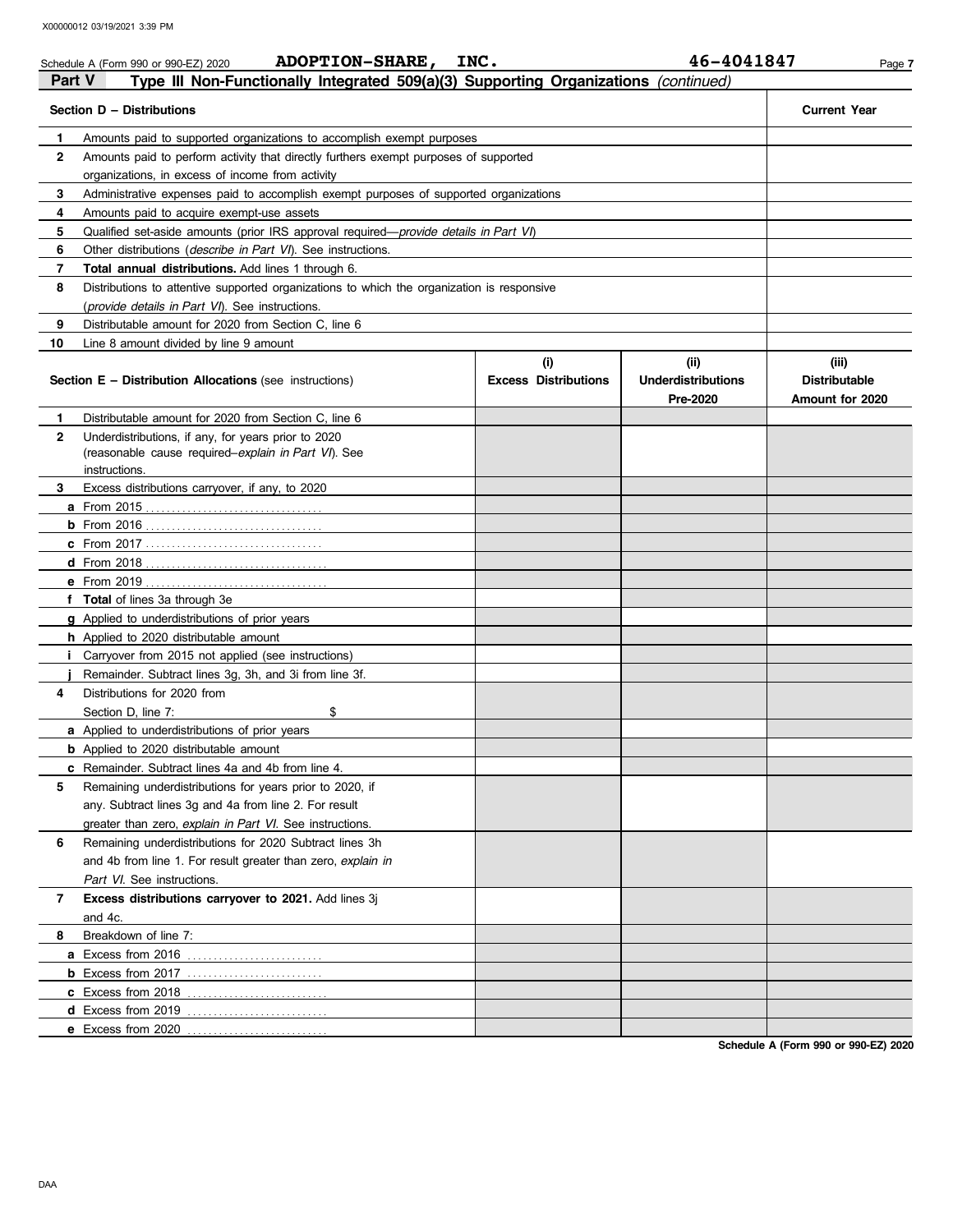Schedule A (Form 990 or 990-EZ) 2020 **ADOPTION-SHARE, INC.** **46-4041847**

## Part V Type III Non-Functionally Integrated 509(a)(3) Supporting Organizations *(continued)*

| Section D – Distributions | | Current Year |
|---|---|---|
| 1 | Amounts paid to supported organizations to accomplish exempt purposes | |
| 2 | Amounts paid to perform activity that directly furthers exempt purposes of supported organizations, in excess of income from activity | |
| 3 | Administrative expenses paid to accomplish exempt purposes of supported organizations | |
| 4 | Amounts paid to acquire exempt-use assets | |
| 5 | Qualified set-aside amounts (prior IRS approval required—*provide details in Part VI*) | |
| 6 | Other distributions (*describe in Part VI*). See instructions. | |
| 7 | **Total annual distributions.** Add lines 1 through 6. | |
| 8 | Distributions to attentive supported organizations to which the organization is responsive (*provide details in Part VI*). See instructions. | |
| 9 | Distributable amount for 2020 from Section C, line 6 | |
| 10 | Line 8 amount divided by line 9 amount | |

| Section E – Distribution Allocations (see instructions) | | (i) Excess Distributions | (ii) Underdistributions Pre-2020 | (iii) Distributable Amount for 2020 |
|---|---|---|---|---|
| 1 | Distributable amount for 2020 from Section C, line 6 | | | |
| 2 | Underdistributions, if any, for years prior to 2020 (reasonable cause required–*explain in Part VI*). See instructions. | | | |
| 3 | Excess distributions carryover, if any, to 2020 | | | |
| a | From 2015 | | | |
| b | From 2016 | | | |
| c | From 2017 | | | |
| d | From 2018 | | | |
| e | From 2019 | | | |
| f | **Total** of lines 3a through 3e | | | |
| g | Applied to underdistributions of prior years | | | |
| h | Applied to 2020 distributable amount | | | |
| i | Carryover from 2015 not applied (see instructions) | | | |
| j | Remainder. Subtract lines 3g, 3h, and 3i from line 3f. | | | |
| 4 | Distributions for 2020 from Section D, line 7: $ | | | |
| a | Applied to underdistributions of prior years | | | |
| b | Applied to 2020 distributable amount | | | |
| c | Remainder. Subtract lines 4a and 4b from line 4. | | | |
| 5 | Remaining underdistributions for years prior to 2020, if any. Subtract lines 3g and 4a from line 2. For result greater than zero, *explain in Part VI*. See instructions. | | | |
| 6 | Remaining underdistributions for 2020 Subtract lines 3h and 4b from line 1. For result greater than zero, *explain in Part VI*. See instructions. | | | |
| 7 | **Excess distributions carryover to 2021.** Add lines 3j and 4c. | | | |
| 8 | Breakdown of line 7: | | | |
| a | Excess from 2016 | | | |
| b | Excess from 2017 | | | |
| c | Excess from 2018 | | | |
| d | Excess from 2019 | | | |
| e | Excess from 2020 | | | |

**Schedule A (Form 990 or 990-EZ) 2020**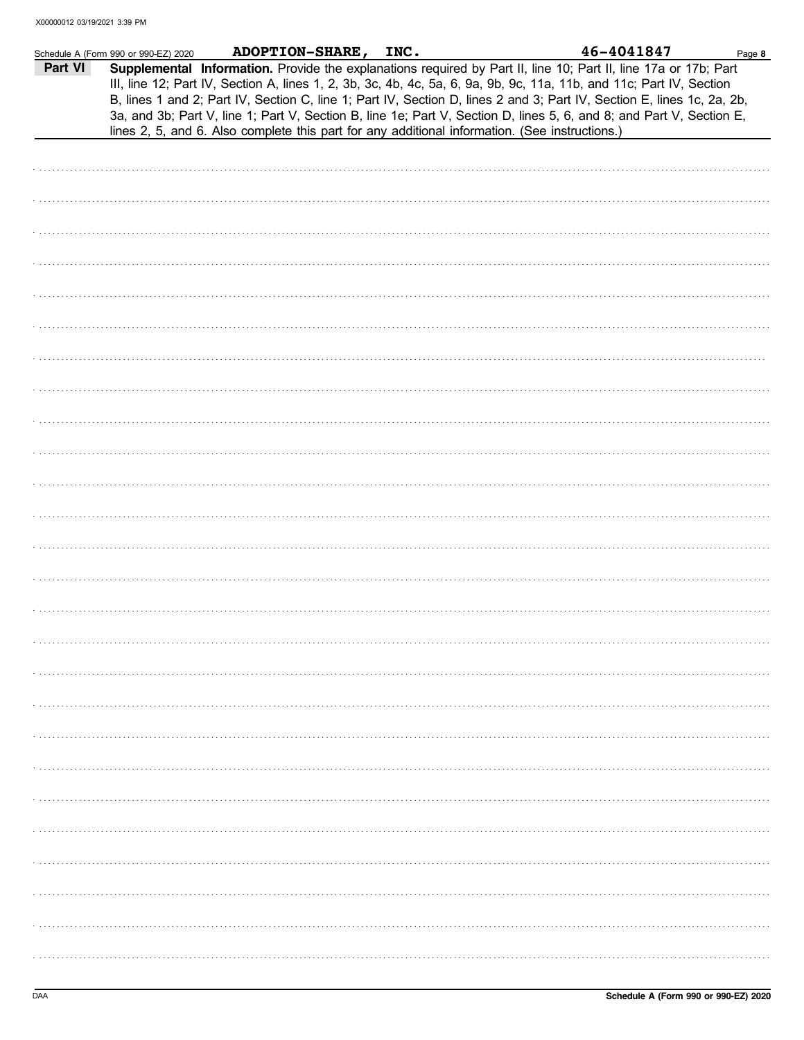Schedule A (Form 990 or 990-EZ) 2020 **ADOPTION-SHARE, INC.** **46-4041847**

**Part VI** **Supplemental Information.** Provide the explanations required by Part II, line 10; Part II, line 17a or 17b; Part III, line 12; Part IV, Section A, lines 1, 2, 3b, 3c, 4b, 4c, 5a, 6, 9a, 9b, 9c, 11a, 11b, and 11c; Part IV, Section B, lines 1 and 2; Part IV, Section C, line 1; Part IV, Section D, lines 2 and 3; Part IV, Section E, lines 1c, 2a, 2b, 3a, and 3b; Part V, line 1; Part V, Section B, line 1e; Part V, Section D, lines 5, 6, and 8; and Part V, Section E, lines 2, 5, and 6. Also complete this part for any additional information. (See instructions.)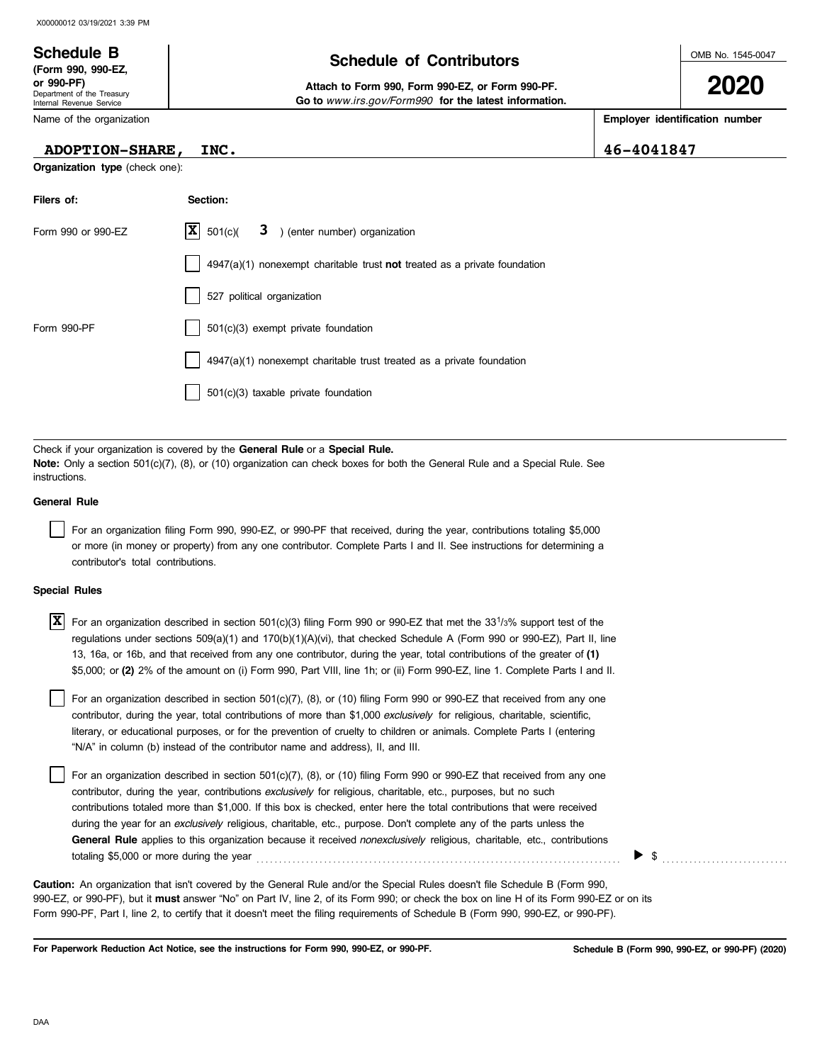# Schedule B

**(Form 990, 990-EZ, or 990-PF)**
Department of the Treasury
Internal Revenue Service

## Schedule of Contributors

**Attach to Form 990, Form 990-EZ, or Form 990-PF.**
**Go to** *www.irs.gov/Form990* **for the latest information.**

OMB No. 1545-0047

**2020**

| Name of the organization | Employer identification number |
|---|---|
| ADOPTION-SHARE, INC. | 46-4041847 |

**Organization type** (check one):

| Filers of: | Section: |
|---|---|
| Form 990 or 990-EZ | [X] 501(c)( 3 ) (enter number) organization |
| | [ ] 4947(a)(1) nonexempt charitable trust **not** treated as a private foundation |
| | [ ] 527 political organization |
| Form 990-PF | [ ] 501(c)(3) exempt private foundation |
| | [ ] 4947(a)(1) nonexempt charitable trust treated as a private foundation |
| | [ ] 501(c)(3) taxable private foundation |

Check if your organization is covered by the **General Rule** or a **Special Rule.**
**Note:** Only a section 501(c)(7), (8), or (10) organization can check boxes for both the General Rule and a Special Rule. See instructions.

**General Rule**

[ ] For an organization filing Form 990, 990-EZ, or 990-PF that received, during the year, contributions totaling $5,000 or more (in money or property) from any one contributor. Complete Parts I and II. See instructions for determining a contributor's total contributions.

**Special Rules**

[X] For an organization described in section 501(c)(3) filing Form 990 or 990-EZ that met the 33 1/3% support test of the regulations under sections 509(a)(1) and 170(b)(1)(A)(vi), that checked Schedule A (Form 990 or 990-EZ), Part II, line 13, 16a, or 16b, and that received from any one contributor, during the year, total contributions of the greater of **(1)** $5,000; or **(2)** 2% of the amount on (i) Form 990, Part VIII, line 1h; or (ii) Form 990-EZ, line 1. Complete Parts I and II.

[ ] For an organization described in section 501(c)(7), (8), or (10) filing Form 990 or 990-EZ that received from any one contributor, during the year, total contributions of more than $1,000 *exclusively* for religious, charitable, scientific, literary, or educational purposes, or for the prevention of cruelty to children or animals. Complete Parts I (entering "N/A" in column (b) instead of the contributor name and address), II, and III.

[ ] For an organization described in section 501(c)(7), (8), or (10) filing Form 990 or 990-EZ that received from any one contributor, during the year, contributions *exclusively* for religious, charitable, etc., purposes, but no such contributions totaled more than $1,000. If this box is checked, enter here the total contributions that were received during the year for an *exclusively* religious, charitable, etc., purpose. Don't complete any of the parts unless the **General Rule** applies to this organization because it received *nonexclusively* religious, charitable, etc., contributions totaling $5,000 or more during the year . . . . . . . . . . ▶ $ . . . . . . . . . .

**Caution:** An organization that isn't covered by the General Rule and/or the Special Rules doesn't file Schedule B (Form 990, 990-EZ, or 990-PF), but it **must** answer "No" on Part IV, line 2, of its Form 990; or check the box on line H of its Form 990-EZ or on its Form 990-PF, Part I, line 2, to certify that it doesn't meet the filing requirements of Schedule B (Form 990, 990-EZ, or 990-PF).

**For Paperwork Reduction Act Notice, see the instructions for Form 990, 990-EZ, or 990-PF.** **Schedule B (Form 990, 990-EZ, or 990-PF) (2020)**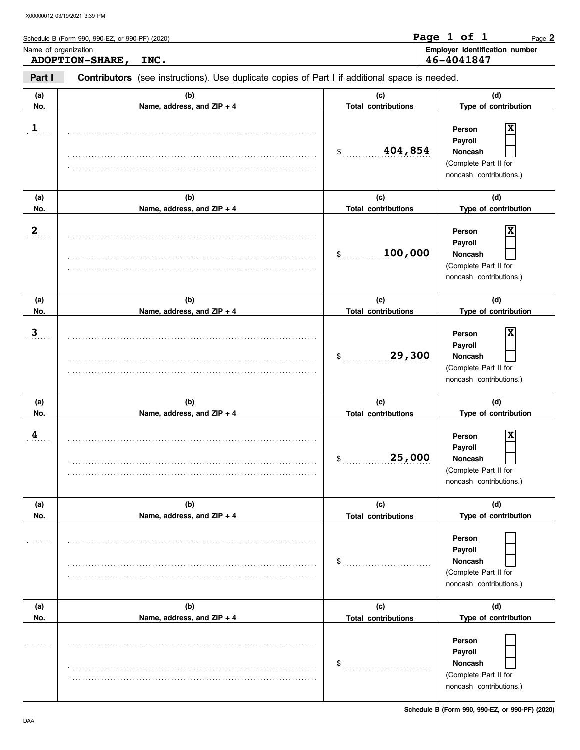Schedule B (Form 990, 990-EZ, or 990-PF) (2020)

Name of organization: **ADOPTION-SHARE, INC.**

Employer identification number: **46-4041847**

**Part I** **Contributors** (see instructions). Use duplicate copies of Part I if additional space is needed.

| (a) No. | (b) Name, address, and ZIP + 4 | (c) Total contributions | (d) Type of contribution |
|---|---|---|---|
| 1 | | $ 404,854 | Person [X] Payroll [ ] Noncash [ ] (Complete Part II for noncash contributions.) |
| 2 | | $ 100,000 | Person [X] Payroll [ ] Noncash [ ] (Complete Part II for noncash contributions.) |
| 3 | | $ 29,300 | Person [X] Payroll [ ] Noncash [ ] (Complete Part II for noncash contributions.) |
| 4 | | $ 25,000 | Person [X] Payroll [ ] Noncash [ ] (Complete Part II for noncash contributions.) |
| | | $ | Person [ ] Payroll [ ] Noncash [ ] (Complete Part II for noncash contributions.) |
| | | $ | Person [ ] Payroll [ ] Noncash [ ] (Complete Part II for noncash contributions.) |

Schedule B (Form 990, 990-EZ, or 990-PF) (2020)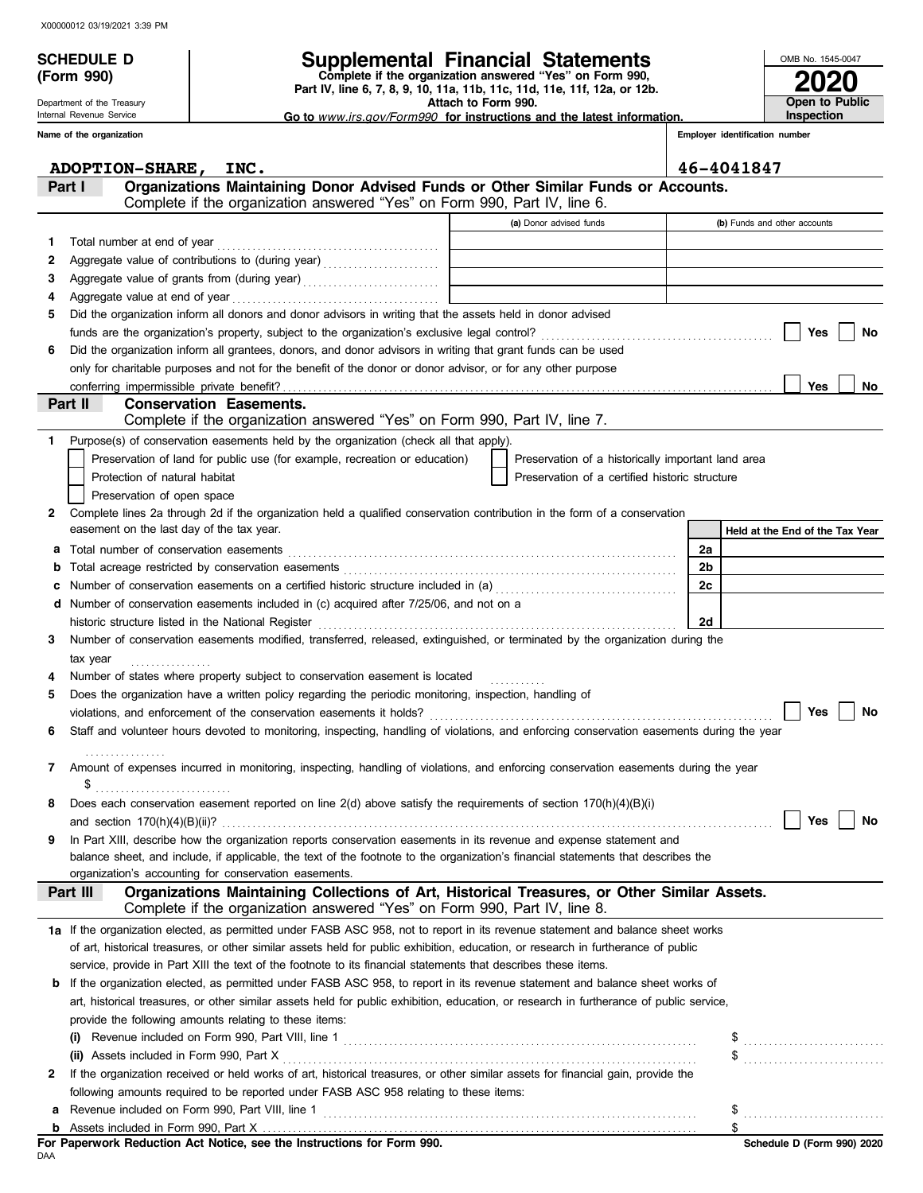X00000012 03/19/2021 3:39 PM

# SCHEDULE D (Form 990)

Department of the Treasury
Internal Revenue Service

## Supplemental Financial Statements

**Complete if the organization answered "Yes" on Form 990, Part IV, line 6, 7, 8, 9, 10, 11a, 11b, 11c, 11d, 11e, 11f, 12a, or 12b.**
**Attach to Form 990.**
**Go to www.irs.gov/Form990 for instructions and the latest information.**

OMB No. 1545-0047
**2020**
**Open to Public Inspection**

**Name of the organization:** ADOPTION-SHARE, INC.
**Employer identification number:** 46-4041847

### Part I Organizations Maintaining Donor Advised Funds or Other Similar Funds or Accounts.
Complete if the organization answered "Yes" on Form 990, Part IV, line 6.

| | | (a) Donor advised funds | (b) Funds and other accounts |
|---|---|---|---|
| 1 | Total number at end of year | | |
| 2 | Aggregate value of contributions to (during year) | | |
| 3 | Aggregate value of grants from (during year) | | |
| 4 | Aggregate value at end of year | | |

5 Did the organization inform all donors and donor advisors in writing that the assets held in donor advised funds are the organization's property, subject to the organization's exclusive legal control? ☐ Yes ☐ No

6 Did the organization inform all grantees, donors, and donor advisors in writing that grant funds can be used only for charitable purposes and not for the benefit of the donor or donor advisor, or for any other purpose conferring impermissible private benefit? ☐ Yes ☐ No

### Part II Conservation Easements.
Complete if the organization answered "Yes" on Form 990, Part IV, line 7.

1 Purpose(s) of conservation easements held by the organization (check all that apply).
- ☐ Preservation of land for public use (for example, recreation or education)
- ☐ Preservation of a historically important land area
- ☐ Protection of natural habitat
- ☐ Preservation of a certified historic structure
- ☐ Preservation of open space

2 Complete lines 2a through 2d if the organization held a qualified conservation contribution in the form of a conservation easement on the last day of the tax year.

| | | | Held at the End of the Tax Year |
|---|---|---|---|
| a | Total number of conservation easements | 2a | |
| b | Total acreage restricted by conservation easements | 2b | |
| c | Number of conservation easements on a certified historic structure included in (a) | 2c | |
| d | Number of conservation easements included in (c) acquired after 7/25/06, and not on a historic structure listed in the National Register | 2d | |

3 Number of conservation easements modified, transferred, released, extinguished, or terminated by the organization during the tax year ..........

4 Number of states where property subject to conservation easement is located ..........

5 Does the organization have a written policy regarding the periodic monitoring, inspection, handling of violations, and enforcement of the conservation easements it holds? ☐ Yes ☐ No

6 Staff and volunteer hours devoted to monitoring, inspecting, handling of violations, and enforcing conservation easements during the year ..........

7 Amount of expenses incurred in monitoring, inspecting, handling of violations, and enforcing conservation easements during the year $ ..........

8 Does each conservation easement reported on line 2(d) above satisfy the requirements of section 170(h)(4)(B)(i) and section 170(h)(4)(B)(ii)? ☐ Yes ☐ No

9 In Part XIII, describe how the organization reports conservation easements in its revenue and expense statement and balance sheet, and include, if applicable, the text of the footnote to the organization's financial statements that describes the organization's accounting for conservation easements.

### Part III Organizations Maintaining Collections of Art, Historical Treasures, or Other Similar Assets.
Complete if the organization answered "Yes" on Form 990, Part IV, line 8.

1a If the organization elected, as permitted under FASB ASC 958, not to report in its revenue statement and balance sheet works of art, historical treasures, or other similar assets held for public exhibition, education, or research in furtherance of public service, provide in Part XIII the text of the footnote to its financial statements that describes these items.

b If the organization elected, as permitted under FASB ASC 958, to report in its revenue statement and balance sheet works of art, historical treasures, or other similar assets held for public exhibition, education, or research in furtherance of public service, provide the following amounts relating to these items:

(i) Revenue included on Form 990, Part VIII, line 1 $ ..........

(ii) Assets included in Form 990, Part X $ ..........

2 If the organization received or held works of art, historical treasures, or other similar assets for financial gain, provide the following amounts required to be reported under FASB ASC 958 relating to these items:

a Revenue included on Form 990, Part VIII, line 1 $ ..........

b Assets included in Form 990, Part X $ ..........

**For Paperwork Reduction Act Notice, see the Instructions for Form 990.**
DAA
**Schedule D (Form 990) 2020**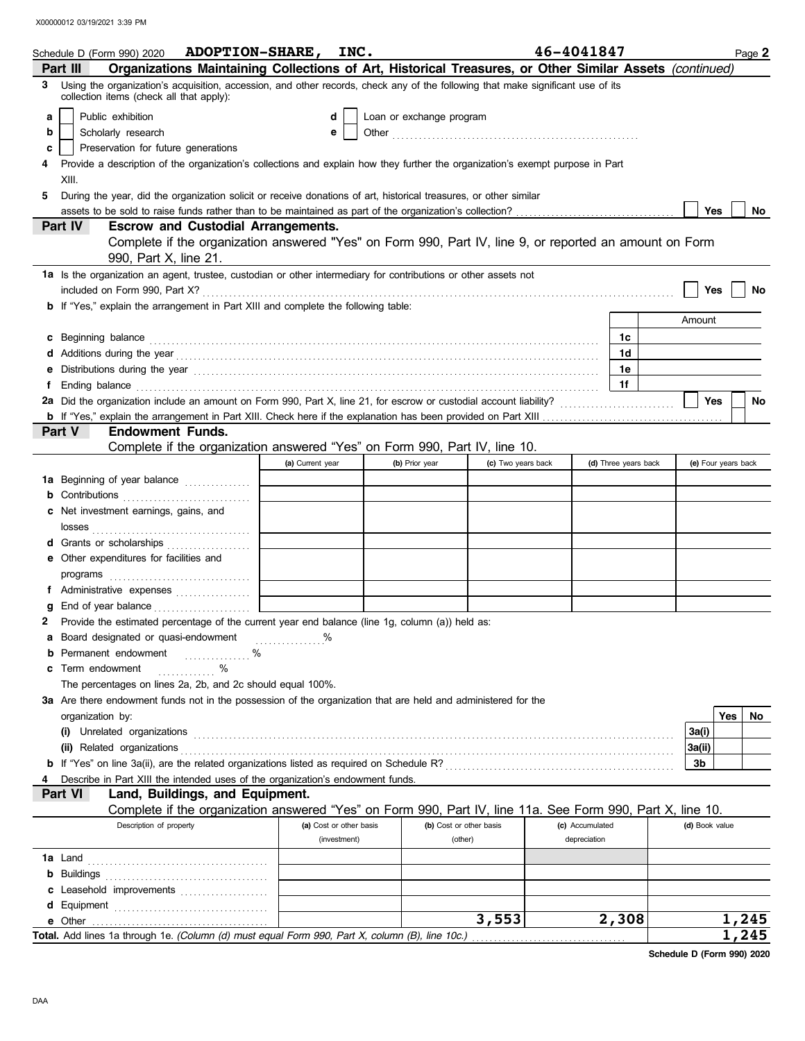Schedule D (Form 990) 2020 **ADOPTION-SHARE, INC.** **46-4041847** Page **2**

## Part III Organizations Maintaining Collections of Art, Historical Treasures, or Other Similar Assets *(continued)*

**3** Using the organization's acquisition, accession, and other records, check any of the following that make significant use of its collection items (check all that apply):

- **a** ☐ Public exhibition
- **b** ☐ Scholarly research
- **c** ☐ Preservation for future generations
- **d** ☐ Loan or exchange program
- **e** ☐ Other ..........

**4** Provide a description of the organization's collections and explain how they further the organization's exempt purpose in Part XIII.

**5** During the year, did the organization solicit or receive donations of art, historical treasures, or other similar assets to be sold to raise funds rather than to be maintained as part of the organization's collection? ☐ Yes ☐ No

## Part IV Escrow and Custodial Arrangements.

Complete if the organization answered "Yes" on Form 990, Part IV, line 9, or reported an amount on Form 990, Part X, line 21.

**1a** Is the organization an agent, trustee, custodian or other intermediary for contributions or other assets not included on Form 990, Part X? ☐ Yes ☐ No

**b** If "Yes," explain the arrangement in Part XIII and complete the following table:

| | | | Amount |
|---|---|---|---|
| **c** | Beginning balance | 1c | |
| **d** | Additions during the year | 1d | |
| **e** | Distributions during the year | 1e | |
| **f** | Ending balance | 1f | |

**2a** Did the organization include an amount on Form 990, Part X, line 21, for escrow or custodial account liability? ☐ Yes ☐ No

**b** If "Yes," explain the arrangement in Part XIII. Check here if the explanation has been provided on Part XIII ☐

## Part V Endowment Funds.

Complete if the organization answered "Yes" on Form 990, Part IV, line 10.

| | (a) Current year | (b) Prior year | (c) Two years back | (d) Three years back | (e) Four years back |
|---|---|---|---|---|---|
| **1a** Beginning of year balance | | | | | |
| **b** Contributions | | | | | |
| **c** Net investment earnings, gains, and losses | | | | | |
| **d** Grants or scholarships | | | | | |
| **e** Other expenditures for facilities and programs | | | | | |
| **f** Administrative expenses | | | | | |
| **g** End of year balance | | | | | |

**2** Provide the estimated percentage of the current year end balance (line 1g, column (a)) held as:

- **a** Board designated or quasi-endowment ....... %
- **b** Permanent endowment ....... %
- **c** Term endowment ....... %

The percentages on lines 2a, 2b, and 2c should equal 100%.

**3a** Are there endowment funds not in the possession of the organization that are held and administered for the organization by:

| | | Yes | No |
|---|---|---|---|
| **(i)** Unrelated organizations | 3a(i) | | |
| **(ii)** Related organizations | 3a(ii) | | |
| **b** If "Yes" on line 3a(ii), are the related organizations listed as required on Schedule R? | 3b | | |

**4** Describe in Part XIII the intended uses of the organization's endowment funds.

## Part VI Land, Buildings, and Equipment.

Complete if the organization answered "Yes" on Form 990, Part IV, line 11a. See Form 990, Part X, line 10.

| Description of property | (a) Cost or other basis (investment) | (b) Cost or other basis (other) | (c) Accumulated depreciation | (d) Book value |
|---|---|---|---|---|
| **1a** Land | | | | |
| **b** Buildings | | | | |
| **c** Leasehold improvements | | | | |
| **d** Equipment | | | | |
| **e** Other | | 3,553 | 2,308 | 1,245 |
| **Total.** Add lines 1a through 1e. *(Column (d) must equal Form 990, Part X, column (B), line 10c.)* | | | | 1,245 |

**Schedule D (Form 990) 2020**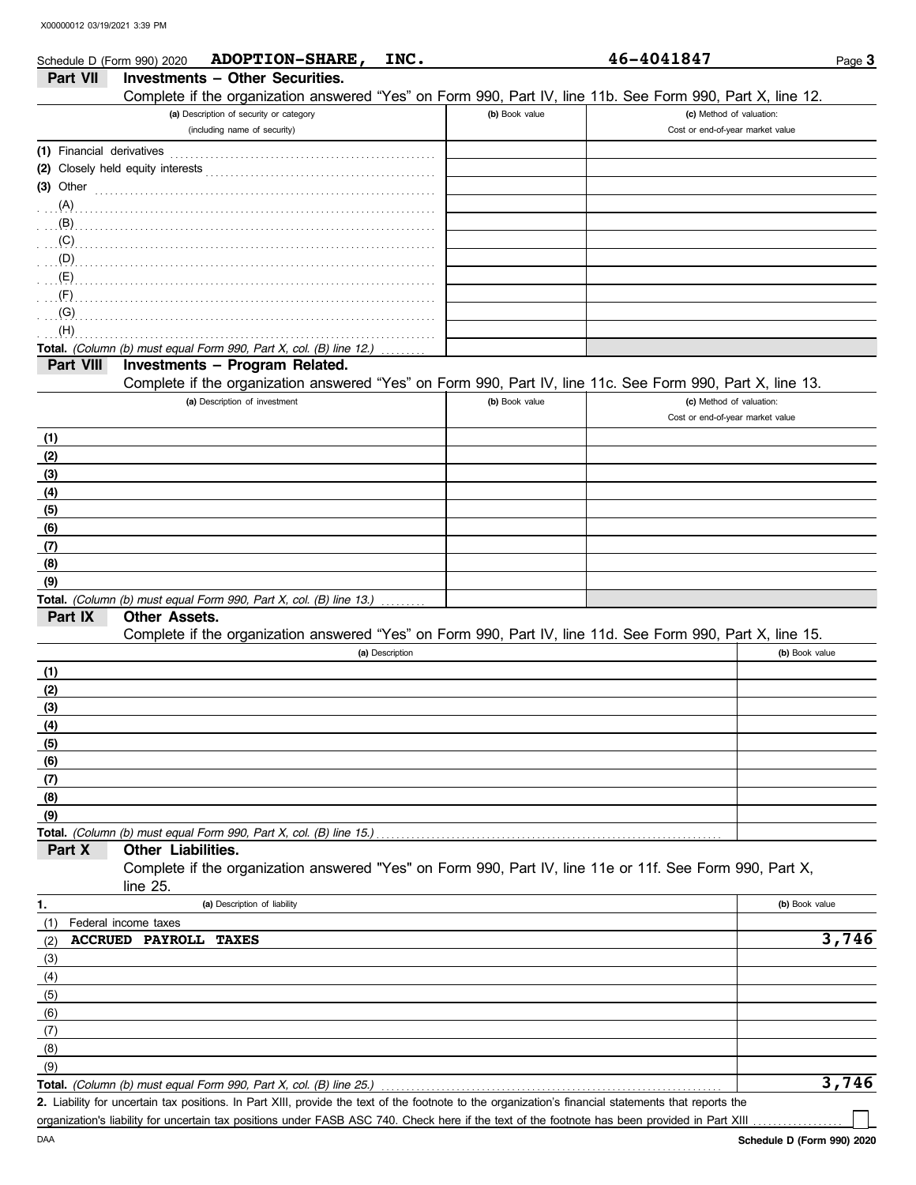Schedule D (Form 990) 2020 **ADOPTION-SHARE, INC.** **46-4041847**

## Part VII Investments – Other Securities.

Complete if the organization answered "Yes" on Form 990, Part IV, line 11b. See Form 990, Part X, line 12.

| (a) Description of security or category (including name of security) | (b) Book value | (c) Method of valuation: Cost or end-of-year market value |
|---|---|---|
| (1) Financial derivatives | | |
| (2) Closely held equity interests | | |
| (3) Other | | |
| (A) | | |
| (B) | | |
| (C) | | |
| (D) | | |
| (E) | | |
| (F) | | |
| (G) | | |
| (H) | | |
| **Total.** *(Column (b) must equal Form 990, Part X, col. (B) line 12.)* | | |

## Part VIII Investments – Program Related.

Complete if the organization answered "Yes" on Form 990, Part IV, line 11c. See Form 990, Part X, line 13.

| (a) Description of investment | (b) Book value | (c) Method of valuation: Cost or end-of-year market value |
|---|---|---|
| (1) | | |
| (2) | | |
| (3) | | |
| (4) | | |
| (5) | | |
| (6) | | |
| (7) | | |
| (8) | | |
| (9) | | |
| **Total.** *(Column (b) must equal Form 990, Part X, col. (B) line 13.)* | | |

## Part IX Other Assets.

Complete if the organization answered "Yes" on Form 990, Part IV, line 11d. See Form 990, Part X, line 15.

| (a) Description | (b) Book value |
|---|---|
| (1) | |
| (2) | |
| (3) | |
| (4) | |
| (5) | |
| (6) | |
| (7) | |
| (8) | |
| (9) | |
| **Total.** *(Column (b) must equal Form 990, Part X, col. (B) line 15.)* | |

## Part X Other Liabilities.

Complete if the organization answered "Yes" on Form 990, Part IV, line 11e or 11f. See Form 990, Part X, line 25.

| 1. (a) Description of liability | (b) Book value |
|---|---|
| (1) Federal income taxes | |
| (2) **ACCRUED PAYROLL TAXES** | **3,746** |
| (3) | |
| (4) | |
| (5) | |
| (6) | |
| (7) | |
| (8) | |
| (9) | |
| **Total.** *(Column (b) must equal Form 990, Part X, col. (B) line 25.)* | **3,746** |

**2.** Liability for uncertain tax positions. In Part XIII, provide the text of the footnote to the organization's financial statements that reports the organization's liability for uncertain tax positions under FASB ASC 740. Check here if the text of the footnote has been provided in Part XIII ☐

DAA **Schedule D (Form 990) 2020**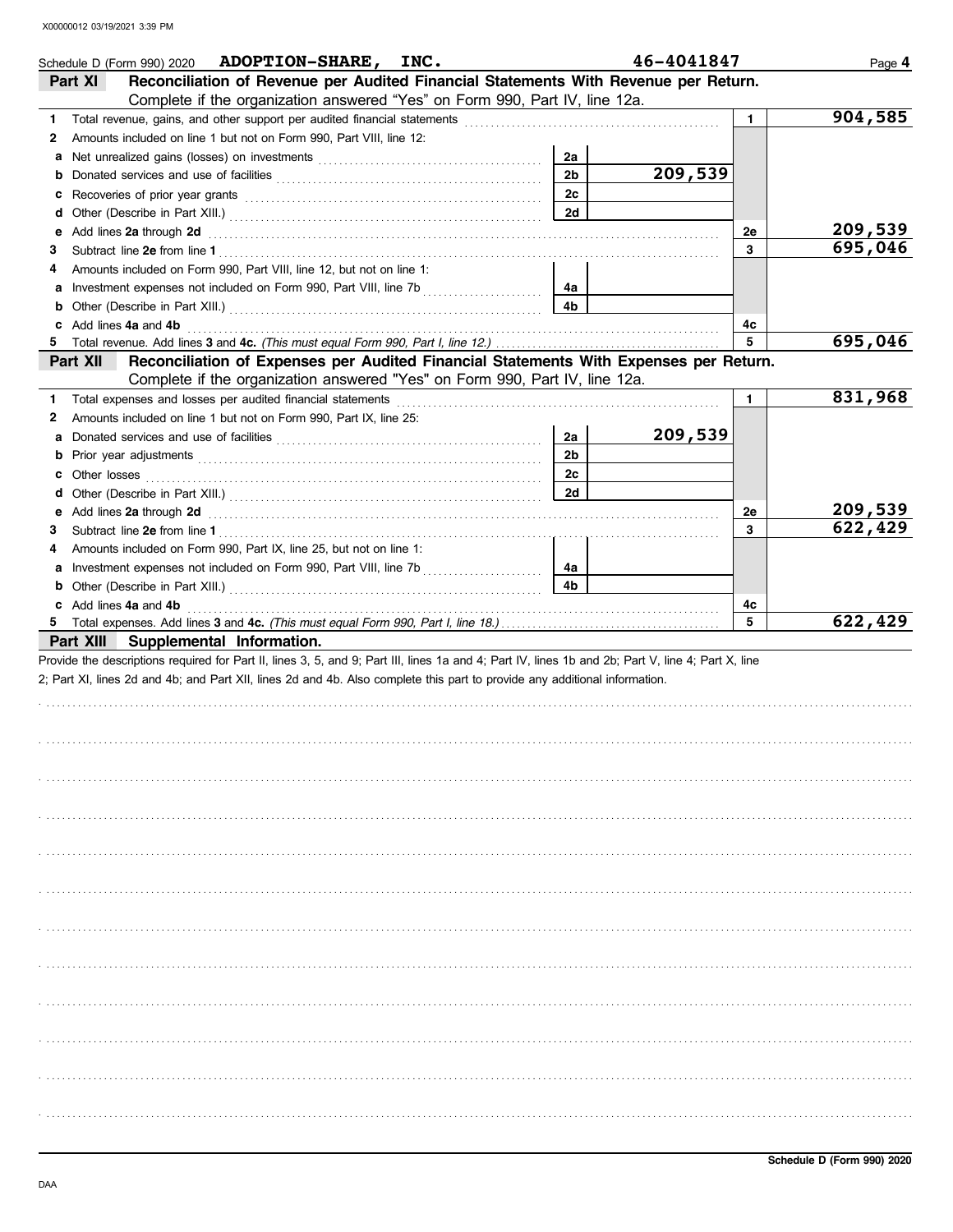Schedule D (Form 990) 2020 **ADOPTION-SHARE, INC.** **46-4041847** Page **4**

## Part XI Reconciliation of Revenue per Audited Financial Statements With Revenue per Return.

Complete if the organization answered "Yes" on Form 990, Part IV, line 12a.

| | | | | | |
|---|---|---|---|---|---|
| **1** | Total revenue, gains, and other support per audited financial statements | | | 1 | 904,585 |
| **2** | Amounts included on line 1 but not on Form 990, Part VIII, line 12: | | | | |
| **a** | Net unrealized gains (losses) on investments | 2a | | | |
| **b** | Donated services and use of facilities | 2b | 209,539 | | |
| **c** | Recoveries of prior year grants | 2c | | | |
| **d** | Other (Describe in Part XIII.) | 2d | | | |
| **e** | Add lines **2a** through **2d** | | | 2e | 209,539 |
| **3** | Subtract line **2e** from line **1** | | | 3 | 695,046 |
| **4** | Amounts included on Form 990, Part VIII, line 12, but not on line 1: | | | | |
| **a** | Investment expenses not included on Form 990, Part VIII, line 7b | 4a | | | |
| **b** | Other (Describe in Part XIII.) | 4b | | | |
| **c** | Add lines **4a** and **4b** | | | 4c | |
| **5** | Total revenue. Add lines **3** and **4c.** *(This must equal Form 990, Part I, line 12.)* | | | 5 | 695,046 |

## Part XII Reconciliation of Expenses per Audited Financial Statements With Expenses per Return.

Complete if the organization answered "Yes" on Form 990, Part IV, line 12a.

| | | | | | |
|---|---|---|---|---|---|
| **1** | Total expenses and losses per audited financial statements | | | 1 | 831,968 |
| **2** | Amounts included on line 1 but not on Form 990, Part IX, line 25: | | | | |
| **a** | Donated services and use of facilities | 2a | 209,539 | | |
| **b** | Prior year adjustments | 2b | | | |
| **c** | Other losses | 2c | | | |
| **d** | Other (Describe in Part XIII.) | 2d | | | |
| **e** | Add lines **2a** through **2d** | | | 2e | 209,539 |
| **3** | Subtract line **2e** from line **1** | | | 3 | 622,429 |
| **4** | Amounts included on Form 990, Part IX, line 25, but not on line 1: | | | | |
| **a** | Investment expenses not included on Form 990, Part VIII, line 7b | 4a | | | |
| **b** | Other (Describe in Part XIII.) | 4b | | | |
| **c** | Add lines **4a** and **4b** | | | 4c | |
| **5** | Total expenses. Add lines **3** and **4c.** *(This must equal Form 990, Part I, line 18.)* | | | 5 | 622,429 |

## Part XIII Supplemental Information.

Provide the descriptions required for Part II, lines 3, 5, and 9; Part III, lines 1a and 4; Part IV, lines 1b and 2b; Part V, line 4; Part X, line 2; Part XI, lines 2d and 4b; and Part XII, lines 2d and 4b. Also complete this part to provide any additional information.

**Schedule D (Form 990) 2020**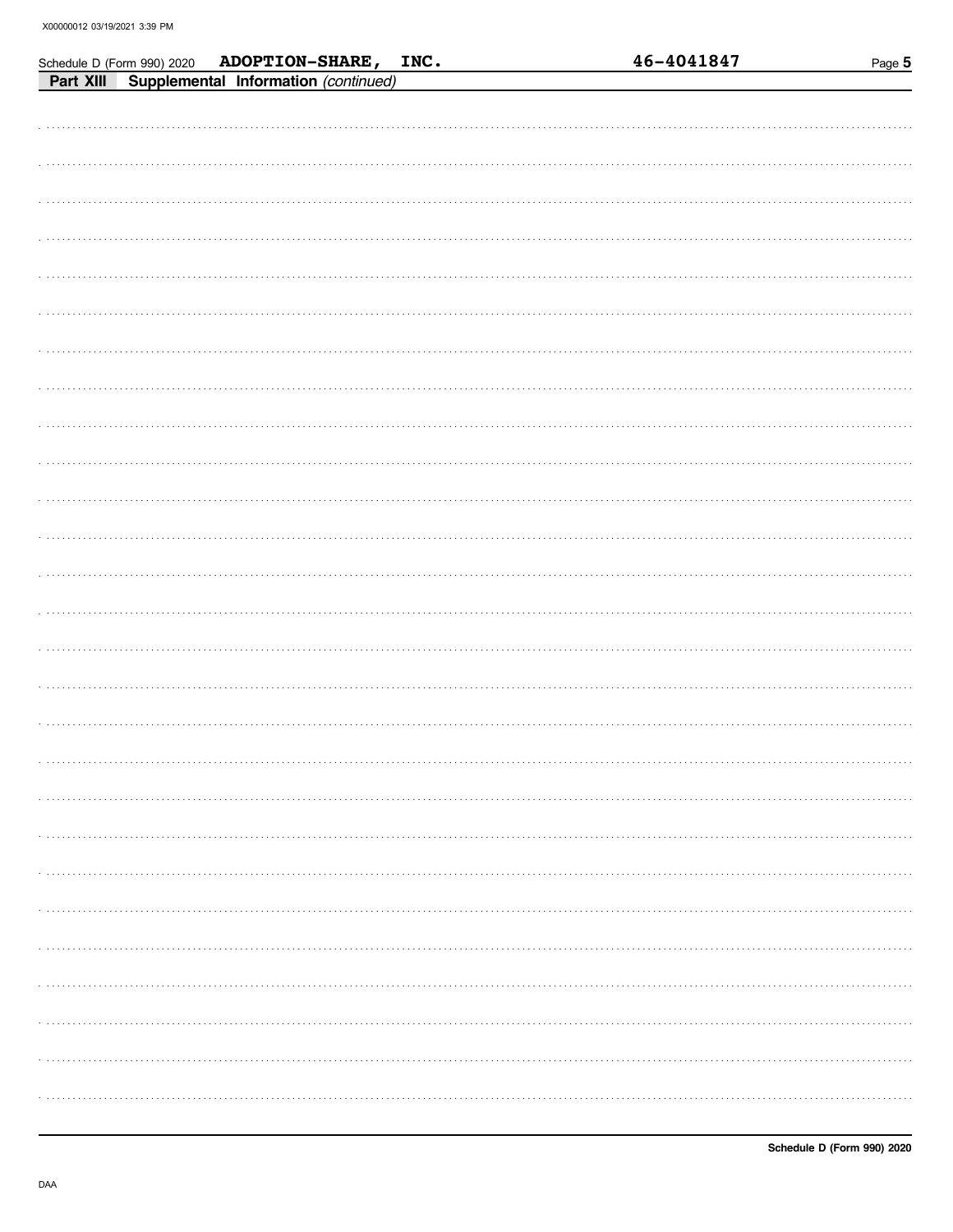Schedule D (Form 990) 2020 **ADOPTION-SHARE, INC.** **46-4041847**

**Part XIII Supplemental Information** *(continued)*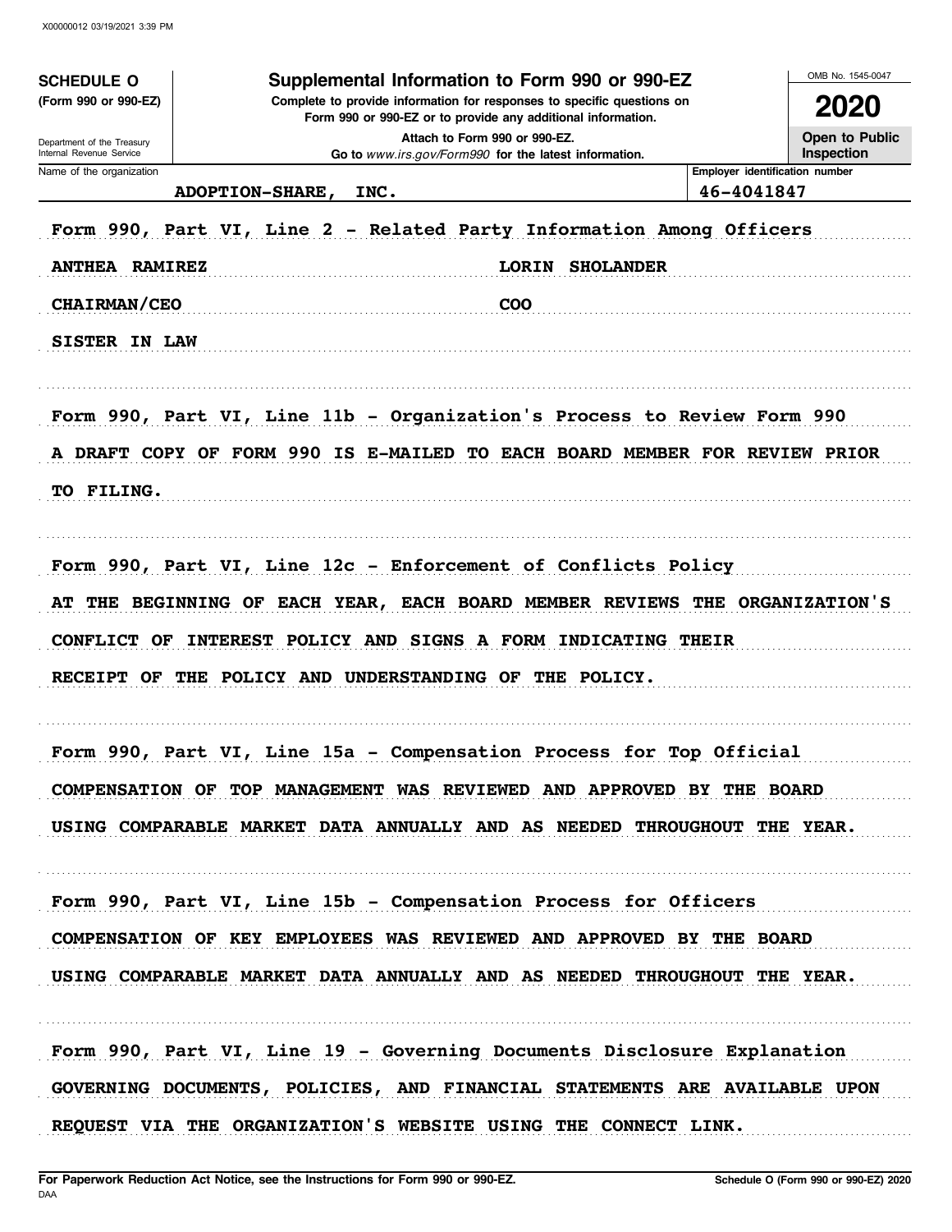X00000012 03/19/2021 3:39 PM

**SCHEDULE O**
**(Form 990 or 990-EZ)**

Department of the Treasury
Internal Revenue Service

# Supplemental Information to Form 990 or 990-EZ

**Complete to provide information for responses to specific questions on Form 990 or 990-EZ or to provide any additional information.**

**Attach to Form 990 or 990-EZ.**

**Go to** *www.irs.gov/Form990* **for the latest information.**

OMB No. 1545-0047

**2020**

**Open to Public Inspection**

| Name of the organization | Employer identification number |
|---|---|
| ADOPTION-SHARE, INC. | 46-4041847 |

**Form 990, Part VI, Line 2 - Related Party Information Among Officers**

| | |
|---|---|
| ANTHEA RAMIREZ | LORIN SHOLANDER |
| CHAIRMAN/CEO | COO |
| SISTER IN LAW | |

**Form 990, Part VI, Line 11b - Organization's Process to Review Form 990**

A DRAFT COPY OF FORM 990 IS E-MAILED TO EACH BOARD MEMBER FOR REVIEW PRIOR TO FILING.

**Form 990, Part VI, Line 12c - Enforcement of Conflicts Policy**

AT THE BEGINNING OF EACH YEAR, EACH BOARD MEMBER REVIEWS THE ORGANIZATION'S CONFLICT OF INTEREST POLICY AND SIGNS A FORM INDICATING THEIR RECEIPT OF THE POLICY AND UNDERSTANDING OF THE POLICY.

**Form 990, Part VI, Line 15a - Compensation Process for Top Official**

COMPENSATION OF TOP MANAGEMENT WAS REVIEWED AND APPROVED BY THE BOARD USING COMPARABLE MARKET DATA ANNUALLY AND AS NEEDED THROUGHOUT THE YEAR.

**Form 990, Part VI, Line 15b - Compensation Process for Officers**

COMPENSATION OF KEY EMPLOYEES WAS REVIEWED AND APPROVED BY THE BOARD USING COMPARABLE MARKET DATA ANNUALLY AND AS NEEDED THROUGHOUT THE YEAR.

**Form 990, Part VI, Line 19 - Governing Documents Disclosure Explanation**

GOVERNING DOCUMENTS, POLICIES, AND FINANCIAL STATEMENTS ARE AVAILABLE UPON REQUEST VIA THE ORGANIZATION'S WEBSITE USING THE CONNECT LINK.

**For Paperwork Reduction Act Notice, see the Instructions for Form 990 or 990-EZ.**
DAA

**Schedule O (Form 990 or 990-EZ) 2020**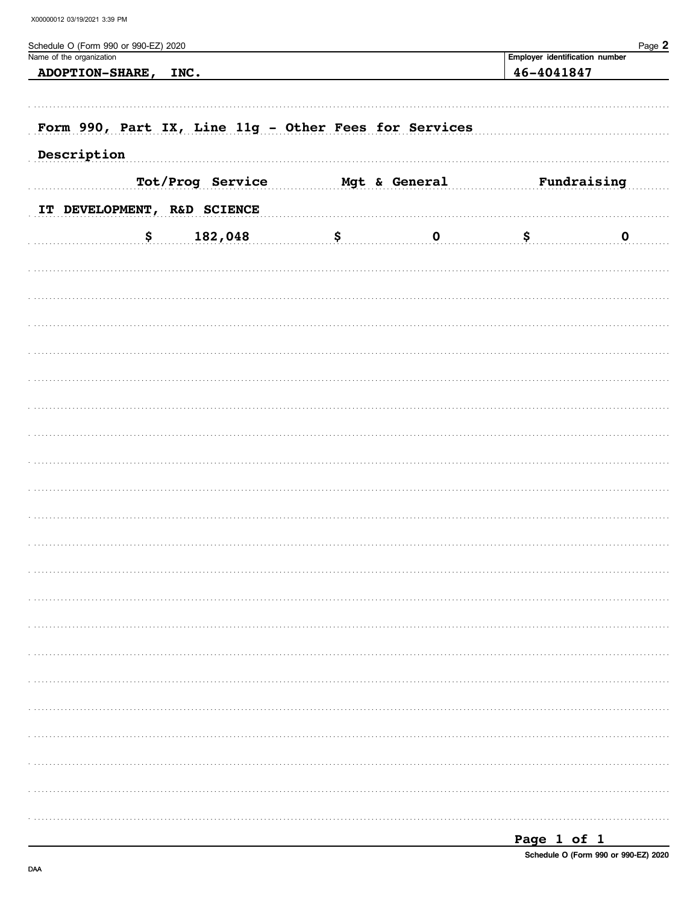Schedule O (Form 990 or 990-EZ) 2020

| Name of the organization | Employer identification number |
|---|---|
| ADOPTION-SHARE, INC. | 46-4041847 |

Form 990, Part IX, Line 11g - Other Fees for Services

| Description | Tot/Prog Service | Mgt & General | Fundraising |
|---|---|---|---|
| IT DEVELOPMENT, R&D SCIENCE | $ 182,048 | $ 0 | $ 0 |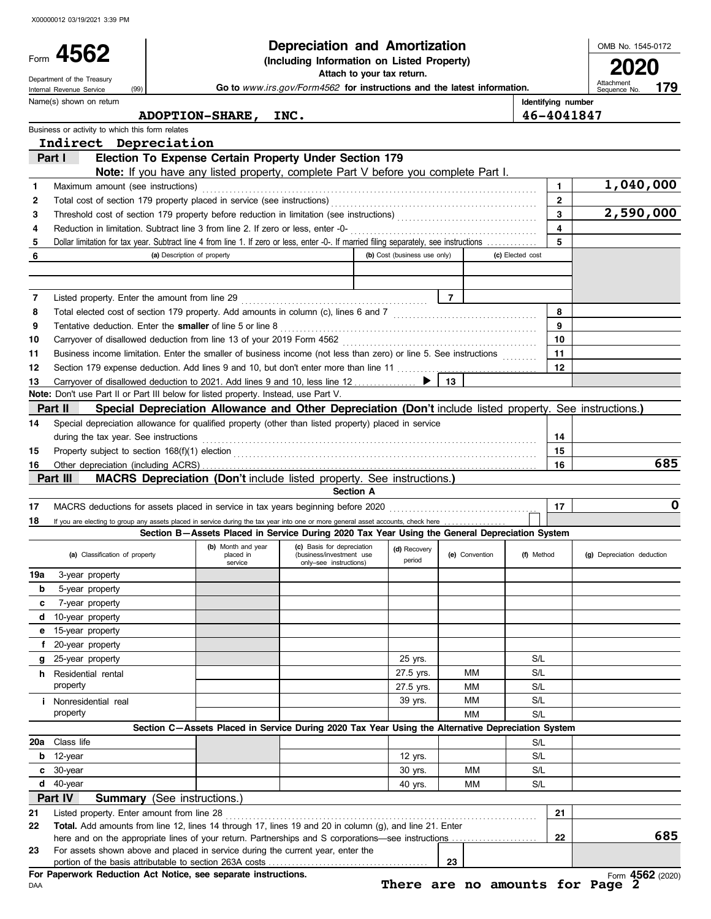X00000012 03/19/2021 3:39 PM

# Form 4562 — Depreciation and Amortization

**(Including Information on Listed Property)**

**Attach to your tax return.**

Department of the Treasury
Internal Revenue Service (99)

**Go to** *www.irs.gov/Form4562* **for instructions and the latest information.**

OMB No. 1545-0172 | **2020** | Attachment Sequence No. **179**

Name(s) shown on return: **ADOPTION-SHARE, INC.**

Identifying number: **46-4041847**

Business or activity to which this form relates: **Indirect Depreciation**

## Part I — Election To Expense Certain Property Under Section 179

**Note:** If you have any listed property, complete Part V before you complete Part I.

| Line | Description | | Amount |
|---|---|---|---|
| 1 | Maximum amount (see instructions) | 1 | 1,040,000 |
| 2 | Total cost of section 179 property placed in service (see instructions) | 2 | |
| 3 | Threshold cost of section 179 property before reduction in limitation (see instructions) | 3 | 2,590,000 |
| 4 | Reduction in limitation. Subtract line 3 from line 2. If zero or less, enter -0- | 4 | |
| 5 | Dollar limitation for tax year. Subtract line 4 from line 1. If zero or less, enter -0-. If married filing separately, see instructions | 5 | |

| 6 (a) Description of property | (b) Cost (business use only) | (c) Elected cost |
|---|---|---|
| | | |
| | | |

| Line | Description | | Amount |
|---|---|---|---|
| 7 | Listed property. Enter the amount from line 29 | 7 | |
| 8 | Total elected cost of section 179 property. Add amounts in column (c), lines 6 and 7 | 8 | |
| 9 | Tentative deduction. Enter the **smaller** of line 5 or line 8 | 9 | |
| 10 | Carryover of disallowed deduction from line 13 of your 2019 Form 4562 | 10 | |
| 11 | Business income limitation. Enter the smaller of business income (not less than zero) or line 5. See instructions | 11 | |
| 12 | Section 179 expense deduction. Add lines 9 and 10, but don't enter more than line 11 | 12 | |
| 13 | Carryover of disallowed deduction to 2021. Add lines 9 and 10, less line 12 ▶ | 13 | |

**Note:** Don't use Part II or Part III below for listed property. Instead, use Part V.

## Part II — Special Depreciation Allowance and Other Depreciation (Don't include listed property. See instructions.)

| Line | Description | | Amount |
|---|---|---|---|
| 14 | Special depreciation allowance for qualified property (other than listed property) placed in service during the tax year. See instructions | 14 | |
| 15 | Property subject to section 168(f)(1) election | 15 | |
| 16 | Other depreciation (including ACRS) | 16 | 685 |

## Part III — MACRS Depreciation (Don't include listed property. See instructions.)

### Section A

| Line | Description | | Amount |
|---|---|---|---|
| 17 | MACRS deductions for assets placed in service in tax years beginning before 2020 | 17 | 0 |
| 18 | If you are electing to group any assets placed in service during the tax year into one or more general asset accounts, check here ☐ | | |

### Section B—Assets Placed in Service During 2020 Tax Year Using the General Depreciation System

| (a) Classification of property | (b) Month and year placed in service | (c) Basis for depreciation (business/investment use only–see instructions) | (d) Recovery period | (e) Convention | (f) Method | (g) Depreciation deduction |
|---|---|---|---|---|---|---|
| 19a 3-year property | | | | | | |
| b 5-year property | | | | | | |
| c 7-year property | | | | | | |
| d 10-year property | | | | | | |
| e 15-year property | | | | | | |
| f 20-year property | | | | | | |
| g 25-year property | | | 25 yrs. | | S/L | |
| h Residential rental property | | | 27.5 yrs. | MM | S/L | |
| | | | 27.5 yrs. | MM | S/L | |
| i Nonresidential real property | | | 39 yrs. | MM | S/L | |
| | | | | MM | S/L | |

### Section C—Assets Placed in Service During 2020 Tax Year Using the Alternative Depreciation System

| (a) Classification of property | (b) Month and year placed in service | (c) Basis for depreciation | (d) Recovery period | (e) Convention | (f) Method | (g) Depreciation deduction |
|---|---|---|---|---|---|---|
| 20a Class life | | | | | S/L | |
| b 12-year | | | 12 yrs. | | S/L | |
| c 30-year | | | 30 yrs. | MM | S/L | |
| d 40-year | | | 40 yrs. | MM | S/L | |

## Part IV — Summary (See instructions.)

| Line | Description | | Amount |
|---|---|---|---|
| 21 | Listed property. Enter amount from line 28 | 21 | |
| 22 | **Total.** Add amounts from line 12, lines 14 through 17, lines 19 and 20 in column (g), and line 21. Enter here and on the appropriate lines of your return. Partnerships and S corporations—see instructions | 22 | 685 |
| 23 | For assets shown above and placed in service during the current year, enter the portion of the basis attributable to section 263A costs | 23 | |

**For Paperwork Reduction Act Notice, see separate instructions.**

DAA

**There are no amounts for Page 2**

Form **4562** (2020)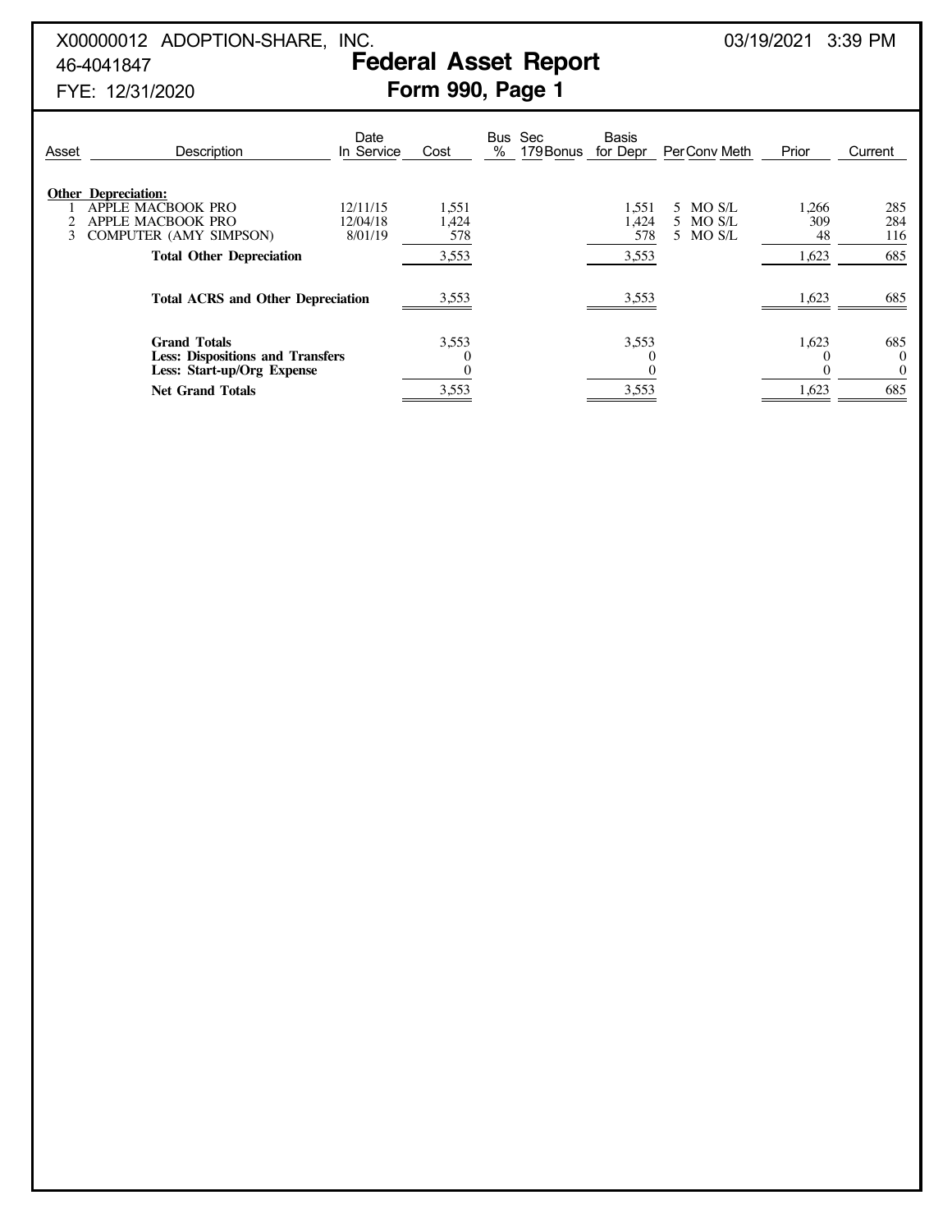X00000012 ADOPTION-SHARE, INC.

46-4041847

FYE: 12/31/2020

03/19/2021 3:39 PM

# Federal Asset Report

## Form 990, Page 1

| Asset | Description | Date In Service | Cost | Bus % | Sec 179 | Bonus | Basis for Depr | Per | Conv | Meth | Prior | Current |
|---|---|---|---|---|---|---|---|---|---|---|---|---|
| **Other Depreciation:** | | | | | | | | | | | | |
| 1 | APPLE MACBOOK PRO | 12/11/15 | 1,551 | | | | 1,551 | 5 | MO | S/L | 1,266 | 285 |
| 2 | APPLE MACBOOK PRO | 12/04/18 | 1,424 | | | | 1,424 | 5 | MO | S/L | 309 | 284 |
| 3 | COMPUTER (AMY SIMPSON) | 8/01/19 | 578 | | | | 578 | 5 | MO | S/L | 48 | 116 |
| | **Total Other Depreciation** | | 3,553 | | | | 3,553 | | | | 1,623 | 685 |
| | **Total ACRS and Other Depreciation** | | 3,553 | | | | 3,553 | | | | 1,623 | 685 |
| | **Grand Totals** | | 3,553 | | | | 3,553 | | | | 1,623 | 685 |
| | **Less: Dispositions and Transfers** | | 0 | | | | 0 | | | | 0 | 0 |
| | **Less: Start-up/Org Expense** | | 0 | | | | 0 | | | | 0 | 0 |
| | **Net Grand Totals** | | 3,553 | | | | 3,553 | | | | 1,623 | 685 |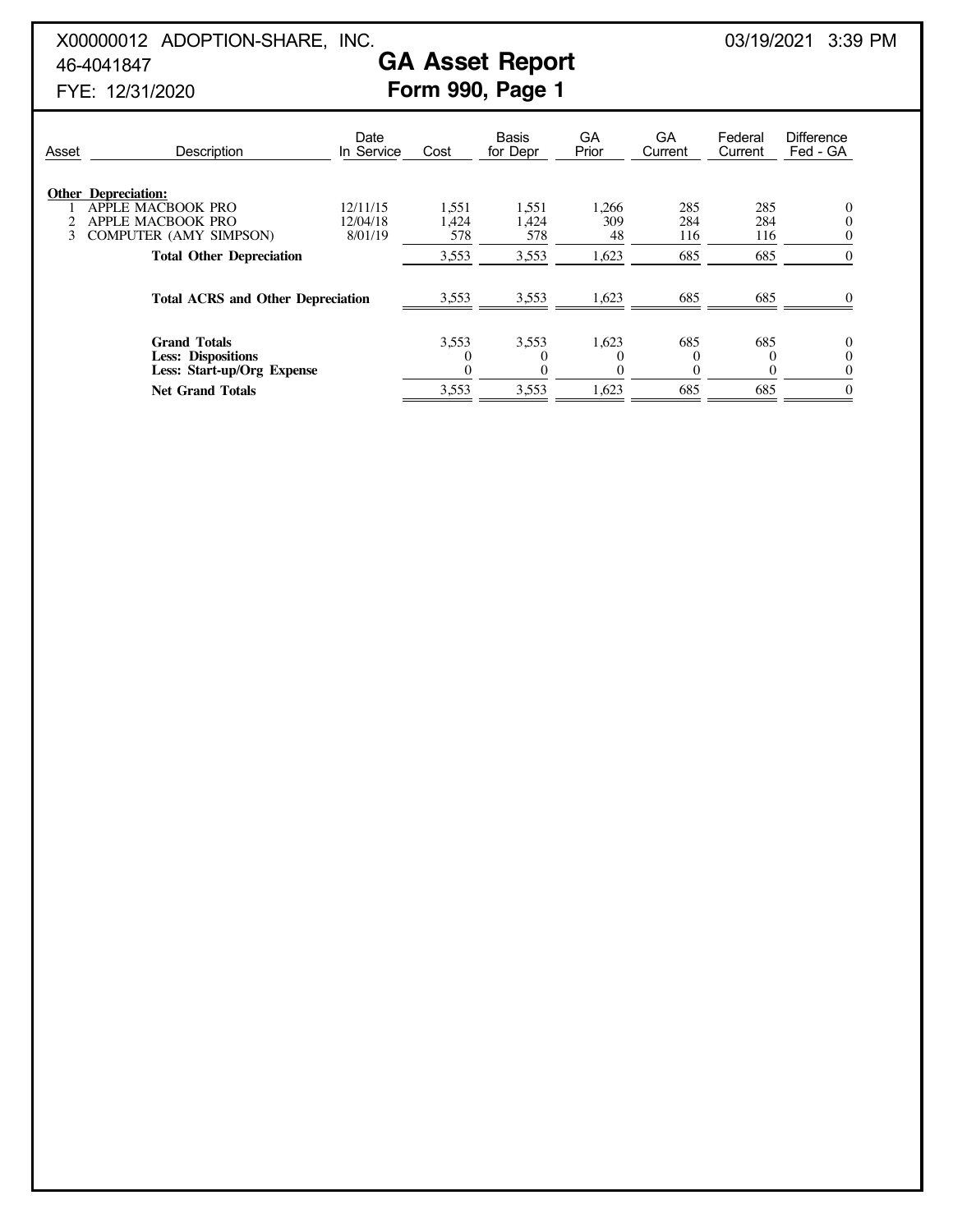X00000012 ADOPTION-SHARE, INC.
46-4041847
FYE: 12/31/2020

03/19/2021 3:39 PM

# GA Asset Report
## Form 990, Page 1

| Asset | Description | Date In Service | Cost | Basis for Depr | GA Prior | GA Current | Federal Current | Difference Fed - GA |
|---|---|---|---|---|---|---|---|---|
| **Other Depreciation:** | | | | | | | | |
| 1 | APPLE MACBOOK PRO | 12/11/15 | 1,551 | 1,551 | 1,266 | 285 | 285 | 0 |
| 2 | APPLE MACBOOK PRO | 12/04/18 | 1,424 | 1,424 | 309 | 284 | 284 | 0 |
| 3 | COMPUTER (AMY SIMPSON) | 8/01/19 | 578 | 578 | 48 | 116 | 116 | 0 |
| | **Total Other Depreciation** | | 3,553 | 3,553 | 1,623 | 685 | 685 | 0 |
| | **Total ACRS and Other Depreciation** | | 3,553 | 3,553 | 1,623 | 685 | 685 | 0 |
| | **Grand Totals** | | 3,553 | 3,553 | 1,623 | 685 | 685 | 0 |
| | **Less: Dispositions** | | 0 | 0 | 0 | 0 | 0 | 0 |
| | **Less: Start-up/Org Expense** | | 0 | 0 | 0 | 0 | 0 | 0 |
| | **Net Grand Totals** | | 3,553 | 3,553 | 1,623 | 685 | 685 | 0 |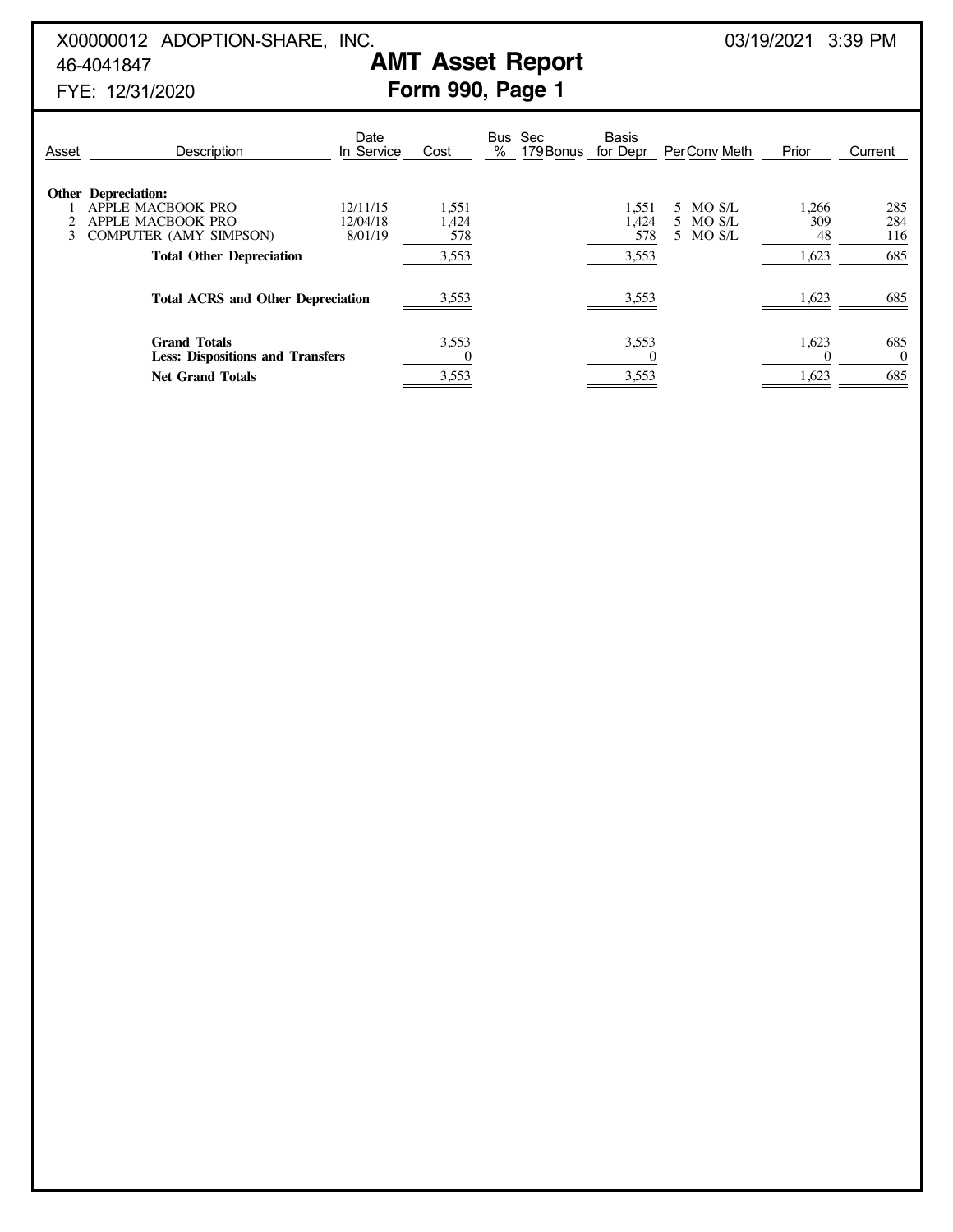X00000012 ADOPTION-SHARE, INC. 03/19/2021 3:39 PM

46-4041847

FYE: 12/31/2020

# AMT Asset Report
## Form 990, Page 1

| Asset | Description | Date In Service | Cost | Bus % | Sec 179 Bonus | Basis for Depr | Per | Conv | Meth | Prior | Current |
|---|---|---|---|---|---|---|---|---|---|---|---|
| | **Other Depreciation:** | | | | | | | | | | |
| 1 | APPLE MACBOOK PRO | 12/11/15 | 1,551 | | | 1,551 | 5 | MO | S/L | 1,266 | 285 |
| 2 | APPLE MACBOOK PRO | 12/04/18 | 1,424 | | | 1,424 | 5 | MO | S/L | 309 | 284 |
| 3 | COMPUTER (AMY SIMPSON) | 8/01/19 | 578 | | | 578 | 5 | MO | S/L | 48 | 116 |
| | **Total Other Depreciation** | | 3,553 | | | 3,553 | | | | 1,623 | 685 |
| | **Total ACRS and Other Depreciation** | | 3,553 | | | 3,553 | | | | 1,623 | 685 |
| | **Grand Totals** | | 3,553 | | | 3,553 | | | | 1,623 | 685 |
| | **Less: Dispositions and Transfers** | | 0 | | | 0 | | | | 0 | 0 |
| | **Net Grand Totals** | | 3,553 | | | 3,553 | | | | 1,623 | 685 |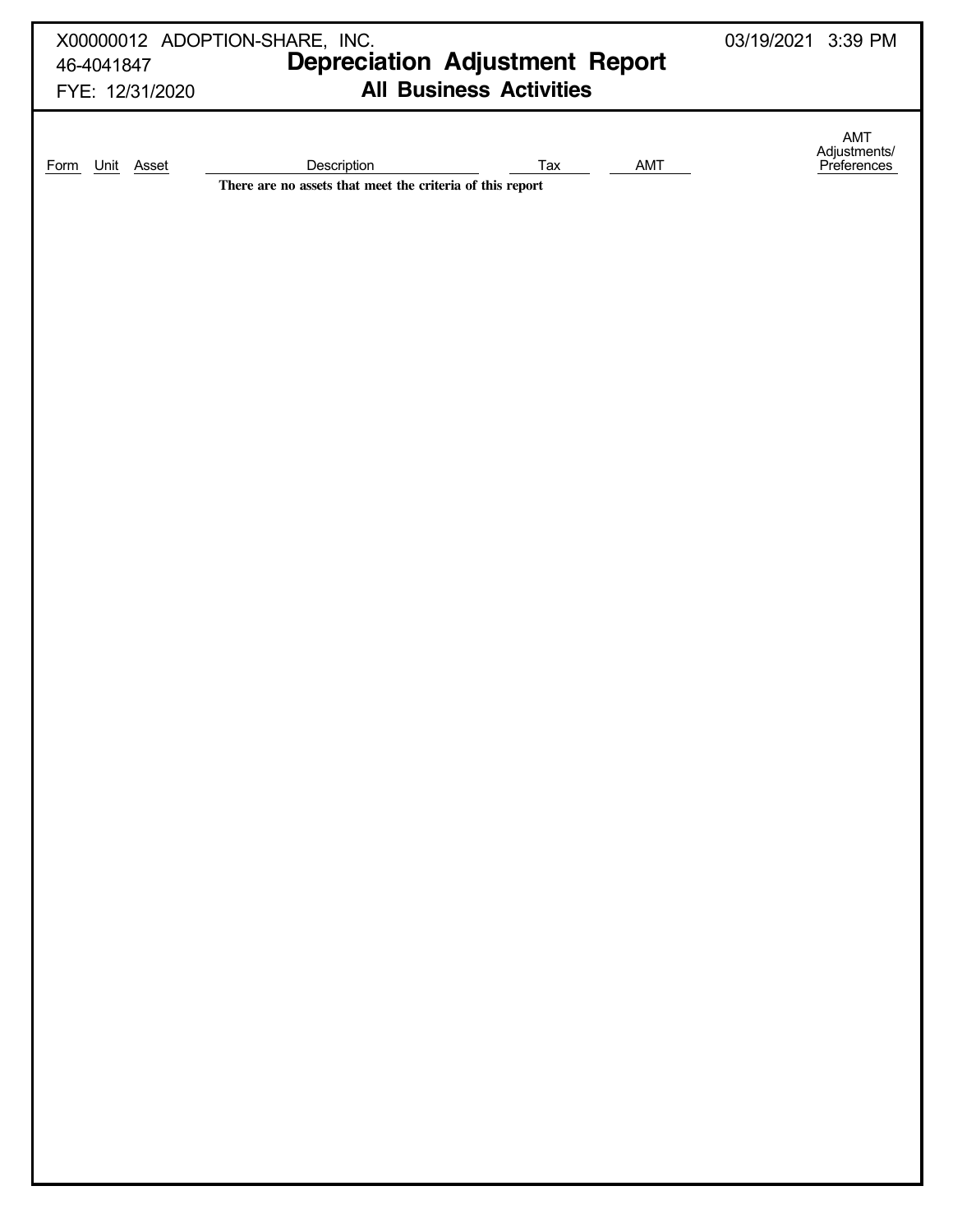X00000012 ADOPTION-SHARE, INC. 03/19/2021 3:39 PM

46-4041847

FYE: 12/31/2020

# Depreciation Adjustment Report

## All Business Activities

| Form | Unit | Asset | Description | Tax | AMT | AMT Adjustments/ Preferences |
|---|---|---|---|---|---|---|

**There are no assets that meet the criteria of this report**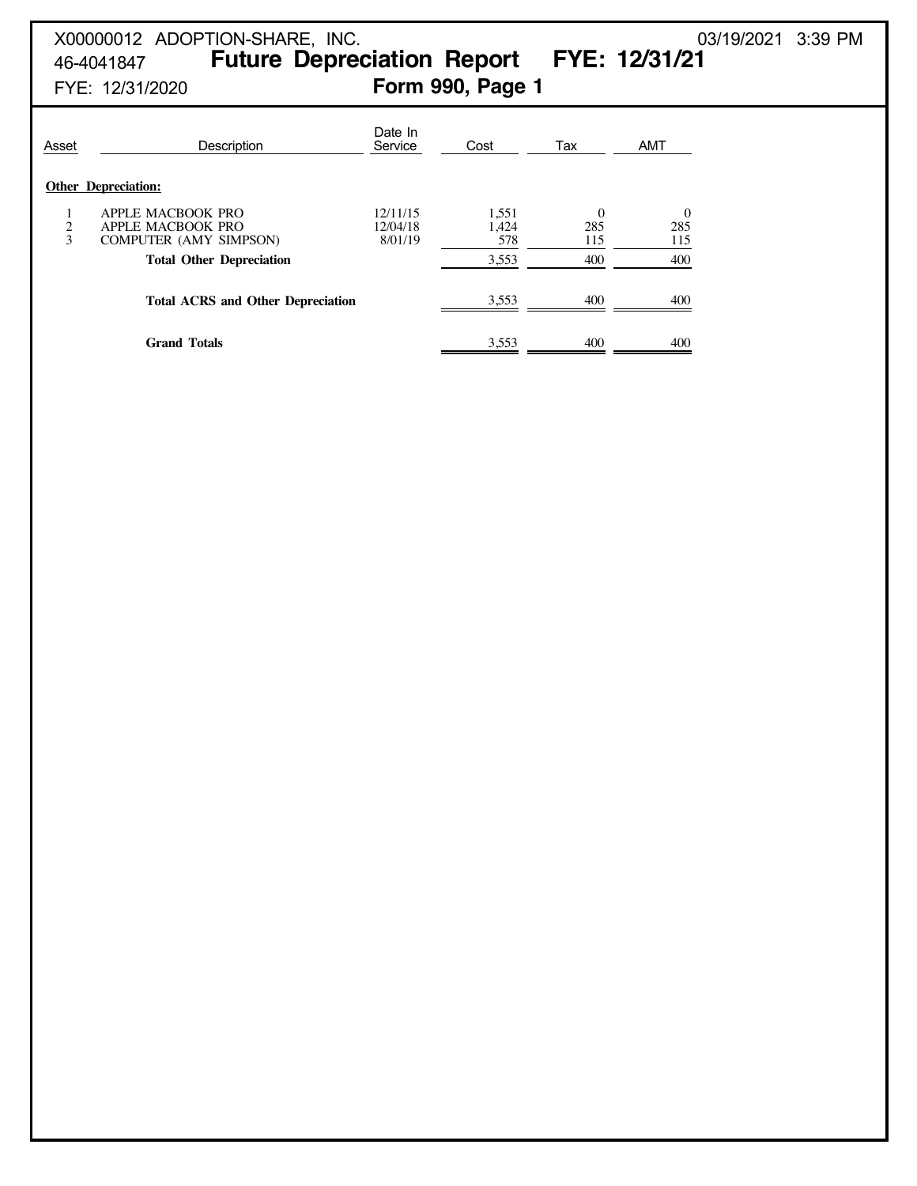X00000012 ADOPTION-SHARE, INC.
46-4041847
FYE: 12/31/2020

03/19/2021 3:39 PM

# Future Depreciation Report FYE: 12/31/21

## Form 990, Page 1

| Asset | Description | Date In Service | Cost | Tax | AMT |
|---|---|---|---|---|---|
| | **Other Depreciation:** | | | | |
| 1 | APPLE MACBOOK PRO | 12/11/15 | 1,551 | 0 | 0 |
| 2 | APPLE MACBOOK PRO | 12/04/18 | 1,424 | 285 | 285 |
| 3 | COMPUTER (AMY SIMPSON) | 8/01/19 | 578 | 115 | 115 |
| | **Total Other Depreciation** | | 3,553 | 400 | 400 |
| | **Total ACRS and Other Depreciation** | | 3,553 | 400 | 400 |
| | **Grand Totals** | | 3,553 | 400 | 400 |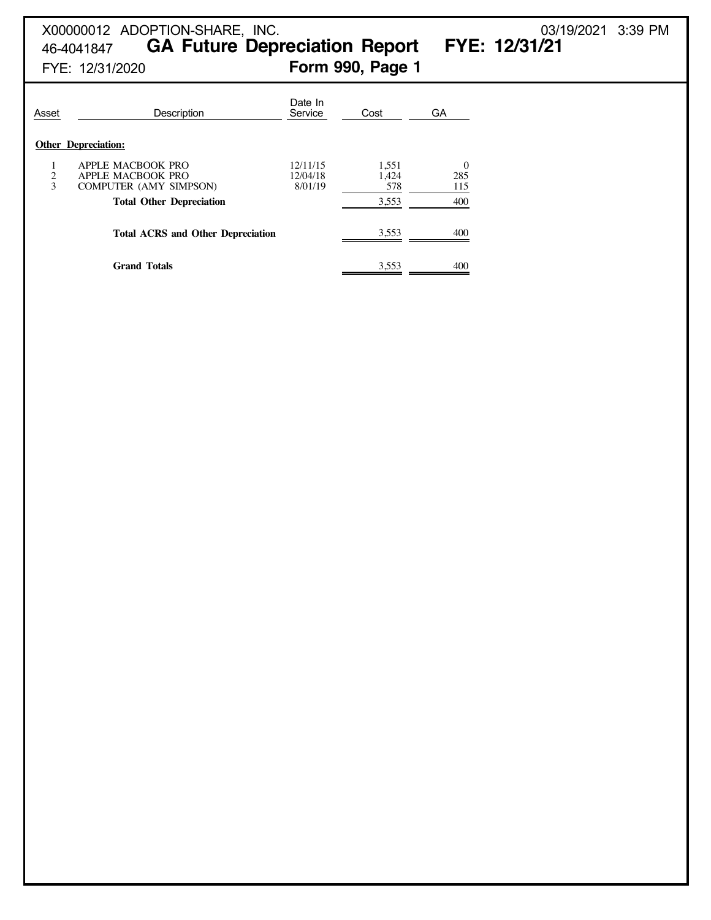X00000012 ADOPTION-SHARE, INC. 03/19/2021 3:39 PM
46-4041847

# GA Future Depreciation Report FYE: 12/31/21

FYE: 12/31/2020

## Form 990, Page 1

| Asset | Description | Date In Service | Cost | GA |
|---|---|---|---|---|
| | **Other Depreciation:** | | | |
| 1 | APPLE MACBOOK PRO | 12/11/15 | 1,551 | 0 |
| 2 | APPLE MACBOOK PRO | 12/04/18 | 1,424 | 285 |
| 3 | COMPUTER (AMY SIMPSON) | 8/01/19 | 578 | 115 |
| | **Total Other Depreciation** | | 3,553 | 400 |
| | **Total ACRS and Other Depreciation** | | 3,553 | 400 |
| | **Grand Totals** | | 3,553 | 400 |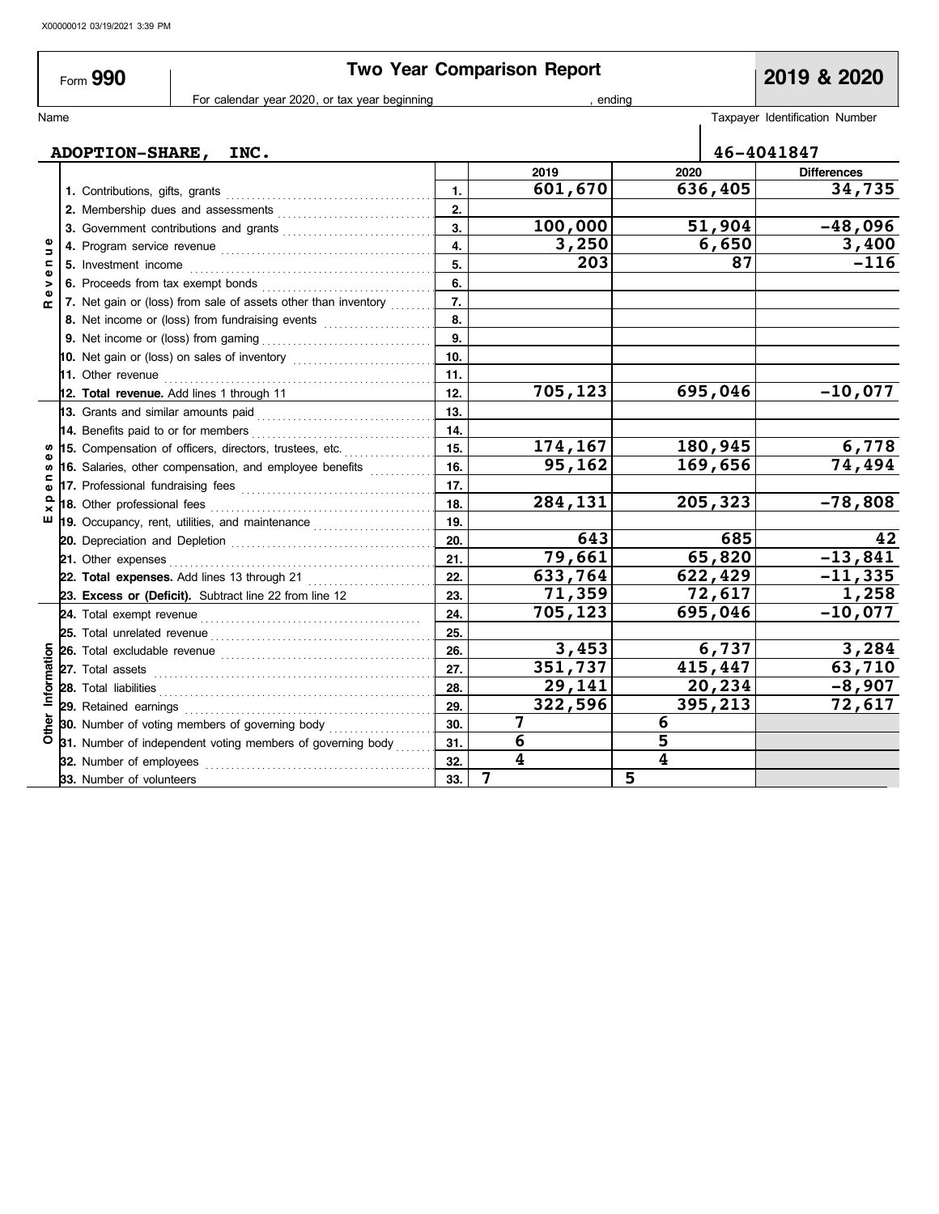X00000012 03/19/2021 3:39 PM

Form **990**

# Two Year Comparison Report

**2019 & 2020**

For calendar year 2020, or tax year beginning , ending

Name: **ADOPTION-SHARE, INC.**

Taxpayer Identification Number: **46-4041847**

| Section | Line | | 2019 | 2020 | Differences |
|---|---|---|---|---|---|
| Revenue | 1. Contributions, gifts, grants | 1. | 601,670 | 636,405 | 34,735 |
| | 2. Membership dues and assessments | 2. | | | |
| | 3. Government contributions and grants | 3. | 100,000 | 51,904 | -48,096 |
| | 4. Program service revenue | 4. | 3,250 | 6,650 | 3,400 |
| | 5. Investment income | 5. | 203 | 87 | -116 |
| | 6. Proceeds from tax exempt bonds | 6. | | | |
| | 7. Net gain or (loss) from sale of assets other than inventory | 7. | | | |
| | 8. Net income or (loss) from fundraising events | 8. | | | |
| | 9. Net income or (loss) from gaming | 9. | | | |
| | 10. Net gain or (loss) on sales of inventory | 10. | | | |
| | 11. Other revenue | 11. | | | |
| | **12. Total revenue.** Add lines 1 through 11 | 12. | 705,123 | 695,046 | -10,077 |
| Expenses | 13. Grants and similar amounts paid | 13. | | | |
| | 14. Benefits paid to or for members | 14. | | | |
| | 15. Compensation of officers, directors, trustees, etc. | 15. | 174,167 | 180,945 | 6,778 |
| | 16. Salaries, other compensation, and employee benefits | 16. | 95,162 | 169,656 | 74,494 |
| | 17. Professional fundraising fees | 17. | | | |
| | 18. Other professional fees | 18. | 284,131 | 205,323 | -78,808 |
| | 19. Occupancy, rent, utilities, and maintenance | 19. | | | |
| | 20. Depreciation and Depletion | 20. | 643 | 685 | 42 |
| | 21. Other expenses | 21. | 79,661 | 65,820 | -13,841 |
| | **22. Total expenses.** Add lines 13 through 21 | 22. | 633,764 | 622,429 | -11,335 |
| | **23. Excess or (Deficit).** Subtract line 22 from line 12 | 23. | 71,359 | 72,617 | 1,258 |
| Other Information | 24. Total exempt revenue | 24. | 705,123 | 695,046 | -10,077 |
| | 25. Total unrelated revenue | 25. | | | |
| | 26. Total excludable revenue | 26. | 3,453 | 6,737 | 3,284 |
| | 27. Total assets | 27. | 351,737 | 415,447 | 63,710 |
| | 28. Total liabilities | 28. | 29,141 | 20,234 | -8,907 |
| | 29. Retained earnings | 29. | 322,596 | 395,213 | 72,617 |
| | 30. Number of voting members of governing body | 30. | 7 | 6 | |
| | 31. Number of independent voting members of governing body | 31. | 6 | 5 | |
| | 32. Number of employees | 32. | 4 | 4 | |
| | 33. Number of volunteers | 33. | 7 | 5 | |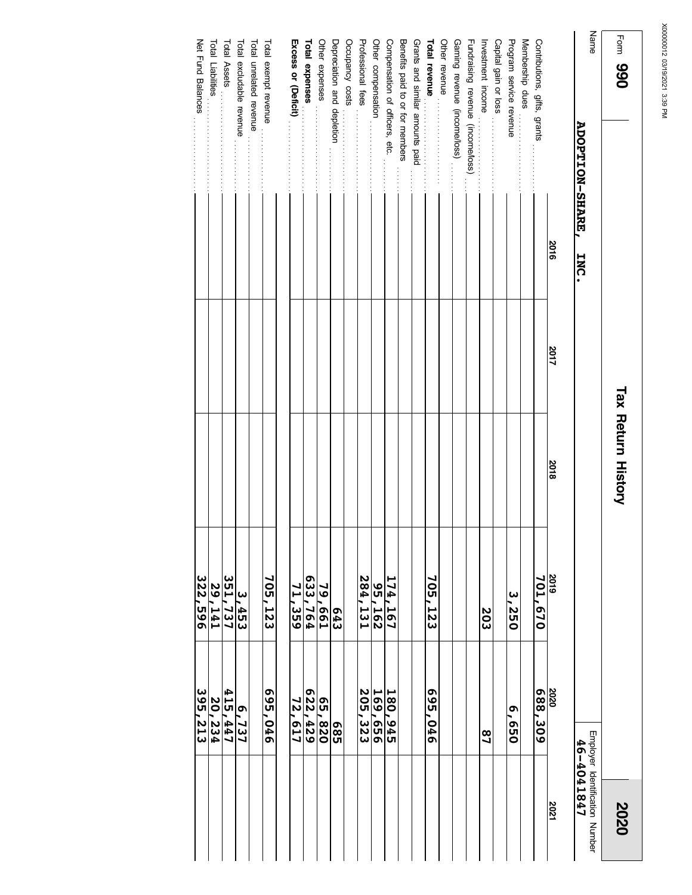# Tax Return History

Form **990** — **2020**

Name: **ADOPTION-SHARE, INC.**

Employer Identification Number: **46-4041847**

| | 2016 | 2017 | 2018 | 2019 | 2020 | 2021 |
|---|---|---|---|---|---|---|
| Contributions, gifts, grants | | | | 701,670 | 688,309 | |
| Membership dues | | | | | | |
| Program service revenue | | | | 3,250 | 6,650 | |
| Capital gain or loss | | | | | | |
| Investment income | | | | 203 | 87 | |
| Fundraising revenue (income/loss) | | | | | | |
| Gaming revenue (income/loss) | | | | | | |
| Other revenue | | | | | | |
| **Total revenue** | | | | 705,123 | 695,046 | |
| Grants and similar amounts paid | | | | | | |
| Benefits paid to or for members | | | | | | |
| Compensation of officers, etc. | | | | 174,167 | 180,945 | |
| Other compensation | | | | 95,162 | 169,656 | |
| Professional fees | | | | 284,131 | 205,323 | |
| Occupancy costs | | | | | | |
| Depreciation and depletion | | | | 643 | 685 | |
| Other expenses | | | | 79,661 | 65,820 | |
| **Total expenses** | | | | 633,764 | 622,429 | |
| **Excess or (Deficit)** | | | | 71,359 | 72,617 | |
| | | | | | | |
| Total exempt revenue | | | | 705,123 | 695,046 | |
| Total unrelated revenue | | | | | | |
| Total excludable revenue | | | | 3,453 | 6,737 | |
| Total Assets | | | | 351,737 | 415,447 | |
| Total Liabilities | | | | 29,141 | 20,234 | |
| Net Fund Balances | | | | 322,596 | 395,213 | |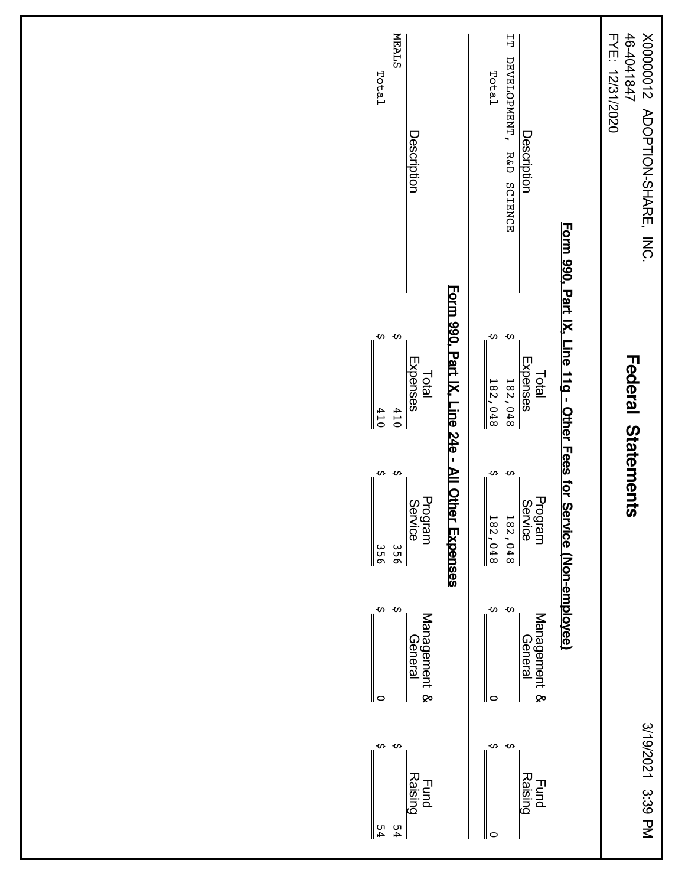X00000012 ADOPTION-SHARE, INC.
46-4041847
FYE: 12/31/2020

# Federal Statements

3/19/2021 3:39 PM

## Form 990, Part IX, Line 11g - Other Fees for Service (Non-employee)

| Description | Total Expenses | Program Service | Management & General | Fund Raising |
|---|---|---|---|---|
| IT DEVELOPMENT, R&D SCIENCE | $ 182,048 | $ 182,048 | $ | $ |
| Total | $ 182,048 | $ 182,048 | $ 0 | $ 0 |

## Form 990, Part IX, Line 24e - All Other Expenses

| Description | Total Expenses | Program Service | Management & General | Fund Raising |
|---|---|---|---|---|
| MEALS | $ 410 | $ 356 | $ | $ 54 |
| Total | $ 410 | $ 356 | $ 0 | $ 54 |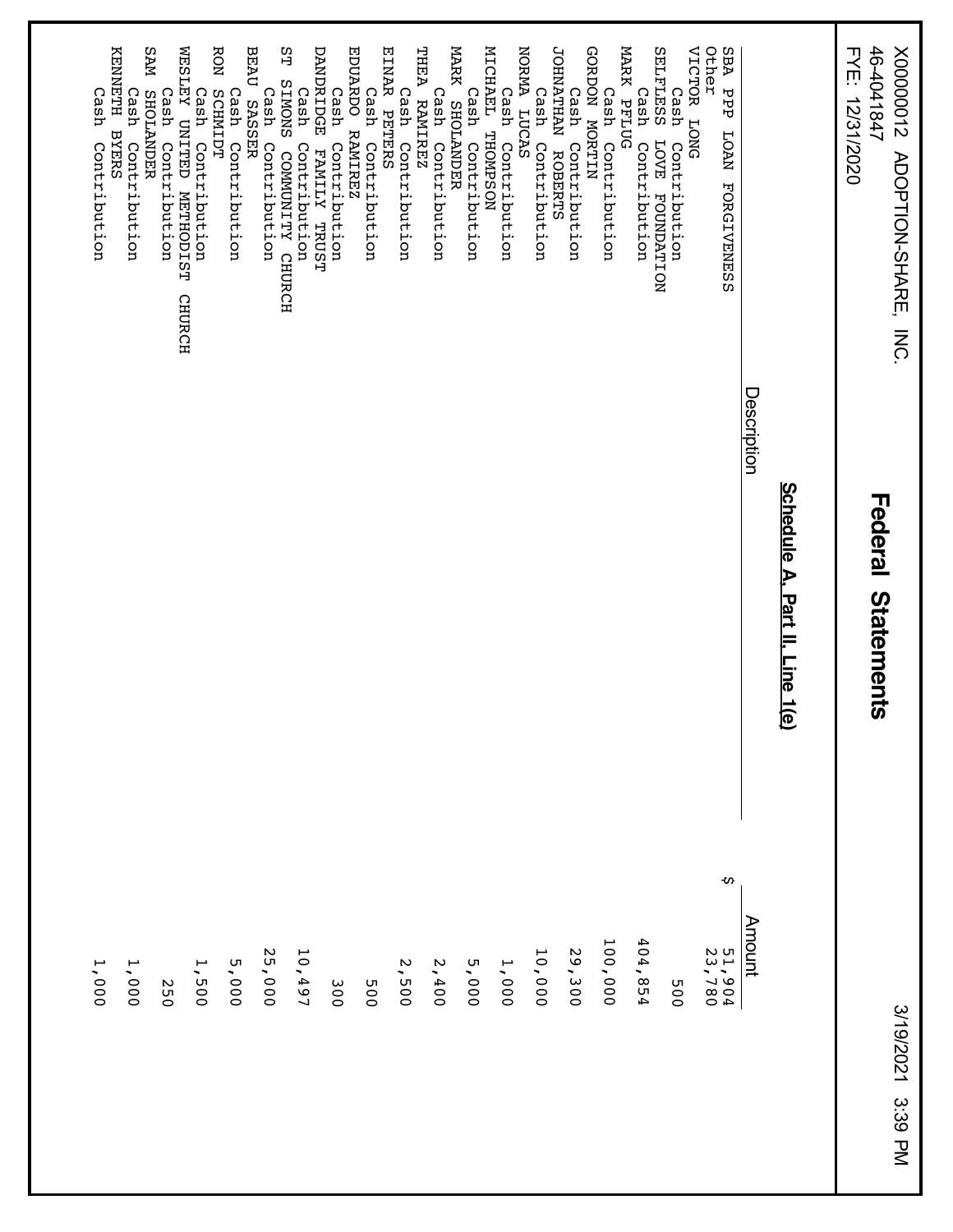X00000012 ADOPTION-SHARE, INC.
46-4041847
FYE: 12/31/2020

3/19/2021 3:39 PM

# Federal Statements

## Schedule A, Part II, Line 1(e)

| Description | Amount |
|---|---|
| SBA PPP LOAN FORGIVENESS | $ 51,904 |
| Other | 23,780 |
| VICTOR LONG | |
| Cash Contribution | 500 |
| SELFLESS LOVE FOUNDATION | |
| Cash Contribution | 404,854 |
| MARK PFLUG | |
| Cash Contribution | 100,000 |
| GORDON MORTIN | |
| Cash Contribution | 29,300 |
| JOHNATHAN ROBERTS | |
| Cash Contribution | 10,000 |
| NORMA LUCAS | |
| Cash Contribution | 1,000 |
| MICHAEL THOMPSON | |
| Cash Contribution | 5,000 |
| MARK SHOLANDER | |
| Cash Contribution | 2,400 |
| THEA RAMIREZ | |
| Cash Contribution | 2,500 |
| EINAR PETERS | |
| Cash Contribution | 500 |
| EDUARDO RAMIREZ | |
| Cash Contribution | 300 |
| DANDRIDGE FAMILY TRUST | |
| Cash Contribution | 10,497 |
| ST SIMONS COMMUNITY CHURCH | |
| Cash Contribution | 25,000 |
| BEAU SASSER | |
| Cash Contribution | 5,000 |
| RON SCHMIDT | |
| Cash Contribution | 1,500 |
| WESLEY UNITED METHODIST CHURCH | |
| Cash Contribution | 250 |
| SAM SHOLANDER | |
| Cash Contribution | 1,000 |
| KENNETH BYERS | |
| Cash Contribution | 1,000 |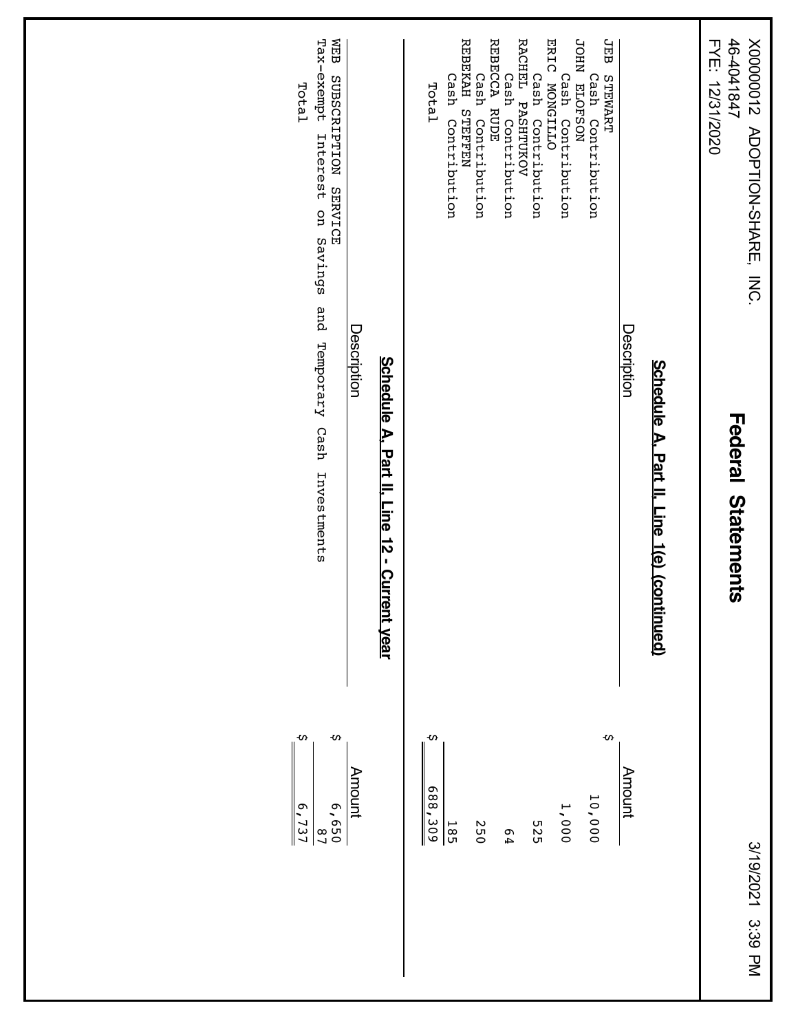X00000012 ADOPTION-SHARE, INC.
46-4041847
FYE: 12/31/2020

# Federal Statements

3/19/2021 3:39 PM

## Schedule A, Part II, Line 1(e) (continued)

| Description | Amount |
|---|---|
| JEB STEWART | |
| Cash Contribution | $ 10,000 |
| JOHN ELOFSON | |
| Cash Contribution | 1,000 |
| ERIC MONGILLO | |
| Cash Contribution | 525 |
| RACHEL PASHTUKOV | |
| Cash Contribution | 64 |
| REBECCA RUDE | |
| Cash Contribution | 250 |
| REBEKAH STEFFEN | |
| Cash Contribution | 185 |
| Total | $ 688,309 |

## Schedule A, Part II, Line 12 - Current year

| Description | Amount |
|---|---|
| WEB SUBSCRIPTION SERVICE | $ 6,650 |
| Tax-exempt Interest on Savings and Temporary Cash Investments | 87 |
| Total | $ 6,737 |